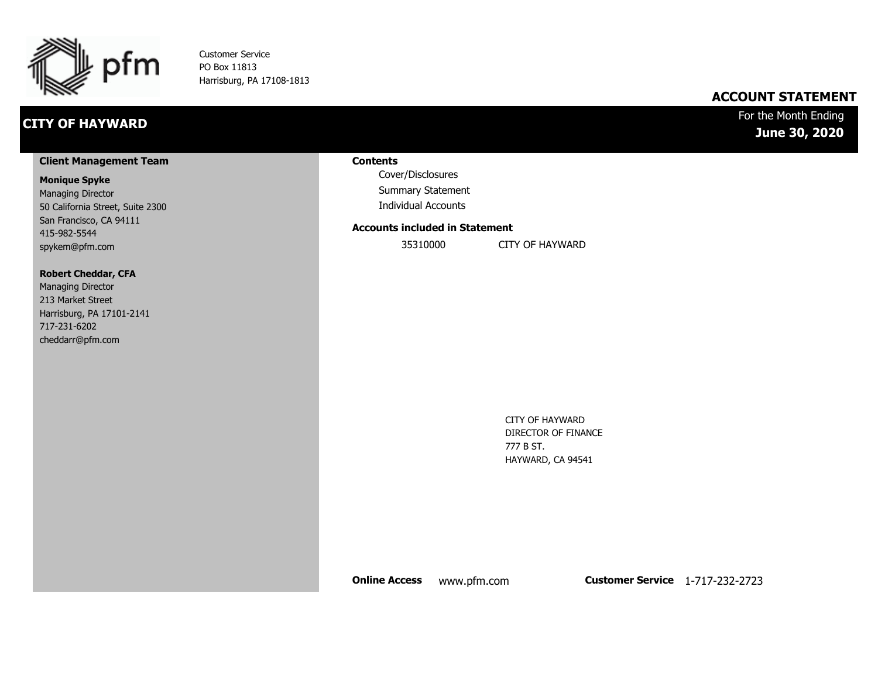pfm

Customer Service
PO Box 11813
Harrisburg, PA 17108-1813

# ACCOUNT STATEMENT

## CITY OF HAYWARD

For the Month Ending
**June 30, 2020**

### Client Management Team

**Monique Spyke**
Managing Director
50 California Street, Suite 2300
San Francisco, CA 94111
415-982-5544
spykem@pfm.com

**Robert Cheddar, CFA**
Managing Director
213 Market Street
Harrisburg, PA 17101-2141
717-231-6202
cheddarr@pfm.com

### Contents

Cover/Disclosures
Summary Statement
Individual Accounts

### Accounts included in Statement

| | |
|---|---|
| 35310000 | CITY OF HAYWARD |

CITY OF HAYWARD
DIRECTOR OF FINANCE
777 B ST.
HAYWARD, CA 94541

**Online Access** www.pfm.com **Customer Service** 1-717-232-2723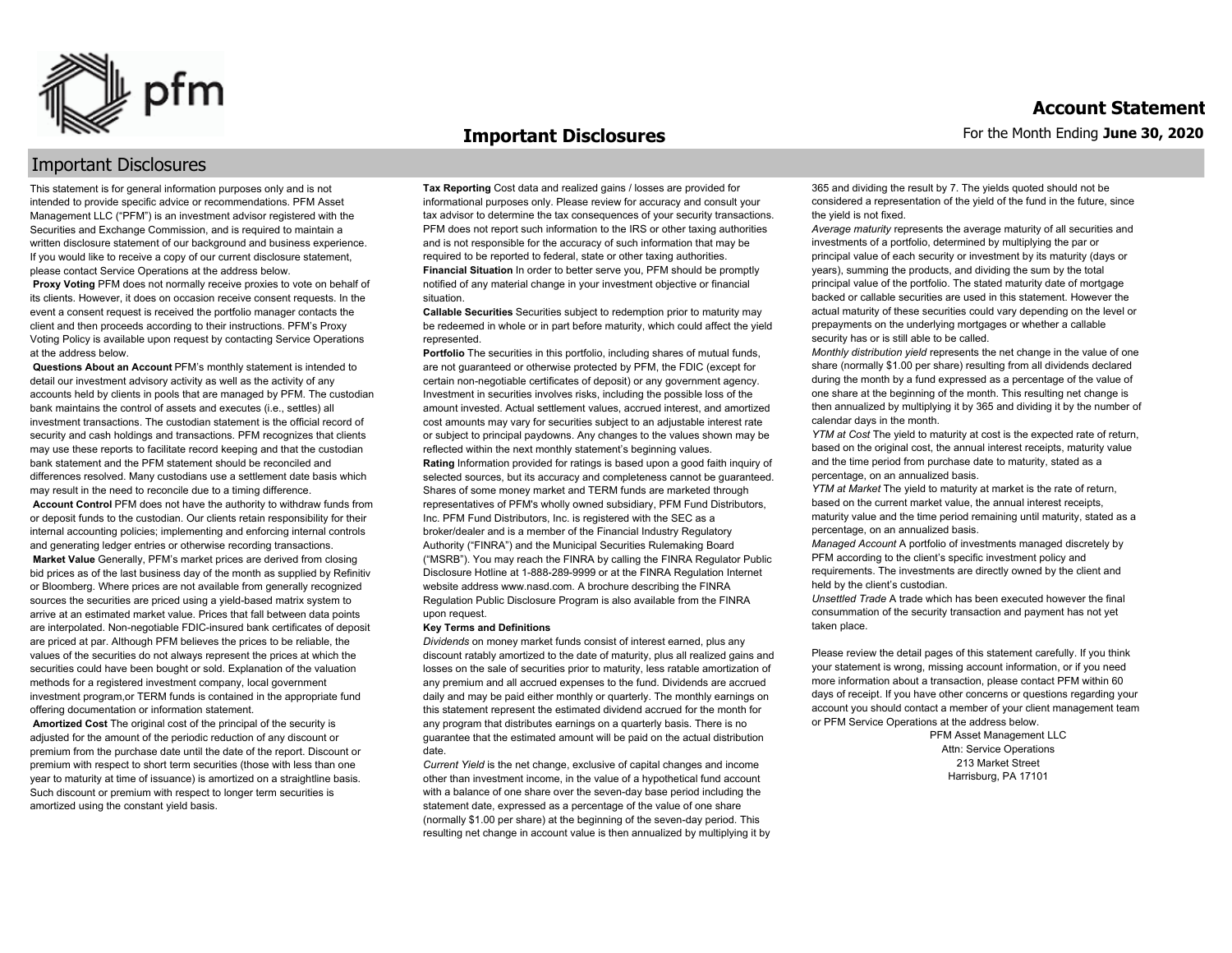# Important Disclosures

## Important Disclosures

This statement is for general information purposes only and is not intended to provide specific advice or recommendations. PFM Asset Management LLC ("PFM") is an investment advisor registered with the Securities and Exchange Commission, and is required to maintain a written disclosure statement of our background and business experience. If you would like to receive a copy of our current disclosure statement, please contact Service Operations at the address below.

**Proxy Voting** PFM does not normally receive proxies to vote on behalf of its clients. However, it does on occasion receive consent requests. In the event a consent request is received the portfolio manager contacts the client and then proceeds according to their instructions. PFM's Proxy Voting Policy is available upon request by contacting Service Operations at the address below.

**Questions About an Account** PFM's monthly statement is intended to detail our investment advisory activity as well as the activity of any accounts held by clients in pools that are managed by PFM. The custodian bank maintains the control of assets and executes (i.e., settles) all investment transactions. The custodian statement is the official record of security and cash holdings and transactions. PFM recognizes that clients may use these reports to facilitate record keeping and that the custodian bank statement and the PFM statement should be reconciled and differences resolved. Many custodians use a settlement date basis which may result in the need to reconcile due to a timing difference.

**Account Control** PFM does not have the authority to withdraw funds from or deposit funds to the custodian. Our clients retain responsibility for their internal accounting policies; implementing and enforcing internal controls and generating ledger entries or otherwise recording transactions.

**Market Value** Generally, PFM's market prices are derived from closing bid prices as of the last business day of the month as supplied by Refinitiv or Bloomberg. Where prices are not available from generally recognized sources the securities are priced using a yield-based matrix system to arrive at an estimated market value. Prices that fall between data points are interpolated. Non-negotiable FDIC-insured bank certificates of deposit are priced at par. Although PFM believes the prices to be reliable, the values of the securities do not always represent the prices at which the securities could have been bought or sold. Explanation of the valuation methods for a registered investment company, local government investment program,or TERM funds is contained in the appropriate fund offering documentation or information statement.

**Amortized Cost** The original cost of the principal of the security is adjusted for the amount of the periodic reduction of any discount or premium from the purchase date until the date of the report. Discount or premium with respect to short term securities (those with less than one year to maturity at time of issuance) is amortized on a straightline basis. Such discount or premium with respect to longer term securities is amortized using the constant yield basis.

**Tax Reporting** Cost data and realized gains / losses are provided for informational purposes only. Please review for accuracy and consult your tax advisor to determine the tax consequences of your security transactions. PFM does not report such information to the IRS or other taxing authorities and is not responsible for the accuracy of such information that may be required to be reported to federal, state or other taxing authorities.

**Financial Situation** In order to better serve you, PFM should be promptly notified of any material change in your investment objective or financial situation.

**Callable Securities** Securities subject to redemption prior to maturity may be redeemed in whole or in part before maturity, which could affect the yield represented.

**Portfolio** The securities in this portfolio, including shares of mutual funds, are not guaranteed or otherwise protected by PFM, the FDIC (except for certain non-negotiable certificates of deposit) or any government agency. Investment in securities involves risks, including the possible loss of the amount invested. Actual settlement values, accrued interest, and amortized cost amounts may vary for securities subject to an adjustable interest rate or subject to principal paydowns. Any changes to the values shown may be reflected within the next monthly statement's beginning values.

**Rating** Information provided for ratings is based upon a good faith inquiry of selected sources, but its accuracy and completeness cannot be guaranteed. Shares of some money market and TERM funds are marketed through representatives of PFM's wholly owned subsidiary, PFM Fund Distributors, Inc. PFM Fund Distributors, Inc. is registered with the SEC as a broker/dealer and is a member of the Financial Industry Regulatory Authority ("FINRA") and the Municipal Securities Rulemaking Board ("MSRB"). You may reach the FINRA by calling the FINRA Regulator Public Disclosure Hotline at 1-888-289-9999 or at the FINRA Regulation Internet website address www.nasd.com. A brochure describing the FINRA Regulation Public Disclosure Program is also available from the FINRA upon request.

**Key Terms and Definitions**

*Dividends* on money market funds consist of interest earned, plus any discount ratably amortized to the date of maturity, plus all realized gains and losses on the sale of securities prior to maturity, less ratable amortization of any premium and all accrued expenses to the fund. Dividends are accrued daily and may be paid either monthly or quarterly. The monthly earnings on this statement represent the estimated dividend accrued for the month for any program that distributes earnings on a quarterly basis. There is no guarantee that the estimated amount will be paid on the actual distribution date.

*Current Yield* is the net change, exclusive of capital changes and income other than investment income, in the value of a hypothetical fund account with a balance of one share over the seven-day base period including the statement date, expressed as a percentage of the value of one share (normally $1.00 per share) at the beginning of the seven-day period. This resulting net change in account value is then annualized by multiplying it by 365 and dividing the result by 7. The yields quoted should not be considered a representation of the yield of the fund in the future, since the yield is not fixed.

*Average maturity* represents the average maturity of all securities and investments of a portfolio, determined by multiplying the par or principal value of each security or investment by its maturity (days or years), summing the products, and dividing the sum by the total principal value of the portfolio. The stated maturity date of mortgage backed or callable securities are used in this statement. However the actual maturity of these securities could vary depending on the level or prepayments on the underlying mortgages or whether a callable security has or is still able to be called.

*Monthly distribution yield* represents the net change in the value of one share (normally $1.00 per share) resulting from all dividends declared during the month by a fund expressed as a percentage of the value of one share at the beginning of the month. This resulting net change is then annualized by multiplying it by 365 and dividing it by the number of calendar days in the month.

*YTM at Cost* The yield to maturity at cost is the expected rate of return, based on the original cost, the annual interest receipts, maturity value and the time period from purchase date to maturity, stated as a percentage, on an annualized basis.

*YTM at Market* The yield to maturity at market is the rate of return, based on the current market value, the annual interest receipts, maturity value and the time period remaining until maturity, stated as a percentage, on an annualized basis.

*Managed Account* A portfolio of investments managed discretely by PFM according to the client's specific investment policy and requirements. The investments are directly owned by the client and held by the client's custodian.

*Unsettled Trade* A trade which has been executed however the final consummation of the security transaction and payment has not yet taken place.

Please review the detail pages of this statement carefully. If you think your statement is wrong, missing account information, or if you need more information about a transaction, please contact PFM within 60 days of receipt. If you have other concerns or questions regarding your account you should contact a member of your client management team or PFM Service Operations at the address below.

PFM Asset Management LLC
Attn: Service Operations
213 Market Street
Harrisburg, PA 17101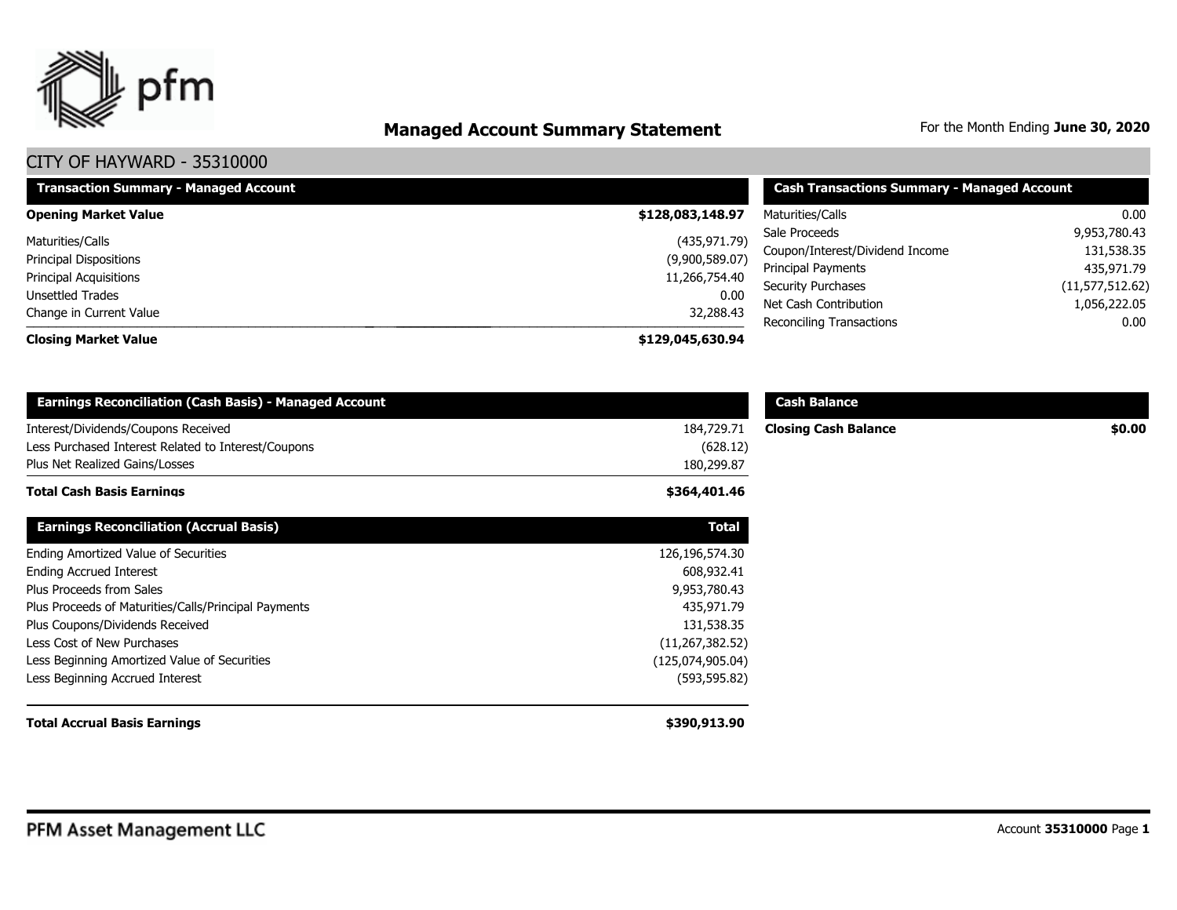# Managed Account Summary Statement

For the Month Ending **June 30, 2020**

## CITY OF HAYWARD - 35310000

| Transaction Summary - Managed Account | |
|---|---|
| **Opening Market Value** | **$128,083,148.97** |
| Maturities/Calls | (435,971.79) |
| Principal Dispositions | (9,900,589.07) |
| Principal Acquisitions | 11,266,754.40 |
| Unsettled Trades | 0.00 |
| Change in Current Value | 32,288.43 |
| **Closing Market Value** | **$129,045,630.94** |

| Cash Transactions Summary - Managed Account | |
|---|---|
| Maturities/Calls | 0.00 |
| Sale Proceeds | 9,953,780.43 |
| Coupon/Interest/Dividend Income | 131,538.35 |
| Principal Payments | 435,971.79 |
| Security Purchases | (11,577,512.62) |
| Net Cash Contribution | 1,056,222.05 |
| Reconciling Transactions | 0.00 |

| Earnings Reconciliation (Cash Basis) - Managed Account | |
|---|---|
| Interest/Dividends/Coupons Received | 184,729.71 |
| Less Purchased Interest Related to Interest/Coupons | (628.12) |
| Plus Net Realized Gains/Losses | 180,299.87 |
| **Total Cash Basis Earnings** | **$364,401.46** |

| Cash Balance | |
|---|---|
| **Closing Cash Balance** | **$0.00** |

| Earnings Reconciliation (Accrual Basis) | Total |
|---|---|
| Ending Amortized Value of Securities | 126,196,574.30 |
| Ending Accrued Interest | 608,932.41 |
| Plus Proceeds from Sales | 9,953,780.43 |
| Plus Proceeds of Maturities/Calls/Principal Payments | 435,971.79 |
| Plus Coupons/Dividends Received | 131,538.35 |
| Less Cost of New Purchases | (11,267,382.52) |
| Less Beginning Amortized Value of Securities | (125,074,905.04) |
| Less Beginning Accrued Interest | (593,595.82) |
| **Total Accrual Basis Earnings** | **$390,913.90** |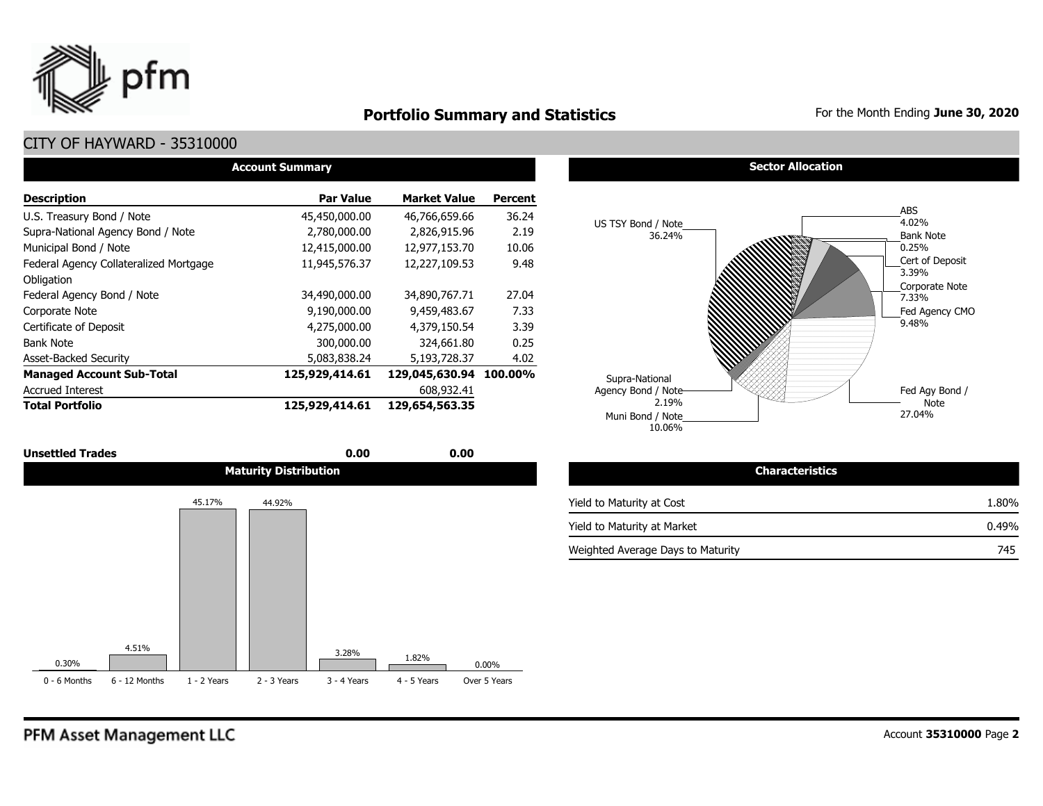# Portfolio Summary and Statistics

For the Month Ending **June 30, 2020**

## CITY OF HAYWARD - 35310000

### Account Summary

| Description | Par Value | Market Value | Percent |
|---|---|---|---|
| U.S. Treasury Bond / Note | 45,450,000.00 | 46,766,659.66 | 36.24 |
| Supra-National Agency Bond / Note | 2,780,000.00 | 2,826,915.96 | 2.19 |
| Municipal Bond / Note | 12,415,000.00 | 12,977,153.70 | 10.06 |
| Federal Agency Collateralized Mortgage Obligation | 11,945,576.37 | 12,227,109.53 | 9.48 |
| Federal Agency Bond / Note | 34,490,000.00 | 34,890,767.71 | 27.04 |
| Corporate Note | 9,190,000.00 | 9,459,483.67 | 7.33 |
| Certificate of Deposit | 4,275,000.00 | 4,379,150.54 | 3.39 |
| Bank Note | 300,000.00 | 324,661.80 | 0.25 |
| Asset-Backed Security | 5,083,838.24 | 5,193,728.37 | 4.02 |
| **Managed Account Sub-Total** | **125,929,414.61** | **129,045,630.94** | **100.00%** |
| Accrued Interest | | 608,932.41 | |
| **Total Portfolio** | **125,929,414.61** | **129,654,563.35** | |
| **Unsettled Trades** | **0.00** | **0.00** | |

### Sector Allocation

| Sector | Percent |
|---|---|
| US TSY Bond / Note | 36.24% |
| ABS | 4.02% |
| Bank Note | 0.25% |
| Cert of Deposit | 3.39% |
| Corporate Note | 7.33% |
| Fed Agency CMO | 9.48% |
| Fed Agy Bond / Note | 27.04% |
| Muni Bond / Note | 10.06% |
| Supra-National Agency Bond / Note | 2.19% |

### Maturity Distribution

| 0 - 6 Months | 6 - 12 Months | 1 - 2 Years | 2 - 3 Years | 3 - 4 Years | 4 - 5 Years | Over 5 Years |
|---|---|---|---|---|---|---|
| 0.30% | 4.51% | 45.17% | 44.92% | 3.28% | 1.82% | 0.00% |

### Characteristics

| | |
|---|---|
| Yield to Maturity at Cost | 1.80% |
| Yield to Maturity at Market | 0.49% |
| Weighted Average Days to Maturity | 745 |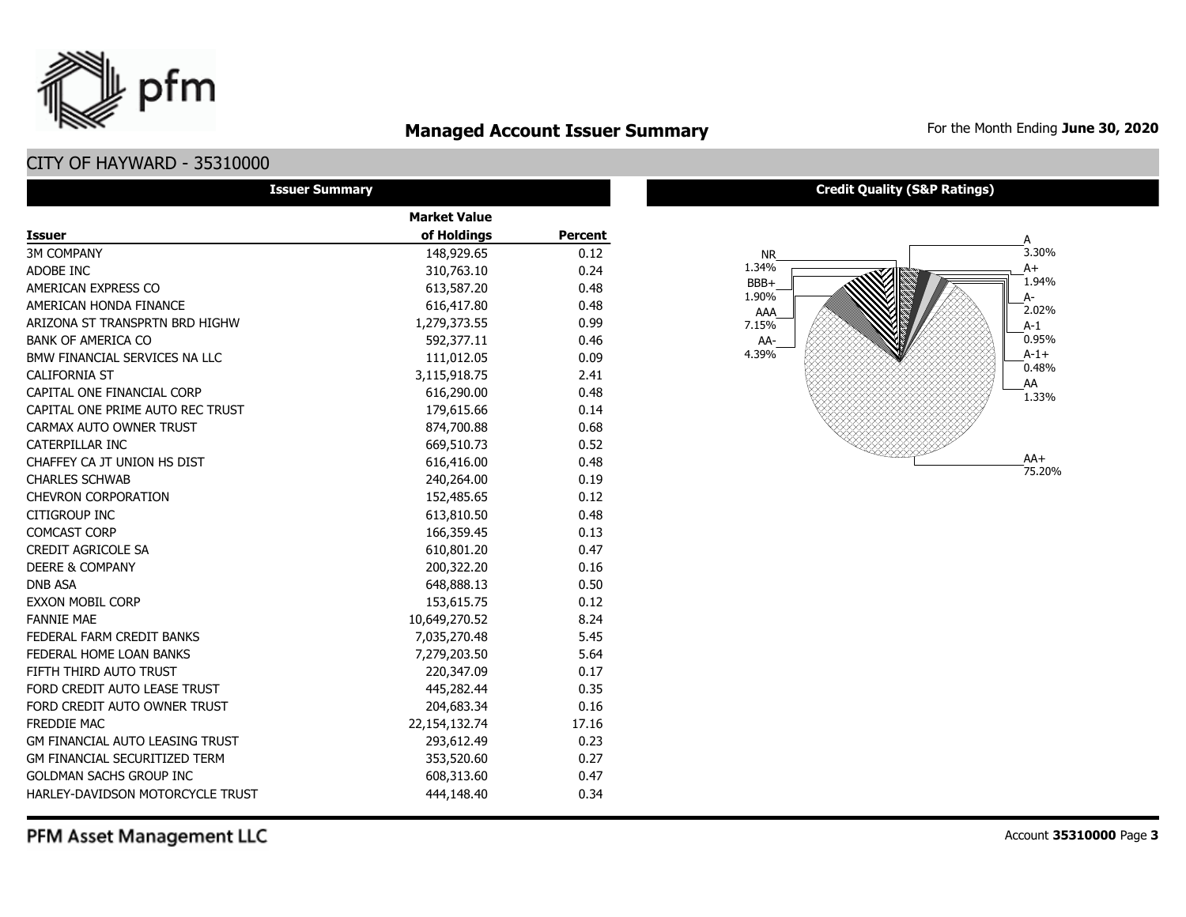# Managed Account Issuer Summary

For the Month Ending **June 30, 2020**

## CITY OF HAYWARD - 35310000

### Issuer Summary

| Issuer | Market Value of Holdings | Percent |
|---|---|---|
| 3M COMPANY | 148,929.65 | 0.12 |
| ADOBE INC | 310,763.10 | 0.24 |
| AMERICAN EXPRESS CO | 613,587.20 | 0.48 |
| AMERICAN HONDA FINANCE | 616,417.80 | 0.48 |
| ARIZONA ST TRANSPRTN BRD HIGHW | 1,279,373.55 | 0.99 |
| BANK OF AMERICA CO | 592,377.11 | 0.46 |
| BMW FINANCIAL SERVICES NA LLC | 111,012.05 | 0.09 |
| CALIFORNIA ST | 3,115,918.75 | 2.41 |
| CAPITAL ONE FINANCIAL CORP | 616,290.00 | 0.48 |
| CAPITAL ONE PRIME AUTO REC TRUST | 179,615.66 | 0.14 |
| CARMAX AUTO OWNER TRUST | 874,700.88 | 0.68 |
| CATERPILLAR INC | 669,510.73 | 0.52 |
| CHAFFEY CA JT UNION HS DIST | 616,416.00 | 0.48 |
| CHARLES SCHWAB | 240,264.00 | 0.19 |
| CHEVRON CORPORATION | 152,485.65 | 0.12 |
| CITIGROUP INC | 613,810.50 | 0.48 |
| COMCAST CORP | 166,359.45 | 0.13 |
| CREDIT AGRICOLE SA | 610,801.20 | 0.47 |
| DEERE & COMPANY | 200,322.20 | 0.16 |
| DNB ASA | 648,888.13 | 0.50 |
| EXXON MOBIL CORP | 153,615.75 | 0.12 |
| FANNIE MAE | 10,649,270.52 | 8.24 |
| FEDERAL FARM CREDIT BANKS | 7,035,270.48 | 5.45 |
| FEDERAL HOME LOAN BANKS | 7,279,203.50 | 5.64 |
| FIFTH THIRD AUTO TRUST | 220,347.09 | 0.17 |
| FORD CREDIT AUTO LEASE TRUST | 445,282.44 | 0.35 |
| FORD CREDIT AUTO OWNER TRUST | 204,683.34 | 0.16 |
| FREDDIE MAC | 22,154,132.74 | 17.16 |
| GM FINANCIAL AUTO LEASING TRUST | 293,612.49 | 0.23 |
| GM FINANCIAL SECURITIZED TERM | 353,520.60 | 0.27 |
| GOLDMAN SACHS GROUP INC | 608,313.60 | 0.47 |
| HARLEY-DAVIDSON MOTORCYCLE TRUST | 444,148.40 | 0.34 |

### Credit Quality (S&P Ratings)

| Rating | Percent |
|---|---|
| A | 3.30% |
| A+ | 1.94% |
| A- | 2.02% |
| A-1 | 0.95% |
| A-1+ | 0.48% |
| AA | 1.33% |
| AA+ | 75.20% |
| AA- | 4.39% |
| AAA | 7.15% |
| BBB+ | 1.90% |
| NR | 1.34% |

PFM Asset Management LLC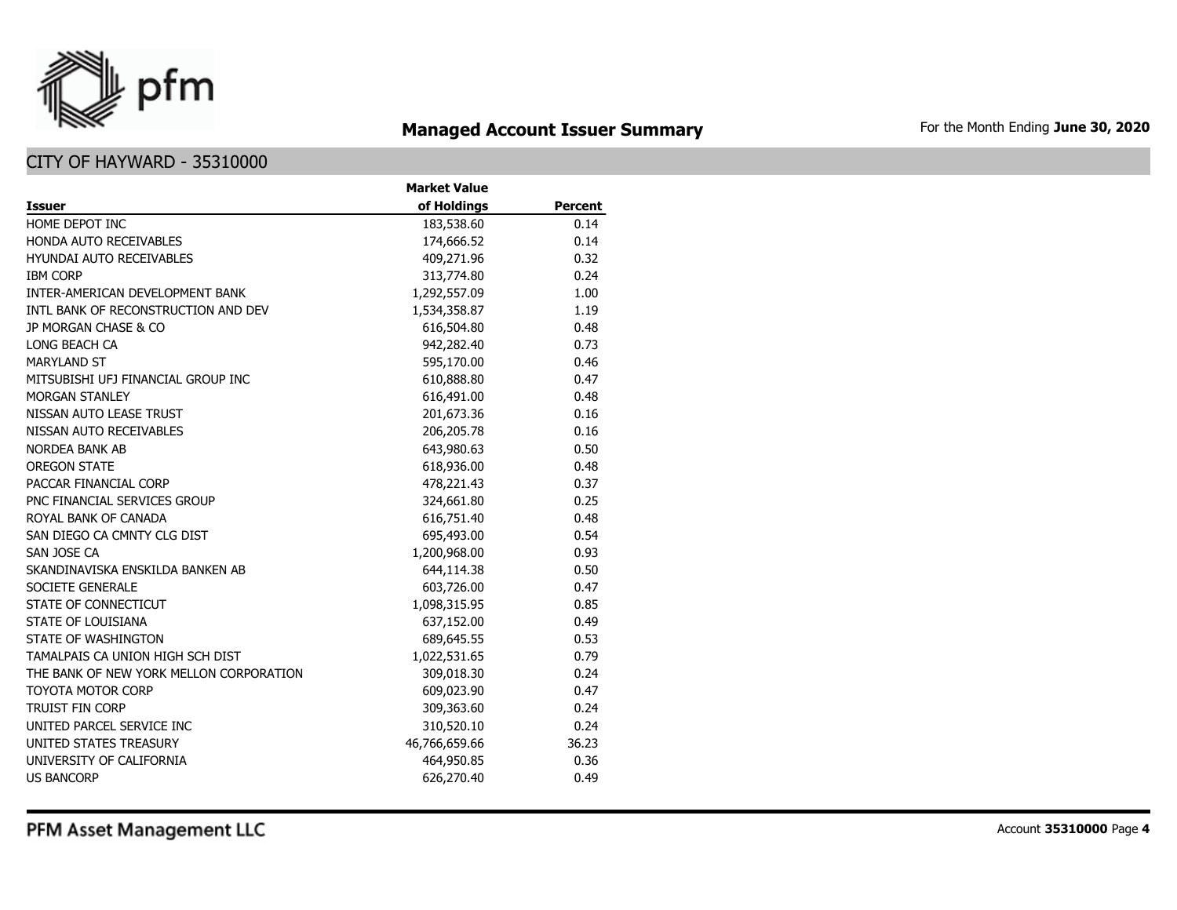# Managed Account Issuer Summary

For the Month Ending **June 30, 2020**

## CITY OF HAYWARD - 35310000

| Issuer | Market Value of Holdings | Percent |
|---|---|---|
| HOME DEPOT INC | 183,538.60 | 0.14 |
| HONDA AUTO RECEIVABLES | 174,666.52 | 0.14 |
| HYUNDAI AUTO RECEIVABLES | 409,271.96 | 0.32 |
| IBM CORP | 313,774.80 | 0.24 |
| INTER-AMERICAN DEVELOPMENT BANK | 1,292,557.09 | 1.00 |
| INTL BANK OF RECONSTRUCTION AND DEV | 1,534,358.87 | 1.19 |
| JP MORGAN CHASE & CO | 616,504.80 | 0.48 |
| LONG BEACH CA | 942,282.40 | 0.73 |
| MARYLAND ST | 595,170.00 | 0.46 |
| MITSUBISHI UFJ FINANCIAL GROUP INC | 610,888.80 | 0.47 |
| MORGAN STANLEY | 616,491.00 | 0.48 |
| NISSAN AUTO LEASE TRUST | 201,673.36 | 0.16 |
| NISSAN AUTO RECEIVABLES | 206,205.78 | 0.16 |
| NORDEA BANK AB | 643,980.63 | 0.50 |
| OREGON STATE | 618,936.00 | 0.48 |
| PACCAR FINANCIAL CORP | 478,221.43 | 0.37 |
| PNC FINANCIAL SERVICES GROUP | 324,661.80 | 0.25 |
| ROYAL BANK OF CANADA | 616,751.40 | 0.48 |
| SAN DIEGO CA CMNTY CLG DIST | 695,493.00 | 0.54 |
| SAN JOSE CA | 1,200,968.00 | 0.93 |
| SKANDINAVISKA ENSKILDA BANKEN AB | 644,114.38 | 0.50 |
| SOCIETE GENERALE | 603,726.00 | 0.47 |
| STATE OF CONNECTICUT | 1,098,315.95 | 0.85 |
| STATE OF LOUISIANA | 637,152.00 | 0.49 |
| STATE OF WASHINGTON | 689,645.55 | 0.53 |
| TAMALPAIS CA UNION HIGH SCH DIST | 1,022,531.65 | 0.79 |
| THE BANK OF NEW YORK MELLON CORPORATION | 309,018.30 | 0.24 |
| TOYOTA MOTOR CORP | 609,023.90 | 0.47 |
| TRUIST FIN CORP | 309,363.60 | 0.24 |
| UNITED PARCEL SERVICE INC | 310,520.10 | 0.24 |
| UNITED STATES TREASURY | 46,766,659.66 | 36.23 |
| UNIVERSITY OF CALIFORNIA | 464,950.85 | 0.36 |
| US BANCORP | 626,270.40 | 0.49 |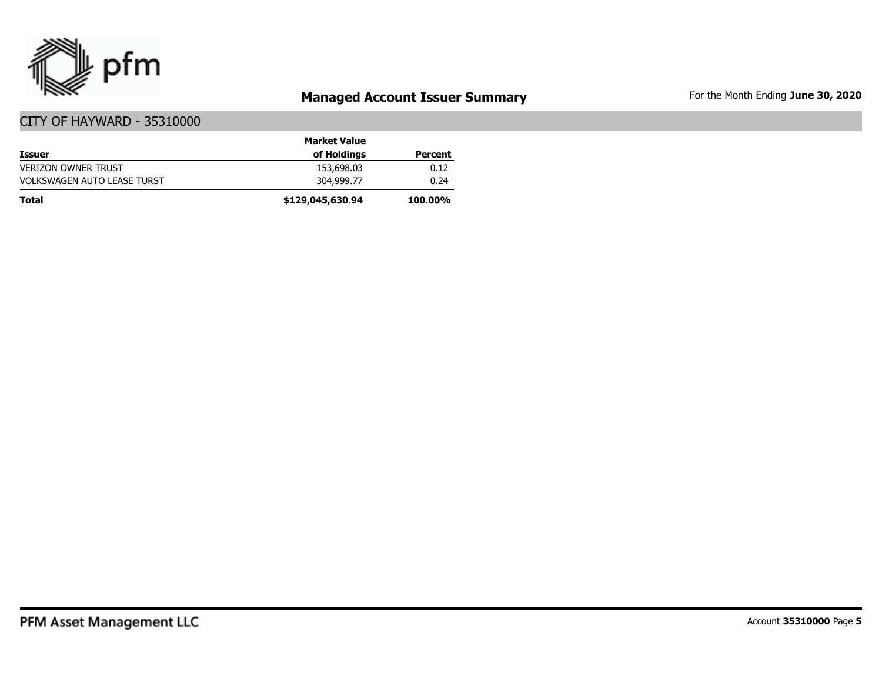# Managed Account Issuer Summary

For the Month Ending **June 30, 2020**

## CITY OF HAYWARD - 35310000

| Issuer | Market Value of Holdings | Percent |
|---|---|---|
| VERIZON OWNER TRUST | 153,698.03 | 0.12 |
| VOLKSWAGEN AUTO LEASE TURST | 304,999.77 | 0.24 |
| **Total** | **$129,045,630.94** | **100.00%** |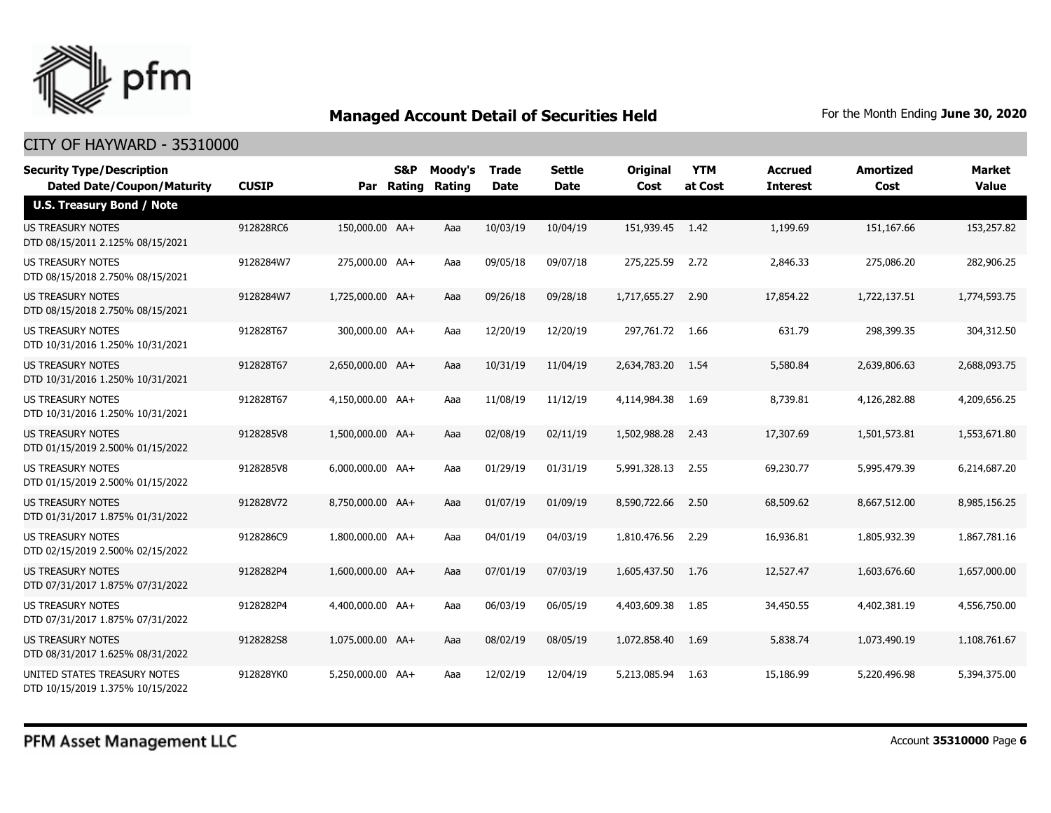## Managed Account Detail of Securities Held

For the Month Ending **June 30, 2020**

CITY OF HAYWARD - 35310000

| Security Type/Description<br>Dated Date/Coupon/Maturity | CUSIP | Par | S&P Rating | Moody's Rating | Trade Date | Settle Date | Original Cost | YTM at Cost | Accrued Interest | Amortized Cost | Market Value |
|---|---|---|---|---|---|---|---|---|---|---|---|
| **U.S. Treasury Bond / Note** | | | | | | | | | | | |
| US TREASURY NOTES<br>DTD 08/15/2011 2.125% 08/15/2021 | 912828RC6 | 150,000.00 | AA+ | Aaa | 10/03/19 | 10/04/19 | 151,939.45 | 1.42 | 1,199.69 | 151,167.66 | 153,257.82 |
| US TREASURY NOTES<br>DTD 08/15/2018 2.750% 08/15/2021 | 9128284W7 | 275,000.00 | AA+ | Aaa | 09/05/18 | 09/07/18 | 275,225.59 | 2.72 | 2,846.33 | 275,086.20 | 282,906.25 |
| US TREASURY NOTES<br>DTD 08/15/2018 2.750% 08/15/2021 | 9128284W7 | 1,725,000.00 | AA+ | Aaa | 09/26/18 | 09/28/18 | 1,717,655.27 | 2.90 | 17,854.22 | 1,722,137.51 | 1,774,593.75 |
| US TREASURY NOTES<br>DTD 10/31/2016 1.250% 10/31/2021 | 912828T67 | 300,000.00 | AA+ | Aaa | 12/20/19 | 12/20/19 | 297,761.72 | 1.66 | 631.79 | 298,399.35 | 304,312.50 |
| US TREASURY NOTES<br>DTD 10/31/2016 1.250% 10/31/2021 | 912828T67 | 2,650,000.00 | AA+ | Aaa | 10/31/19 | 11/04/19 | 2,634,783.20 | 1.54 | 5,580.84 | 2,639,806.63 | 2,688,093.75 |
| US TREASURY NOTES<br>DTD 10/31/2016 1.250% 10/31/2021 | 912828T67 | 4,150,000.00 | AA+ | Aaa | 11/08/19 | 11/12/19 | 4,114,984.38 | 1.69 | 8,739.81 | 4,126,282.88 | 4,209,656.25 |
| US TREASURY NOTES<br>DTD 01/15/2019 2.500% 01/15/2022 | 9128285V8 | 1,500,000.00 | AA+ | Aaa | 02/08/19 | 02/11/19 | 1,502,988.28 | 2.43 | 17,307.69 | 1,501,573.81 | 1,553,671.80 |
| US TREASURY NOTES<br>DTD 01/15/2019 2.500% 01/15/2022 | 9128285V8 | 6,000,000.00 | AA+ | Aaa | 01/29/19 | 01/31/19 | 5,991,328.13 | 2.55 | 69,230.77 | 5,995,479.39 | 6,214,687.20 |
| US TREASURY NOTES<br>DTD 01/31/2017 1.875% 01/31/2022 | 912828V72 | 8,750,000.00 | AA+ | Aaa | 01/07/19 | 01/09/19 | 8,590,722.66 | 2.50 | 68,509.62 | 8,667,512.00 | 8,985,156.25 |
| US TREASURY NOTES<br>DTD 02/15/2019 2.500% 02/15/2022 | 9128286C9 | 1,800,000.00 | AA+ | Aaa | 04/01/19 | 04/03/19 | 1,810,476.56 | 2.29 | 16,936.81 | 1,805,932.39 | 1,867,781.16 |
| US TREASURY NOTES<br>DTD 07/31/2017 1.875% 07/31/2022 | 9128282P4 | 1,600,000.00 | AA+ | Aaa | 07/01/19 | 07/03/19 | 1,605,437.50 | 1.76 | 12,527.47 | 1,603,676.60 | 1,657,000.00 |
| US TREASURY NOTES<br>DTD 07/31/2017 1.875% 07/31/2022 | 9128282P4 | 4,400,000.00 | AA+ | Aaa | 06/03/19 | 06/05/19 | 4,403,609.38 | 1.85 | 34,450.55 | 4,402,381.19 | 4,556,750.00 |
| US TREASURY NOTES<br>DTD 08/31/2017 1.625% 08/31/2022 | 9128282S8 | 1,075,000.00 | AA+ | Aaa | 08/02/19 | 08/05/19 | 1,072,858.40 | 1.69 | 5,838.74 | 1,073,490.19 | 1,108,761.67 |
| UNITED STATES TREASURY NOTES<br>DTD 10/15/2019 1.375% 10/15/2022 | 912828YK0 | 5,250,000.00 | AA+ | Aaa | 12/02/19 | 12/04/19 | 5,213,085.94 | 1.63 | 15,186.99 | 5,220,496.98 | 5,394,375.00 |

PFM Asset Management LLC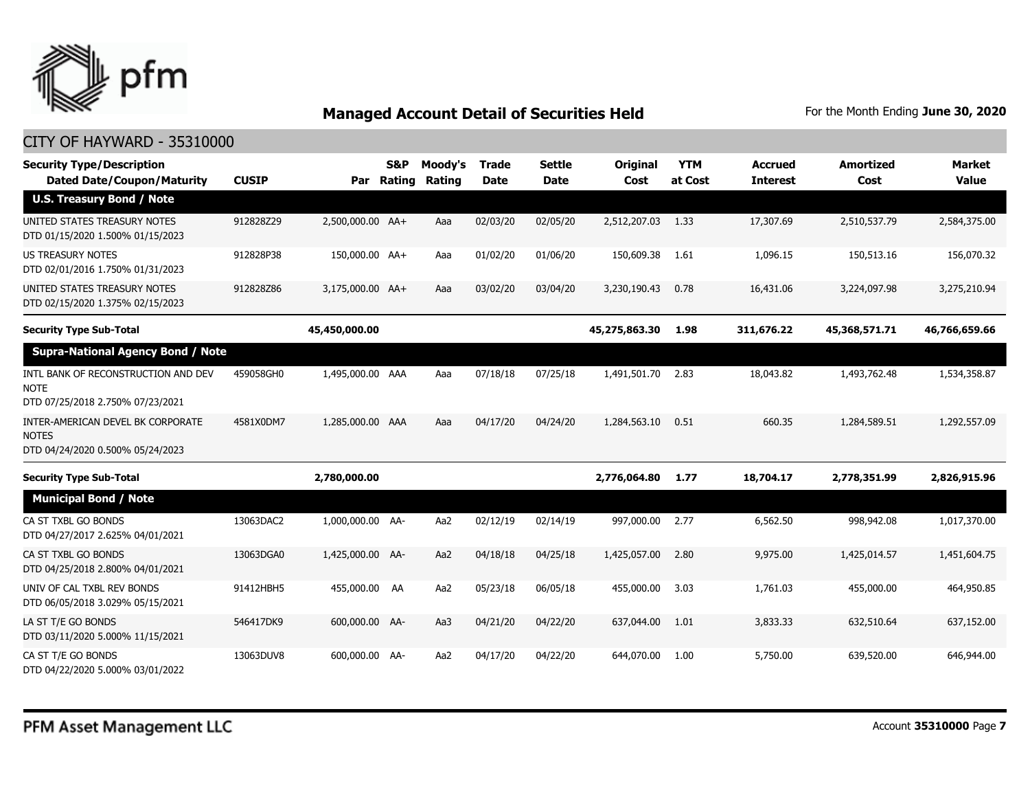## Managed Account Detail of Securities Held

For the Month Ending **June 30, 2020**

CITY OF HAYWARD - 35310000

| Security Type/Description Dated Date/Coupon/Maturity | CUSIP | Par | S&P Rating | Moody's Rating | Trade Date | Settle Date | Original Cost | YTM at Cost | Accrued Interest | Amortized Cost | Market Value |
|---|---|---|---|---|---|---|---|---|---|---|---|
| **U.S. Treasury Bond / Note** | | | | | | | | | | | |
| UNITED STATES TREASURY NOTES DTD 01/15/2020 1.500% 01/15/2023 | 912828Z29 | 2,500,000.00 | AA+ | Aaa | 02/03/20 | 02/05/20 | 2,512,207.03 | 1.33 | 17,307.69 | 2,510,537.79 | 2,584,375.00 |
| US TREASURY NOTES DTD 02/01/2016 1.750% 01/31/2023 | 912828P38 | 150,000.00 | AA+ | Aaa | 01/02/20 | 01/06/20 | 150,609.38 | 1.61 | 1,096.15 | 150,513.16 | 156,070.32 |
| UNITED STATES TREASURY NOTES DTD 02/15/2020 1.375% 02/15/2023 | 912828Z86 | 3,175,000.00 | AA+ | Aaa | 03/02/20 | 03/04/20 | 3,230,190.43 | 0.78 | 16,431.06 | 3,224,097.98 | 3,275,210.94 |
| **Security Type Sub-Total** | | **45,450,000.00** | | | | | **45,275,863.30** | **1.98** | **311,676.22** | **45,368,571.71** | **46,766,659.66** |
| **Supra-National Agency Bond / Note** | | | | | | | | | | | |
| INTL BANK OF RECONSTRUCTION AND DEV NOTE DTD 07/25/2018 2.750% 07/23/2021 | 459058GH0 | 1,495,000.00 | AAA | Aaa | 07/18/18 | 07/25/18 | 1,491,501.70 | 2.83 | 18,043.82 | 1,493,762.48 | 1,534,358.87 |
| INTER-AMERICAN DEVEL BK CORPORATE NOTES DTD 04/24/2020 0.500% 05/24/2023 | 4581X0DM7 | 1,285,000.00 | AAA | Aaa | 04/17/20 | 04/24/20 | 1,284,563.10 | 0.51 | 660.35 | 1,284,589.51 | 1,292,557.09 |
| **Security Type Sub-Total** | | **2,780,000.00** | | | | | **2,776,064.80** | **1.77** | **18,704.17** | **2,778,351.99** | **2,826,915.96** |
| **Municipal Bond / Note** | | | | | | | | | | | |
| CA ST TXBL GO BONDS DTD 04/27/2017 2.625% 04/01/2021 | 13063DAC2 | 1,000,000.00 | AA- | Aa2 | 02/12/19 | 02/14/19 | 997,000.00 | 2.77 | 6,562.50 | 998,942.08 | 1,017,370.00 |
| CA ST TXBL GO BONDS DTD 04/25/2018 2.800% 04/01/2021 | 13063DGA0 | 1,425,000.00 | AA- | Aa2 | 04/18/18 | 04/25/18 | 1,425,057.00 | 2.80 | 9,975.00 | 1,425,014.57 | 1,451,604.75 |
| UNIV OF CAL TXBL REV BONDS DTD 06/05/2018 3.029% 05/15/2021 | 91412HBH5 | 455,000.00 | AA | Aa2 | 05/23/18 | 06/05/18 | 455,000.00 | 3.03 | 1,761.03 | 455,000.00 | 464,950.85 |
| LA ST T/E GO BONDS DTD 03/11/2020 5.000% 11/15/2021 | 546417DK9 | 600,000.00 | AA- | Aa3 | 04/21/20 | 04/22/20 | 637,044.00 | 1.01 | 3,833.33 | 632,510.64 | 637,152.00 |
| CA ST T/E GO BONDS DTD 04/22/2020 5.000% 03/01/2022 | 13063DUV8 | 600,000.00 | AA- | Aa2 | 04/17/20 | 04/22/20 | 644,070.00 | 1.00 | 5,750.00 | 639,520.00 | 646,944.00 |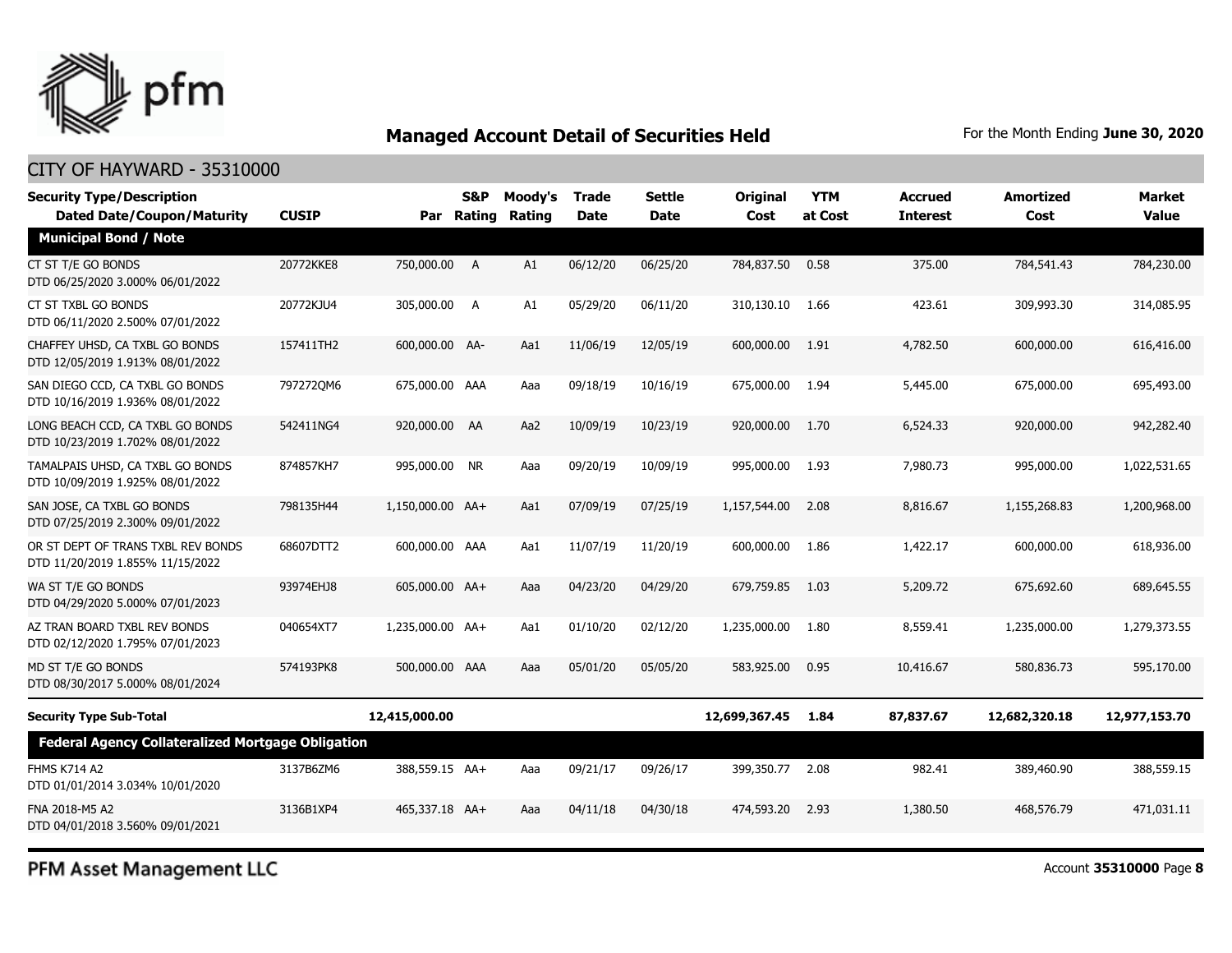## Managed Account Detail of Securities Held

For the Month Ending **June 30, 2020**

CITY OF HAYWARD - 35310000

| Security Type/Description Dated Date/Coupon/Maturity | CUSIP | Par | S&P Rating | Moody's Rating | Trade Date | Settle Date | Original Cost | YTM at Cost | Accrued Interest | Amortized Cost | Market Value |
|---|---|---|---|---|---|---|---|---|---|---|---|
| **Municipal Bond / Note** | | | | | | | | | | | |
| CT ST T/E GO BONDS DTD 06/25/2020 3.000% 06/01/2022 | 20772KKE8 | 750,000.00 | A | A1 | 06/12/20 | 06/25/20 | 784,837.50 | 0.58 | 375.00 | 784,541.43 | 784,230.00 |
| CT ST TXBL GO BONDS DTD 06/11/2020 2.500% 07/01/2022 | 20772KJU4 | 305,000.00 | A | A1 | 05/29/20 | 06/11/20 | 310,130.10 | 1.66 | 423.61 | 309,993.30 | 314,085.95 |
| CHAFFEY UHSD, CA TXBL GO BONDS DTD 12/05/2019 1.913% 08/01/2022 | 157411TH2 | 600,000.00 | AA- | Aa1 | 11/06/19 | 12/05/19 | 600,000.00 | 1.91 | 4,782.50 | 600,000.00 | 616,416.00 |
| SAN DIEGO CCD, CA TXBL GO BONDS DTD 10/16/2019 1.936% 08/01/2022 | 797272QM6 | 675,000.00 | AAA | Aaa | 09/18/19 | 10/16/19 | 675,000.00 | 1.94 | 5,445.00 | 675,000.00 | 695,493.00 |
| LONG BEACH CCD, CA TXBL GO BONDS DTD 10/23/2019 1.702% 08/01/2022 | 542411NG4 | 920,000.00 | AA | Aa2 | 10/09/19 | 10/23/19 | 920,000.00 | 1.70 | 6,524.33 | 920,000.00 | 942,282.40 |
| TAMALPAIS UHSD, CA TXBL GO BONDS DTD 10/09/2019 1.925% 08/01/2022 | 874857KH7 | 995,000.00 | NR | Aaa | 09/20/19 | 10/09/19 | 995,000.00 | 1.93 | 7,980.73 | 995,000.00 | 1,022,531.65 |
| SAN JOSE, CA TXBL GO BONDS DTD 07/25/2019 2.300% 09/01/2022 | 798135H44 | 1,150,000.00 | AA+ | Aa1 | 07/09/19 | 07/25/19 | 1,157,544.00 | 2.08 | 8,816.67 | 1,155,268.83 | 1,200,968.00 |
| OR ST DEPT OF TRANS TXBL REV BONDS DTD 11/20/2019 1.855% 11/15/2022 | 68607DTT2 | 600,000.00 | AAA | Aa1 | 11/07/19 | 11/20/19 | 600,000.00 | 1.86 | 1,422.17 | 600,000.00 | 618,936.00 |
| WA ST T/E GO BONDS DTD 04/29/2020 5.000% 07/01/2023 | 93974EHJ8 | 605,000.00 | AA+ | Aaa | 04/23/20 | 04/29/20 | 679,759.85 | 1.03 | 5,209.72 | 675,692.60 | 689,645.55 |
| AZ TRAN BOARD TXBL REV BONDS DTD 02/12/2020 1.795% 07/01/2023 | 040654XT7 | 1,235,000.00 | AA+ | Aa1 | 01/10/20 | 02/12/20 | 1,235,000.00 | 1.80 | 8,559.41 | 1,235,000.00 | 1,279,373.55 |
| MD ST T/E GO BONDS DTD 08/30/2017 5.000% 08/01/2024 | 574193PK8 | 500,000.00 | AAA | Aaa | 05/01/20 | 05/05/20 | 583,925.00 | 0.95 | 10,416.67 | 580,836.73 | 595,170.00 |
| **Security Type Sub-Total** | | **12,415,000.00** | | | | | **12,699,367.45** | **1.84** | **87,837.67** | **12,682,320.18** | **12,977,153.70** |
| **Federal Agency Collateralized Mortgage Obligation** | | | | | | | | | | | |
| FHMS K714 A2 DTD 01/01/2014 3.034% 10/01/2020 | 3137B6ZM6 | 388,559.15 | AA+ | Aaa | 09/21/17 | 09/26/17 | 399,350.77 | 2.08 | 982.41 | 389,460.90 | 388,559.15 |
| FNA 2018-M5 A2 DTD 04/01/2018 3.560% 09/01/2021 | 3136B1XP4 | 465,337.18 | AA+ | Aaa | 04/11/18 | 04/30/18 | 474,593.20 | 2.93 | 1,380.50 | 468,576.79 | 471,031.11 |

PFM Asset Management LLC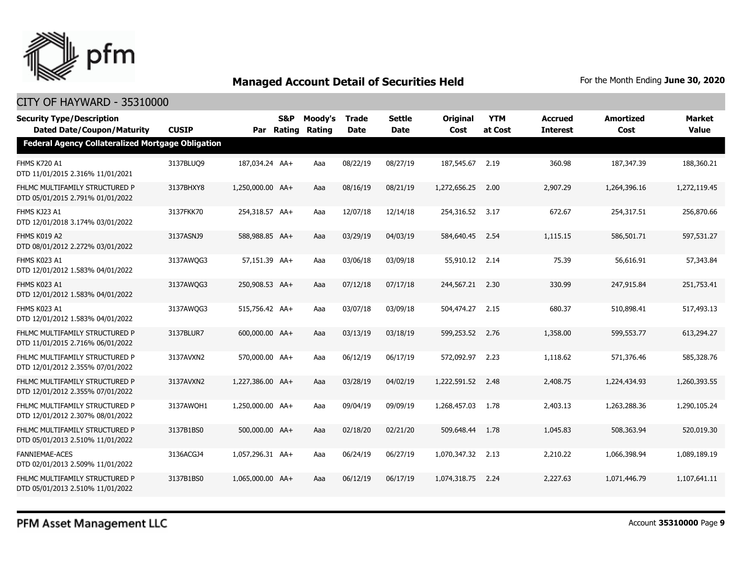## Managed Account Detail of Securities Held

For the Month Ending **June 30, 2020**

CITY OF HAYWARD - 35310000

| Security Type/Description<br>Dated Date/Coupon/Maturity | CUSIP | Par | S&P Rating | Moody's Rating | Trade Date | Settle Date | Original Cost | YTM at Cost | Accrued Interest | Amortized Cost | Market Value |
|---|---|---|---|---|---|---|---|---|---|---|---|
| **Federal Agency Collateralized Mortgage Obligation** | | | | | | | | | | | |
| FHMS K720 A1<br>DTD 11/01/2015 2.316% 11/01/2021 | 3137BLUQ9 | 187,034.24 | AA+ | Aaa | 08/22/19 | 08/27/19 | 187,545.67 | 2.19 | 360.98 | 187,347.39 | 188,360.21 |
| FHLMC MULTIFAMILY STRUCTURED P<br>DTD 05/01/2015 2.791% 01/01/2022 | 3137BHXY8 | 1,250,000.00 | AA+ | Aaa | 08/16/19 | 08/21/19 | 1,272,656.25 | 2.00 | 2,907.29 | 1,264,396.16 | 1,272,119.45 |
| FHMS KJ23 A1<br>DTD 12/01/2018 3.174% 03/01/2022 | 3137FKK70 | 254,318.57 | AA+ | Aaa | 12/07/18 | 12/14/18 | 254,316.52 | 3.17 | 672.67 | 254,317.51 | 256,870.66 |
| FHMS K019 A2<br>DTD 08/01/2012 2.272% 03/01/2022 | 3137ASNJ9 | 588,988.85 | AA+ | Aaa | 03/29/19 | 04/03/19 | 584,640.45 | 2.54 | 1,115.15 | 586,501.71 | 597,531.27 |
| FHMS K023 A1<br>DTD 12/01/2012 1.583% 04/01/2022 | 3137AWQG3 | 57,151.39 | AA+ | Aaa | 03/06/18 | 03/09/18 | 55,910.12 | 2.14 | 75.39 | 56,616.91 | 57,343.84 |
| FHMS K023 A1<br>DTD 12/01/2012 1.583% 04/01/2022 | 3137AWQG3 | 250,908.53 | AA+ | Aaa | 07/12/18 | 07/17/18 | 244,567.21 | 2.30 | 330.99 | 247,915.84 | 251,753.41 |
| FHMS K023 A1<br>DTD 12/01/2012 1.583% 04/01/2022 | 3137AWQG3 | 515,756.42 | AA+ | Aaa | 03/07/18 | 03/09/18 | 504,474.27 | 2.15 | 680.37 | 510,898.41 | 517,493.13 |
| FHLMC MULTIFAMILY STRUCTURED P<br>DTD 11/01/2015 2.716% 06/01/2022 | 3137BLUR7 | 600,000.00 | AA+ | Aaa | 03/13/19 | 03/18/19 | 599,253.52 | 2.76 | 1,358.00 | 599,553.77 | 613,294.27 |
| FHLMC MULTIFAMILY STRUCTURED P<br>DTD 12/01/2012 2.355% 07/01/2022 | 3137AVXN2 | 570,000.00 | AA+ | Aaa | 06/12/19 | 06/17/19 | 572,092.97 | 2.23 | 1,118.62 | 571,376.46 | 585,328.76 |
| FHLMC MULTIFAMILY STRUCTURED P<br>DTD 12/01/2012 2.355% 07/01/2022 | 3137AVXN2 | 1,227,386.00 | AA+ | Aaa | 03/28/19 | 04/02/19 | 1,222,591.52 | 2.48 | 2,408.75 | 1,224,434.93 | 1,260,393.55 |
| FHLMC MULTIFAMILY STRUCTURED P<br>DTD 12/01/2012 2.307% 08/01/2022 | 3137AWQH1 | 1,250,000.00 | AA+ | Aaa | 09/04/19 | 09/09/19 | 1,268,457.03 | 1.78 | 2,403.13 | 1,263,288.36 | 1,290,105.24 |
| FHLMC MULTIFAMILY STRUCTURED P<br>DTD 05/01/2013 2.510% 11/01/2022 | 3137B1BS0 | 500,000.00 | AA+ | Aaa | 02/18/20 | 02/21/20 | 509,648.44 | 1.78 | 1,045.83 | 508,363.94 | 520,019.30 |
| FANNIEMAE-ACES<br>DTD 02/01/2013 2.509% 11/01/2022 | 3136ACGJ4 | 1,057,296.31 | AA+ | Aaa | 06/24/19 | 06/27/19 | 1,070,347.32 | 2.13 | 2,210.22 | 1,066,398.94 | 1,089,189.19 |
| FHLMC MULTIFAMILY STRUCTURED P<br>DTD 05/01/2013 2.510% 11/01/2022 | 3137B1BS0 | 1,065,000.00 | AA+ | Aaa | 06/12/19 | 06/17/19 | 1,074,318.75 | 2.24 | 2,227.63 | 1,071,446.79 | 1,107,641.11 |

PFM Asset Management LLC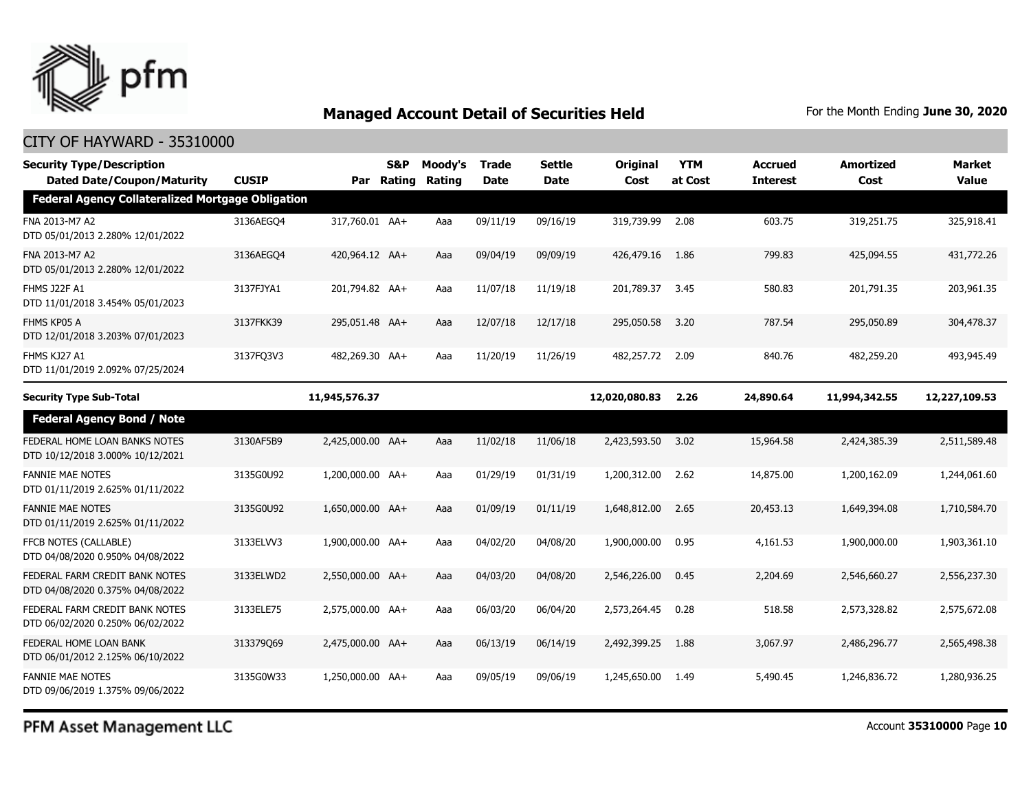## Managed Account Detail of Securities Held

For the Month Ending **June 30, 2020**

CITY OF HAYWARD - 35310000

| Security Type/Description Dated Date/Coupon/Maturity | CUSIP | Par | S&P Rating | Moody's Rating | Trade Date | Settle Date | Original Cost | YTM at Cost | Accrued Interest | Amortized Cost | Market Value |
|---|---|---|---|---|---|---|---|---|---|---|---|
| **Federal Agency Collateralized Mortgage Obligation** | | | | | | | | | | | |
| FNA 2013-M7 A2 DTD 05/01/2013 2.280% 12/01/2022 | 3136AEGQ4 | 317,760.01 | AA+ | Aaa | 09/11/19 | 09/16/19 | 319,739.99 | 2.08 | 603.75 | 319,251.75 | 325,918.41 |
| FNA 2013-M7 A2 DTD 05/01/2013 2.280% 12/01/2022 | 3136AEGQ4 | 420,964.12 | AA+ | Aaa | 09/04/19 | 09/09/19 | 426,479.16 | 1.86 | 799.83 | 425,094.55 | 431,772.26 |
| FHMS J22F A1 DTD 11/01/2018 3.454% 05/01/2023 | 3137FJYA1 | 201,794.82 | AA+ | Aaa | 11/07/18 | 11/19/18 | 201,789.37 | 3.45 | 580.83 | 201,791.35 | 203,961.35 |
| FHMS KP05 A DTD 12/01/2018 3.203% 07/01/2023 | 3137FKK39 | 295,051.48 | AA+ | Aaa | 12/07/18 | 12/17/18 | 295,050.58 | 3.20 | 787.54 | 295,050.89 | 304,478.37 |
| FHMS KJ27 A1 DTD 11/01/2019 2.092% 07/25/2024 | 3137FQ3V3 | 482,269.30 | AA+ | Aaa | 11/20/19 | 11/26/19 | 482,257.72 | 2.09 | 840.76 | 482,259.20 | 493,945.49 |
| **Security Type Sub-Total** | | **11,945,576.37** | | | | | **12,020,080.83** | **2.26** | **24,890.64** | **11,994,342.55** | **12,227,109.53** |
| **Federal Agency Bond / Note** | | | | | | | | | | | |
| FEDERAL HOME LOAN BANKS NOTES DTD 10/12/2018 3.000% 10/12/2021 | 3130AF5B9 | 2,425,000.00 | AA+ | Aaa | 11/02/18 | 11/06/18 | 2,423,593.50 | 3.02 | 15,964.58 | 2,424,385.39 | 2,511,589.48 |
| FANNIE MAE NOTES DTD 01/11/2019 2.625% 01/11/2022 | 3135G0U92 | 1,200,000.00 | AA+ | Aaa | 01/29/19 | 01/31/19 | 1,200,312.00 | 2.62 | 14,875.00 | 1,200,162.09 | 1,244,061.60 |
| FANNIE MAE NOTES DTD 01/11/2019 2.625% 01/11/2022 | 3135G0U92 | 1,650,000.00 | AA+ | Aaa | 01/09/19 | 01/11/19 | 1,648,812.00 | 2.65 | 20,453.13 | 1,649,394.08 | 1,710,584.70 |
| FFCB NOTES (CALLABLE) DTD 04/08/2020 0.950% 04/08/2022 | 3133ELVV3 | 1,900,000.00 | AA+ | Aaa | 04/02/20 | 04/08/20 | 1,900,000.00 | 0.95 | 4,161.53 | 1,900,000.00 | 1,903,361.10 |
| FEDERAL FARM CREDIT BANK NOTES DTD 04/08/2020 0.375% 04/08/2022 | 3133ELWD2 | 2,550,000.00 | AA+ | Aaa | 04/03/20 | 04/08/20 | 2,546,226.00 | 0.45 | 2,204.69 | 2,546,660.27 | 2,556,237.30 |
| FEDERAL FARM CREDIT BANK NOTES DTD 06/02/2020 0.250% 06/02/2022 | 3133ELE75 | 2,575,000.00 | AA+ | Aaa | 06/03/20 | 06/04/20 | 2,573,264.45 | 0.28 | 518.58 | 2,573,328.82 | 2,575,672.08 |
| FEDERAL HOME LOAN BANK DTD 06/01/2012 2.125% 06/10/2022 | 313379Q69 | 2,475,000.00 | AA+ | Aaa | 06/13/19 | 06/14/19 | 2,492,399.25 | 1.88 | 3,067.97 | 2,486,296.77 | 2,565,498.38 |
| FANNIE MAE NOTES DTD 09/06/2019 1.375% 09/06/2022 | 3135G0W33 | 1,250,000.00 | AA+ | Aaa | 09/05/19 | 09/06/19 | 1,245,650.00 | 1.49 | 5,490.45 | 1,246,836.72 | 1,280,936.25 |

PFM Asset Management LLC

Account **35310000**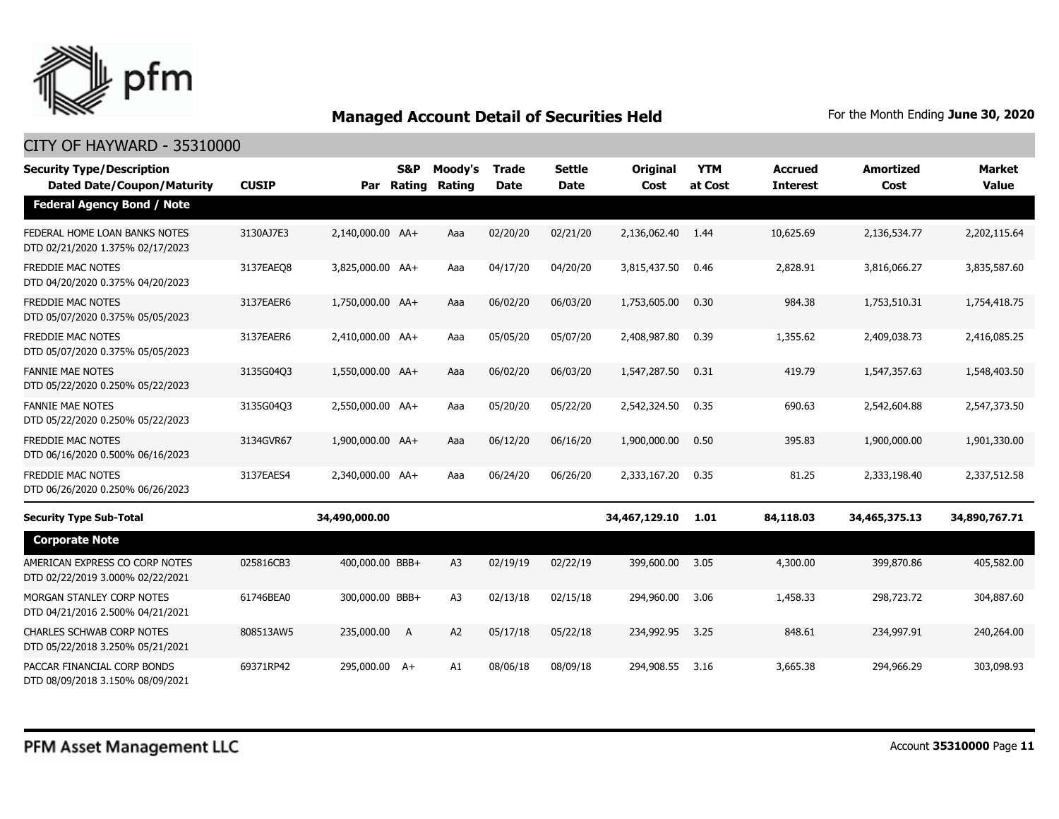## Managed Account Detail of Securities Held

For the Month Ending **June 30, 2020**

### CITY OF HAYWARD - 35310000

| Security Type/Description Dated Date/Coupon/Maturity | CUSIP | Par | S&P Rating | Moody's Rating | Trade Date | Settle Date | Original Cost | YTM at Cost | Accrued Interest | Amortized Cost | Market Value |
|---|---|---|---|---|---|---|---|---|---|---|---|
| **Federal Agency Bond / Note** | | | | | | | | | | | |
| FEDERAL HOME LOAN BANKS NOTES DTD 02/21/2020 1.375% 02/17/2023 | 3130AJ7E3 | 2,140,000.00 | AA+ | Aaa | 02/20/20 | 02/21/20 | 2,136,062.40 | 1.44 | 10,625.69 | 2,136,534.77 | 2,202,115.64 |
| FREDDIE MAC NOTES DTD 04/20/2020 0.375% 04/20/2023 | 3137EAEQ8 | 3,825,000.00 | AA+ | Aaa | 04/17/20 | 04/20/20 | 3,815,437.50 | 0.46 | 2,828.91 | 3,816,066.27 | 3,835,587.60 |
| FREDDIE MAC NOTES DTD 05/07/2020 0.375% 05/05/2023 | 3137EAER6 | 1,750,000.00 | AA+ | Aaa | 06/02/20 | 06/03/20 | 1,753,605.00 | 0.30 | 984.38 | 1,753,510.31 | 1,754,418.75 |
| FREDDIE MAC NOTES DTD 05/07/2020 0.375% 05/05/2023 | 3137EAER6 | 2,410,000.00 | AA+ | Aaa | 05/05/20 | 05/07/20 | 2,408,987.80 | 0.39 | 1,355.62 | 2,409,038.73 | 2,416,085.25 |
| FANNIE MAE NOTES DTD 05/22/2020 0.250% 05/22/2023 | 3135G04Q3 | 1,550,000.00 | AA+ | Aaa | 06/02/20 | 06/03/20 | 1,547,287.50 | 0.31 | 419.79 | 1,547,357.63 | 1,548,403.50 |
| FANNIE MAE NOTES DTD 05/22/2020 0.250% 05/22/2023 | 3135G04Q3 | 2,550,000.00 | AA+ | Aaa | 05/20/20 | 05/22/20 | 2,542,324.50 | 0.35 | 690.63 | 2,542,604.88 | 2,547,373.50 |
| FREDDIE MAC NOTES DTD 06/16/2020 0.500% 06/16/2023 | 3134GVR67 | 1,900,000.00 | AA+ | Aaa | 06/12/20 | 06/16/20 | 1,900,000.00 | 0.50 | 395.83 | 1,900,000.00 | 1,901,330.00 |
| FREDDIE MAC NOTES DTD 06/26/2020 0.250% 06/26/2023 | 3137EAES4 | 2,340,000.00 | AA+ | Aaa | 06/24/20 | 06/26/20 | 2,333,167.20 | 0.35 | 81.25 | 2,333,198.40 | 2,337,512.58 |
| **Security Type Sub-Total** | | **34,490,000.00** | | | | | **34,467,129.10** | **1.01** | **84,118.03** | **34,465,375.13** | **34,890,767.71** |
| **Corporate Note** | | | | | | | | | | | |
| AMERICAN EXPRESS CO CORP NOTES DTD 02/22/2019 3.000% 02/22/2021 | 025816CB3 | 400,000.00 | BBB+ | A3 | 02/19/19 | 02/22/19 | 399,600.00 | 3.05 | 4,300.00 | 399,870.86 | 405,582.00 |
| MORGAN STANLEY CORP NOTES DTD 04/21/2016 2.500% 04/21/2021 | 61746BEA0 | 300,000.00 | BBB+ | A3 | 02/13/18 | 02/15/18 | 294,960.00 | 3.06 | 1,458.33 | 298,723.72 | 304,887.60 |
| CHARLES SCHWAB CORP NOTES DTD 05/22/2018 3.250% 05/21/2021 | 808513AW5 | 235,000.00 | A | A2 | 05/17/18 | 05/22/18 | 234,992.95 | 3.25 | 848.61 | 234,997.91 | 240,264.00 |
| PACCAR FINANCIAL CORP BONDS DTD 08/09/2018 3.150% 08/09/2021 | 69371RP42 | 295,000.00 | A+ | A1 | 08/06/18 | 08/09/18 | 294,908.55 | 3.16 | 3,665.38 | 294,966.29 | 303,098.93 |

PFM Asset Management LLC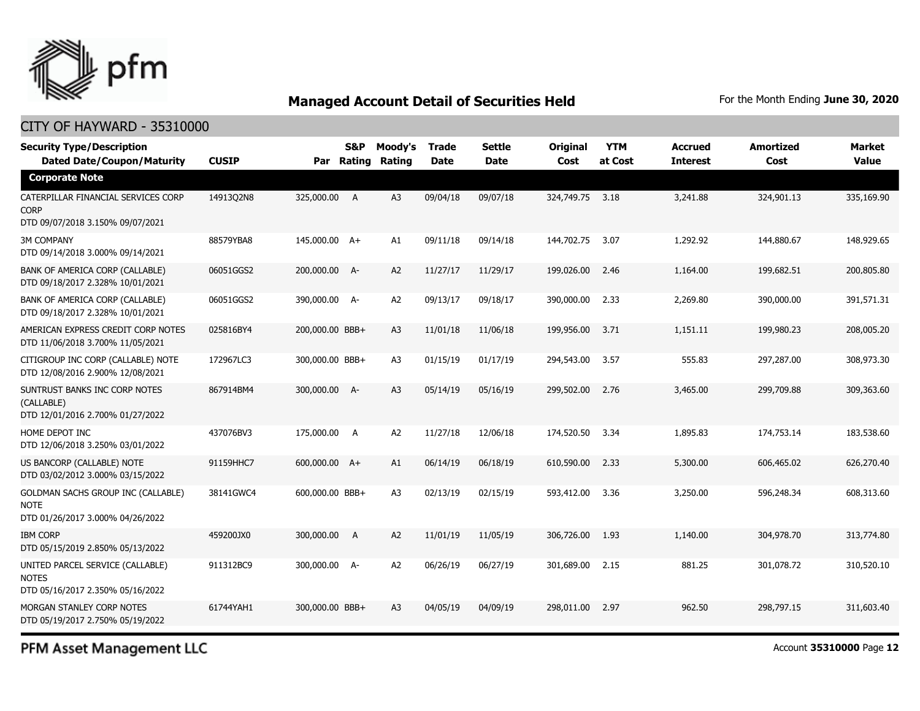## Managed Account Detail of Securities Held

For the Month Ending **June 30, 2020**

CITY OF HAYWARD - 35310000

| Security Type/Description Dated Date/Coupon/Maturity | CUSIP | Par | S&P Rating | Moody's Rating | Trade Date | Settle Date | Original Cost | YTM at Cost | Accrued Interest | Amortized Cost | Market Value |
|---|---|---|---|---|---|---|---|---|---|---|---|
| **Corporate Note** | | | | | | | | | | | |
| CATERPILLAR FINANCIAL SERVICES CORP CORP DTD 09/07/2018 3.150% 09/07/2021 | 14913Q2N8 | 325,000.00 | A | A3 | 09/04/18 | 09/07/18 | 324,749.75 | 3.18 | 3,241.88 | 324,901.13 | 335,169.90 |
| 3M COMPANY DTD 09/14/2018 3.000% 09/14/2021 | 88579YBA8 | 145,000.00 | A+ | A1 | 09/11/18 | 09/14/18 | 144,702.75 | 3.07 | 1,292.92 | 144,880.67 | 148,929.65 |
| BANK OF AMERICA CORP (CALLABLE) DTD 09/18/2017 2.328% 10/01/2021 | 06051GGS2 | 200,000.00 | A- | A2 | 11/27/17 | 11/29/17 | 199,026.00 | 2.46 | 1,164.00 | 199,682.51 | 200,805.80 |
| BANK OF AMERICA CORP (CALLABLE) DTD 09/18/2017 2.328% 10/01/2021 | 06051GGS2 | 390,000.00 | A- | A2 | 09/13/17 | 09/18/17 | 390,000.00 | 2.33 | 2,269.80 | 390,000.00 | 391,571.31 |
| AMERICAN EXPRESS CREDIT CORP NOTES DTD 11/06/2018 3.700% 11/05/2021 | 025816BY4 | 200,000.00 | BBB+ | A3 | 11/01/18 | 11/06/18 | 199,956.00 | 3.71 | 1,151.11 | 199,980.23 | 208,005.20 |
| CITIGROUP INC CORP (CALLABLE) NOTE DTD 12/08/2016 2.900% 12/08/2021 | 172967LC3 | 300,000.00 | BBB+ | A3 | 01/15/19 | 01/17/19 | 294,543.00 | 3.57 | 555.83 | 297,287.00 | 308,973.30 |
| SUNTRUST BANKS INC CORP NOTES (CALLABLE) DTD 12/01/2016 2.700% 01/27/2022 | 867914BM4 | 300,000.00 | A- | A3 | 05/14/19 | 05/16/19 | 299,502.00 | 2.76 | 3,465.00 | 299,709.88 | 309,363.60 |
| HOME DEPOT INC DTD 12/06/2018 3.250% 03/01/2022 | 437076BV3 | 175,000.00 | A | A2 | 11/27/18 | 12/06/18 | 174,520.50 | 3.34 | 1,895.83 | 174,753.14 | 183,538.60 |
| US BANCORP (CALLABLE) NOTE DTD 03/02/2012 3.000% 03/15/2022 | 91159HHC7 | 600,000.00 | A+ | A1 | 06/14/19 | 06/18/19 | 610,590.00 | 2.33 | 5,300.00 | 606,465.02 | 626,270.40 |
| GOLDMAN SACHS GROUP INC (CALLABLE) NOTE DTD 01/26/2017 3.000% 04/26/2022 | 38141GWC4 | 600,000.00 | BBB+ | A3 | 02/13/19 | 02/15/19 | 593,412.00 | 3.36 | 3,250.00 | 596,248.34 | 608,313.60 |
| IBM CORP DTD 05/15/2019 2.850% 05/13/2022 | 459200JX0 | 300,000.00 | A | A2 | 11/01/19 | 11/05/19 | 306,726.00 | 1.93 | 1,140.00 | 304,978.70 | 313,774.80 |
| UNITED PARCEL SERVICE (CALLABLE) NOTES DTD 05/16/2017 2.350% 05/16/2022 | 911312BC9 | 300,000.00 | A- | A2 | 06/26/19 | 06/27/19 | 301,689.00 | 2.15 | 881.25 | 301,078.72 | 310,520.10 |
| MORGAN STANLEY CORP NOTES DTD 05/19/2017 2.750% 05/19/2022 | 61744YAH1 | 300,000.00 | BBB+ | A3 | 04/05/19 | 04/09/19 | 298,011.00 | 2.97 | 962.50 | 298,797.15 | 311,603.40 |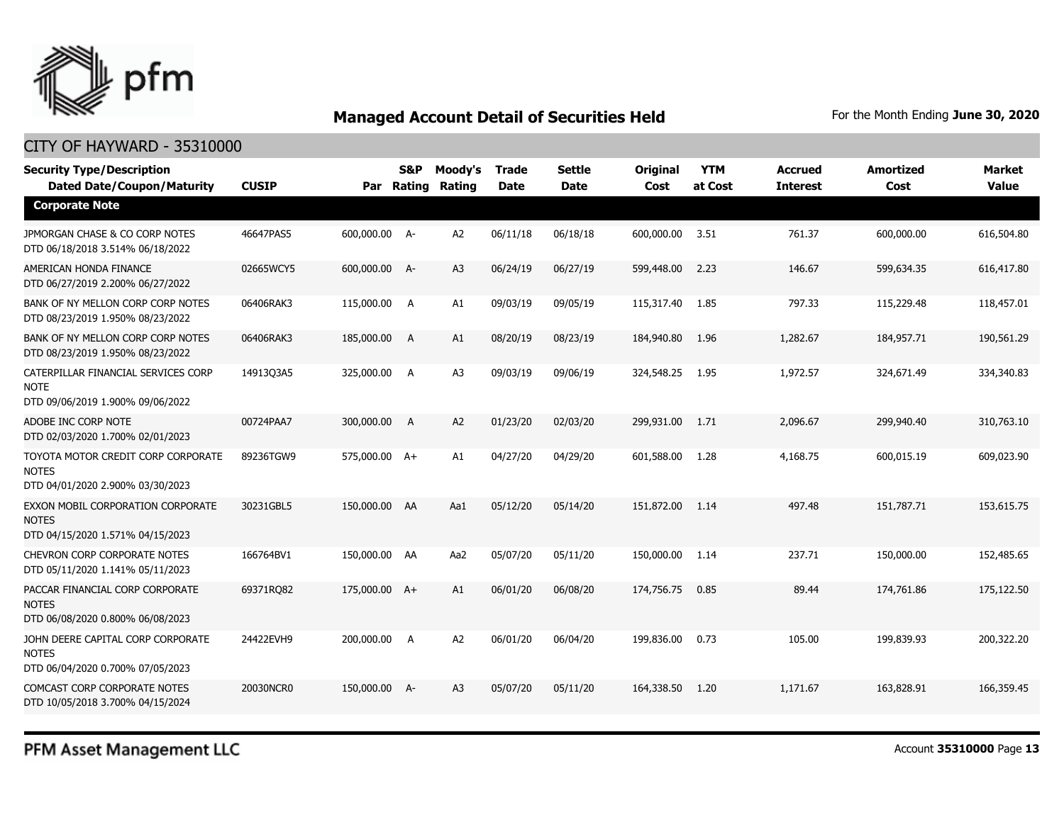## Managed Account Detail of Securities Held

For the Month Ending **June 30, 2020**

CITY OF HAYWARD - 35310000

| Security Type/Description<br>Dated Date/Coupon/Maturity | CUSIP | Par | S&P Rating | Moody's Rating | Trade Date | Settle Date | Original Cost | YTM at Cost | Accrued Interest | Amortized Cost | Market Value |
|---|---|---|---|---|---|---|---|---|---|---|---|
| **Corporate Note** | | | | | | | | | | | |
| JPMORGAN CHASE & CO CORP NOTES<br>DTD 06/18/2018 3.514% 06/18/2022 | 46647PAS5 | 600,000.00 | A- | A2 | 06/11/18 | 06/18/18 | 600,000.00 | 3.51 | 761.37 | 600,000.00 | 616,504.80 |
| AMERICAN HONDA FINANCE<br>DTD 06/27/2019 2.200% 06/27/2022 | 02665WCY5 | 600,000.00 | A- | A3 | 06/24/19 | 06/27/19 | 599,448.00 | 2.23 | 146.67 | 599,634.35 | 616,417.80 |
| BANK OF NY MELLON CORP CORP NOTES<br>DTD 08/23/2019 1.950% 08/23/2022 | 06406RAK3 | 115,000.00 | A | A1 | 09/03/19 | 09/05/19 | 115,317.40 | 1.85 | 797.33 | 115,229.48 | 118,457.01 |
| BANK OF NY MELLON CORP CORP NOTES<br>DTD 08/23/2019 1.950% 08/23/2022 | 06406RAK3 | 185,000.00 | A | A1 | 08/20/19 | 08/23/19 | 184,940.80 | 1.96 | 1,282.67 | 184,957.71 | 190,561.29 |
| CATERPILLAR FINANCIAL SERVICES CORP NOTE<br>DTD 09/06/2019 1.900% 09/06/2022 | 14913Q3A5 | 325,000.00 | A | A3 | 09/03/19 | 09/06/19 | 324,548.25 | 1.95 | 1,972.57 | 324,671.49 | 334,340.83 |
| ADOBE INC CORP NOTE<br>DTD 02/03/2020 1.700% 02/01/2023 | 00724PAA7 | 300,000.00 | A | A2 | 01/23/20 | 02/03/20 | 299,931.00 | 1.71 | 2,096.67 | 299,940.40 | 310,763.10 |
| TOYOTA MOTOR CREDIT CORP CORPORATE NOTES<br>DTD 04/01/2020 2.900% 03/30/2023 | 89236TGW9 | 575,000.00 | A+ | A1 | 04/27/20 | 04/29/20 | 601,588.00 | 1.28 | 4,168.75 | 600,015.19 | 609,023.90 |
| EXXON MOBIL CORPORATION CORPORATE NOTES<br>DTD 04/15/2020 1.571% 04/15/2023 | 30231GBL5 | 150,000.00 | AA | Aa1 | 05/12/20 | 05/14/20 | 151,872.00 | 1.14 | 497.48 | 151,787.71 | 153,615.75 |
| CHEVRON CORP CORPORATE NOTES<br>DTD 05/11/2020 1.141% 05/11/2023 | 166764BV1 | 150,000.00 | AA | Aa2 | 05/07/20 | 05/11/20 | 150,000.00 | 1.14 | 237.71 | 150,000.00 | 152,485.65 |
| PACCAR FINANCIAL CORP CORPORATE NOTES<br>DTD 06/08/2020 0.800% 06/08/2023 | 69371RQ82 | 175,000.00 | A+ | A1 | 06/01/20 | 06/08/20 | 174,756.75 | 0.85 | 89.44 | 174,761.86 | 175,122.50 |
| JOHN DEERE CAPITAL CORP CORPORATE NOTES<br>DTD 06/04/2020 0.700% 07/05/2023 | 24422EVH9 | 200,000.00 | A | A2 | 06/01/20 | 06/04/20 | 199,836.00 | 0.73 | 105.00 | 199,839.93 | 200,322.20 |
| COMCAST CORP CORPORATE NOTES<br>DTD 10/05/2018 3.700% 04/15/2024 | 20030NCR0 | 150,000.00 | A- | A3 | 05/07/20 | 05/11/20 | 164,338.50 | 1.20 | 1,171.67 | 163,828.91 | 166,359.45 |

PFM Asset Management LLC

Account **35310000**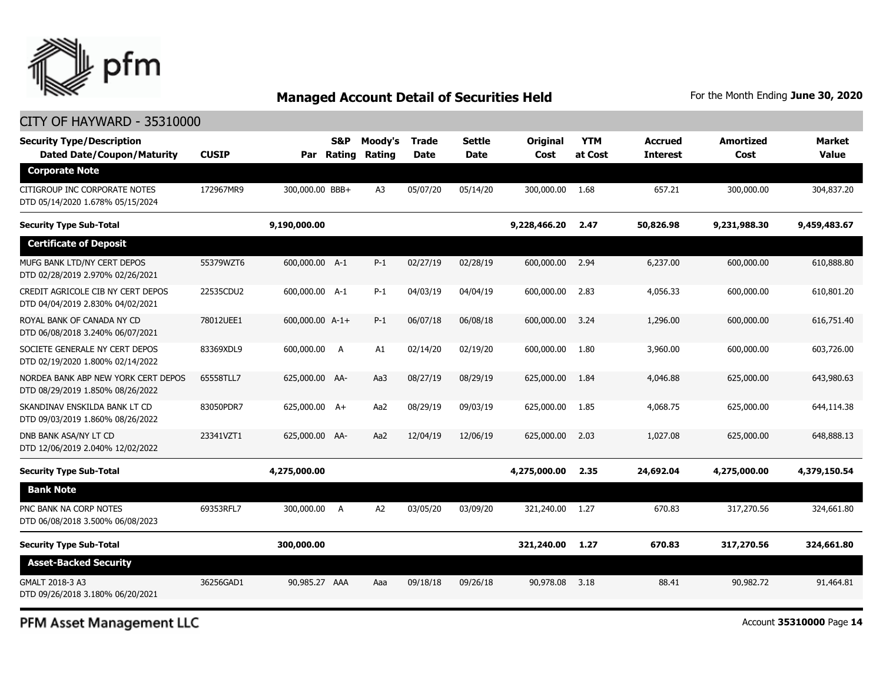## Managed Account Detail of Securities Held

For the Month Ending **June 30, 2020**

CITY OF HAYWARD - 35310000

| Security Type/Description Dated Date/Coupon/Maturity | CUSIP | Par | S&P Rating | Moody's Rating | Trade Date | Settle Date | Original Cost | YTM at Cost | Accrued Interest | Amortized Cost | Market Value |
|---|---|---|---|---|---|---|---|---|---|---|---|
| **Corporate Note** | | | | | | | | | | | |
| CITIGROUP INC CORPORATE NOTES DTD 05/14/2020 1.678% 05/15/2024 | 172967MR9 | 300,000.00 | BBB+ | A3 | 05/07/20 | 05/14/20 | 300,000.00 | 1.68 | 657.21 | 300,000.00 | 304,837.20 |
| **Security Type Sub-Total** | | **9,190,000.00** | | | | | **9,228,466.20** | **2.47** | **50,826.98** | **9,231,988.30** | **9,459,483.67** |
| **Certificate of Deposit** | | | | | | | | | | | |
| MUFG BANK LTD/NY CERT DEPOS DTD 02/28/2019 2.970% 02/26/2021 | 55379WZT6 | 600,000.00 | A-1 | P-1 | 02/27/19 | 02/28/19 | 600,000.00 | 2.94 | 6,237.00 | 600,000.00 | 610,888.80 |
| CREDIT AGRICOLE CIB NY CERT DEPOS DTD 04/04/2019 2.830% 04/02/2021 | 22535CDU2 | 600,000.00 | A-1 | P-1 | 04/03/19 | 04/04/19 | 600,000.00 | 2.83 | 4,056.33 | 600,000.00 | 610,801.20 |
| ROYAL BANK OF CANADA NY CD DTD 06/08/2018 3.240% 06/07/2021 | 78012UEE1 | 600,000.00 | A-1+ | P-1 | 06/07/18 | 06/08/18 | 600,000.00 | 3.24 | 1,296.00 | 600,000.00 | 616,751.40 |
| SOCIETE GENERALE NY CERT DEPOS DTD 02/19/2020 1.800% 02/14/2022 | 83369XDL9 | 600,000.00 | A | A1 | 02/14/20 | 02/19/20 | 600,000.00 | 1.80 | 3,960.00 | 600,000.00 | 603,726.00 |
| NORDEA BANK ABP NEW YORK CERT DEPOS DTD 08/29/2019 1.850% 08/26/2022 | 65558TLL7 | 625,000.00 | AA- | Aa3 | 08/27/19 | 08/29/19 | 625,000.00 | 1.84 | 4,046.88 | 625,000.00 | 643,980.63 |
| SKANDINAV ENSKILDA BANK LT CD DTD 09/03/2019 1.860% 08/26/2022 | 83050PDR7 | 625,000.00 | A+ | Aa2 | 08/29/19 | 09/03/19 | 625,000.00 | 1.85 | 4,068.75 | 625,000.00 | 644,114.38 |
| DNB BANK ASA/NY LT CD DTD 12/06/2019 2.040% 12/02/2022 | 23341VZT1 | 625,000.00 | AA- | Aa2 | 12/04/19 | 12/06/19 | 625,000.00 | 2.03 | 1,027.08 | 625,000.00 | 648,888.13 |
| **Security Type Sub-Total** | | **4,275,000.00** | | | | | **4,275,000.00** | **2.35** | **24,692.04** | **4,275,000.00** | **4,379,150.54** |
| **Bank Note** | | | | | | | | | | | |
| PNC BANK NA CORP NOTES DTD 06/08/2018 3.500% 06/08/2023 | 69353RFL7 | 300,000.00 | A | A2 | 03/05/20 | 03/09/20 | 321,240.00 | 1.27 | 670.83 | 317,270.56 | 324,661.80 |
| **Security Type Sub-Total** | | **300,000.00** | | | | | **321,240.00** | **1.27** | **670.83** | **317,270.56** | **324,661.80** |
| **Asset-Backed Security** | | | | | | | | | | | |
| GMALT 2018-3 A3 DTD 09/26/2018 3.180% 06/20/2021 | 36256GAD1 | 90,985.27 | AAA | Aaa | 09/18/18 | 09/26/18 | 90,978.08 | 3.18 | 88.41 | 90,982.72 | 91,464.81 |

PFM Asset Management LLC

Account **35310000** Page **14**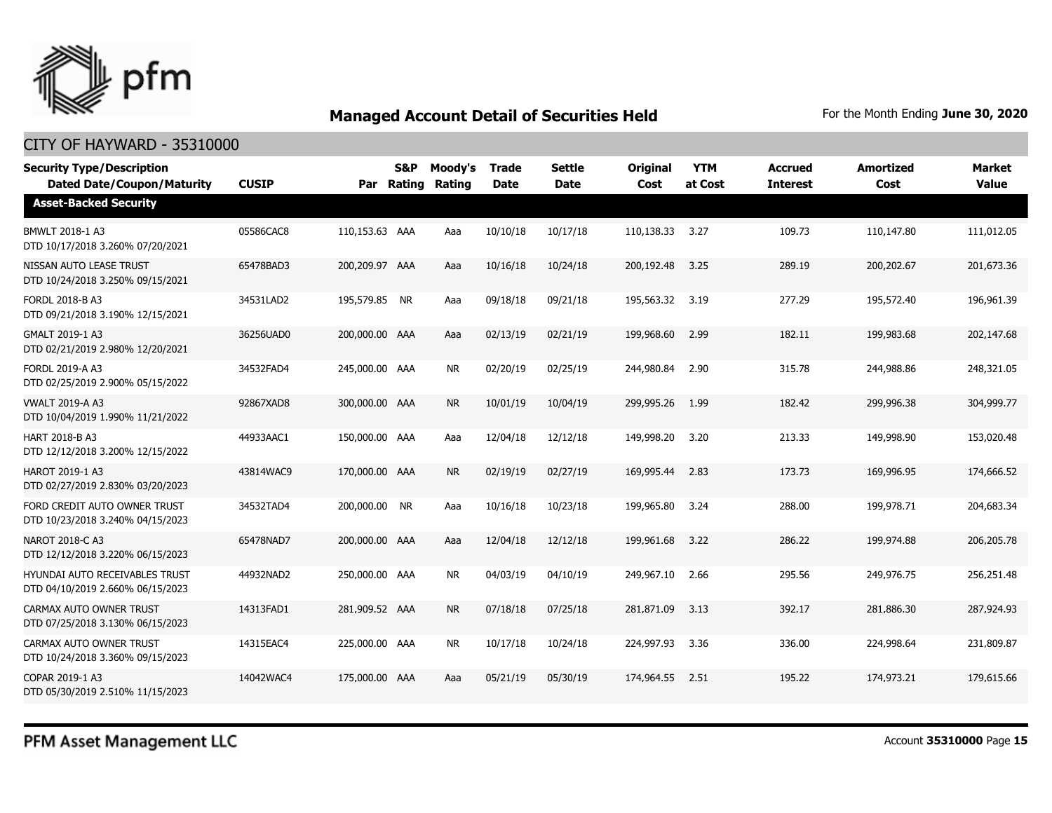# Managed Account Detail of Securities Held

For the Month Ending **June 30, 2020**

## CITY OF HAYWARD - 35310000

| Security Type/Description Dated Date/Coupon/Maturity | CUSIP | Par | S&P Rating | Moody's Rating | Trade Date | Settle Date | Original Cost | YTM at Cost | Accrued Interest | Amortized Cost | Market Value |
|---|---|---|---|---|---|---|---|---|---|---|---|
| **Asset-Backed Security** | | | | | | | | | | | |
| BMWLT 2018-1 A3 DTD 10/17/2018 3.260% 07/20/2021 | 05586CAC8 | 110,153.63 | AAA | Aaa | 10/10/18 | 10/17/18 | 110,138.33 | 3.27 | 109.73 | 110,147.80 | 111,012.05 |
| NISSAN AUTO LEASE TRUST DTD 10/24/2018 3.250% 09/15/2021 | 65478BAD3 | 200,209.97 | AAA | Aaa | 10/16/18 | 10/24/18 | 200,192.48 | 3.25 | 289.19 | 200,202.67 | 201,673.36 |
| FORDL 2018-B A3 DTD 09/21/2018 3.190% 12/15/2021 | 34531LAD2 | 195,579.85 | NR | Aaa | 09/18/18 | 09/21/18 | 195,563.32 | 3.19 | 277.29 | 195,572.40 | 196,961.39 |
| GMALT 2019-1 A3 DTD 02/21/2019 2.980% 12/20/2021 | 36256UAD0 | 200,000.00 | AAA | Aaa | 02/13/19 | 02/21/19 | 199,968.60 | 2.99 | 182.11 | 199,983.68 | 202,147.68 |
| FORDL 2019-A A3 DTD 02/25/2019 2.900% 05/15/2022 | 34532FAD4 | 245,000.00 | AAA | NR | 02/20/19 | 02/25/19 | 244,980.84 | 2.90 | 315.78 | 244,988.86 | 248,321.05 |
| VWALT 2019-A A3 DTD 10/04/2019 1.990% 11/21/2022 | 92867XAD8 | 300,000.00 | AAA | NR | 10/01/19 | 10/04/19 | 299,995.26 | 1.99 | 182.42 | 299,996.38 | 304,999.77 |
| HART 2018-B A3 DTD 12/12/2018 3.200% 12/15/2022 | 44933AAC1 | 150,000.00 | AAA | Aaa | 12/04/18 | 12/12/18 | 149,998.20 | 3.20 | 213.33 | 149,998.90 | 153,020.48 |
| HAROT 2019-1 A3 DTD 02/27/2019 2.830% 03/20/2023 | 43814WAC9 | 170,000.00 | AAA | NR | 02/19/19 | 02/27/19 | 169,995.44 | 2.83 | 173.73 | 169,996.95 | 174,666.52 |
| FORD CREDIT AUTO OWNER TRUST DTD 10/23/2018 3.240% 04/15/2023 | 34532TAD4 | 200,000.00 | NR | Aaa | 10/16/18 | 10/23/18 | 199,965.80 | 3.24 | 288.00 | 199,978.71 | 204,683.34 |
| NAROT 2018-C A3 DTD 12/12/2018 3.220% 06/15/2023 | 65478NAD7 | 200,000.00 | AAA | Aaa | 12/04/18 | 12/12/18 | 199,961.68 | 3.22 | 286.22 | 199,974.88 | 206,205.78 |
| HYUNDAI AUTO RECEIVABLES TRUST DTD 04/10/2019 2.660% 06/15/2023 | 44932NAD2 | 250,000.00 | AAA | NR | 04/03/19 | 04/10/19 | 249,967.10 | 2.66 | 295.56 | 249,976.75 | 256,251.48 |
| CARMAX AUTO OWNER TRUST DTD 07/25/2018 3.130% 06/15/2023 | 14313FAD1 | 281,909.52 | AAA | NR | 07/18/18 | 07/25/18 | 281,871.09 | 3.13 | 392.17 | 281,886.30 | 287,924.93 |
| CARMAX AUTO OWNER TRUST DTD 10/24/2018 3.360% 09/15/2023 | 14315EAC4 | 225,000.00 | AAA | NR | 10/17/18 | 10/24/18 | 224,997.93 | 3.36 | 336.00 | 224,998.64 | 231,809.87 |
| COPAR 2019-1 A3 DTD 05/30/2019 2.510% 11/15/2023 | 14042WAC4 | 175,000.00 | AAA | Aaa | 05/21/19 | 05/30/19 | 174,964.55 | 2.51 | 195.22 | 174,973.21 | 179,615.66 |

PFM Asset Management LLC

Account **35310000** Page **15**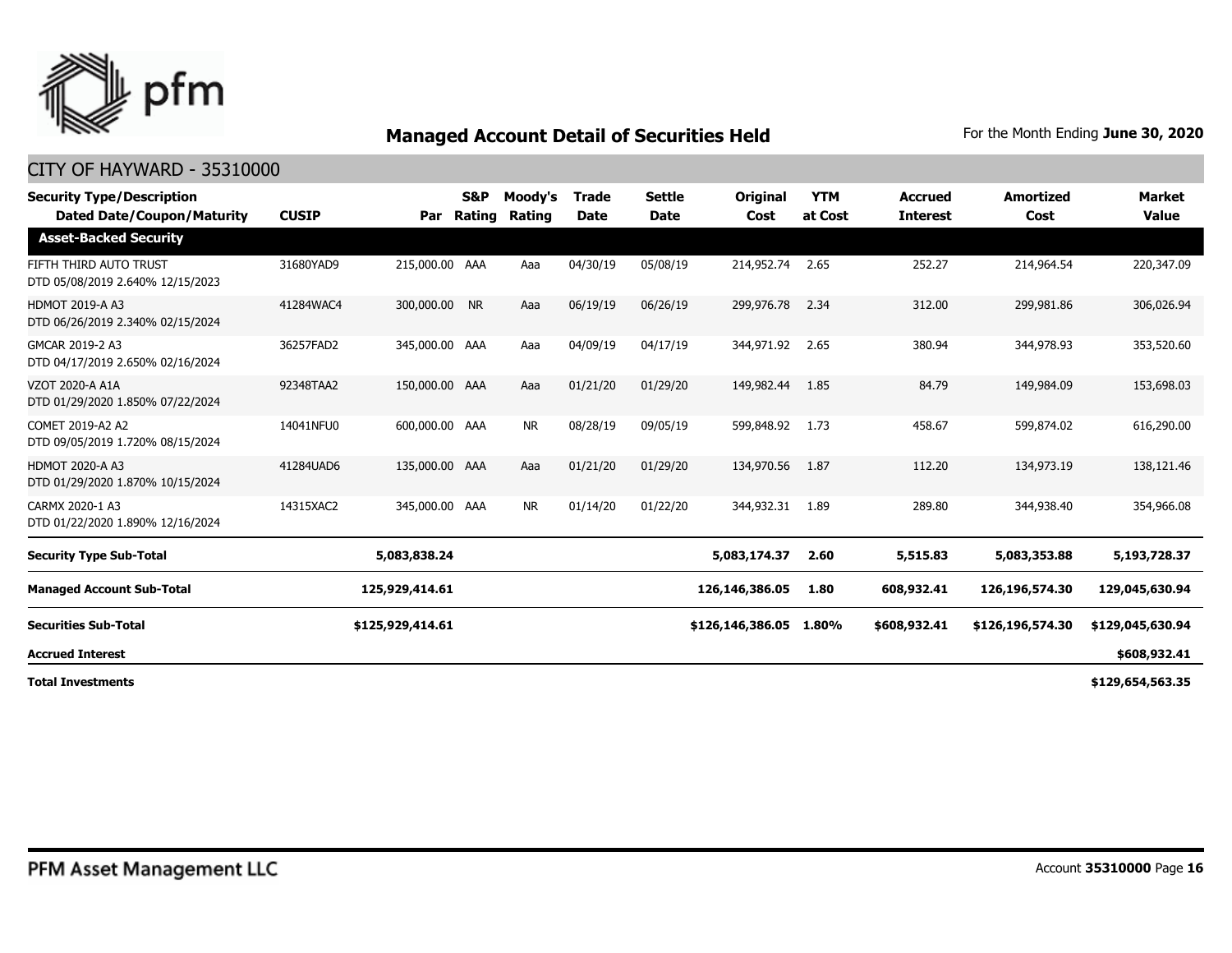## Managed Account Detail of Securities Held

For the Month Ending **June 30, 2020**

CITY OF HAYWARD - 35310000

| Security Type/Description Dated Date/Coupon/Maturity | CUSIP | Par | S&P Rating | Moody's Rating | Trade Date | Settle Date | Original Cost | YTM at Cost | Accrued Interest | Amortized Cost | Market Value |
|---|---|---|---|---|---|---|---|---|---|---|---|
| **Asset-Backed Security** | | | | | | | | | | | |
| FIFTH THIRD AUTO TRUST DTD 05/08/2019 2.640% 12/15/2023 | 31680YAD9 | 215,000.00 | AAA | Aaa | 04/30/19 | 05/08/19 | 214,952.74 | 2.65 | 252.27 | 214,964.54 | 220,347.09 |
| HDMOT 2019-A A3 DTD 06/26/2019 2.340% 02/15/2024 | 41284WAC4 | 300,000.00 | NR | Aaa | 06/19/19 | 06/26/19 | 299,976.78 | 2.34 | 312.00 | 299,981.86 | 306,026.94 |
| GMCAR 2019-2 A3 DTD 04/17/2019 2.650% 02/16/2024 | 36257FAD2 | 345,000.00 | AAA | Aaa | 04/09/19 | 04/17/19 | 344,971.92 | 2.65 | 380.94 | 344,978.93 | 353,520.60 |
| VZOT 2020-A A1A DTD 01/29/2020 1.850% 07/22/2024 | 92348TAA2 | 150,000.00 | AAA | Aaa | 01/21/20 | 01/29/20 | 149,982.44 | 1.85 | 84.79 | 149,984.09 | 153,698.03 |
| COMET 2019-A2 A2 DTD 09/05/2019 1.720% 08/15/2024 | 14041NFU0 | 600,000.00 | AAA | NR | 08/28/19 | 09/05/19 | 599,848.92 | 1.73 | 458.67 | 599,874.02 | 616,290.00 |
| HDMOT 2020-A A3 DTD 01/29/2020 1.870% 10/15/2024 | 41284UAD6 | 135,000.00 | AAA | Aaa | 01/21/20 | 01/29/20 | 134,970.56 | 1.87 | 112.20 | 134,973.19 | 138,121.46 |
| CARMX 2020-1 A3 DTD 01/22/2020 1.890% 12/16/2024 | 14315XAC2 | 345,000.00 | AAA | NR | 01/14/20 | 01/22/20 | 344,932.31 | 1.89 | 289.80 | 344,938.40 | 354,966.08 |
| **Security Type Sub-Total** | | **5,083,838.24** | | | | | **5,083,174.37** | **2.60** | **5,515.83** | **5,083,353.88** | **5,193,728.37** |
| **Managed Account Sub-Total** | | **125,929,414.61** | | | | | **126,146,386.05** | **1.80** | **608,932.41** | **126,196,574.30** | **129,045,630.94** |
| **Securities Sub-Total** | | **$125,929,414.61** | | | | | **$126,146,386.05** | **1.80%** | **$608,932.41** | **$126,196,574.30** | **$129,045,630.94** |
| **Accrued Interest** | | | | | | | | | | | **$608,932.41** |
| **Total Investments** | | | | | | | | | | | **$129,654,563.35** |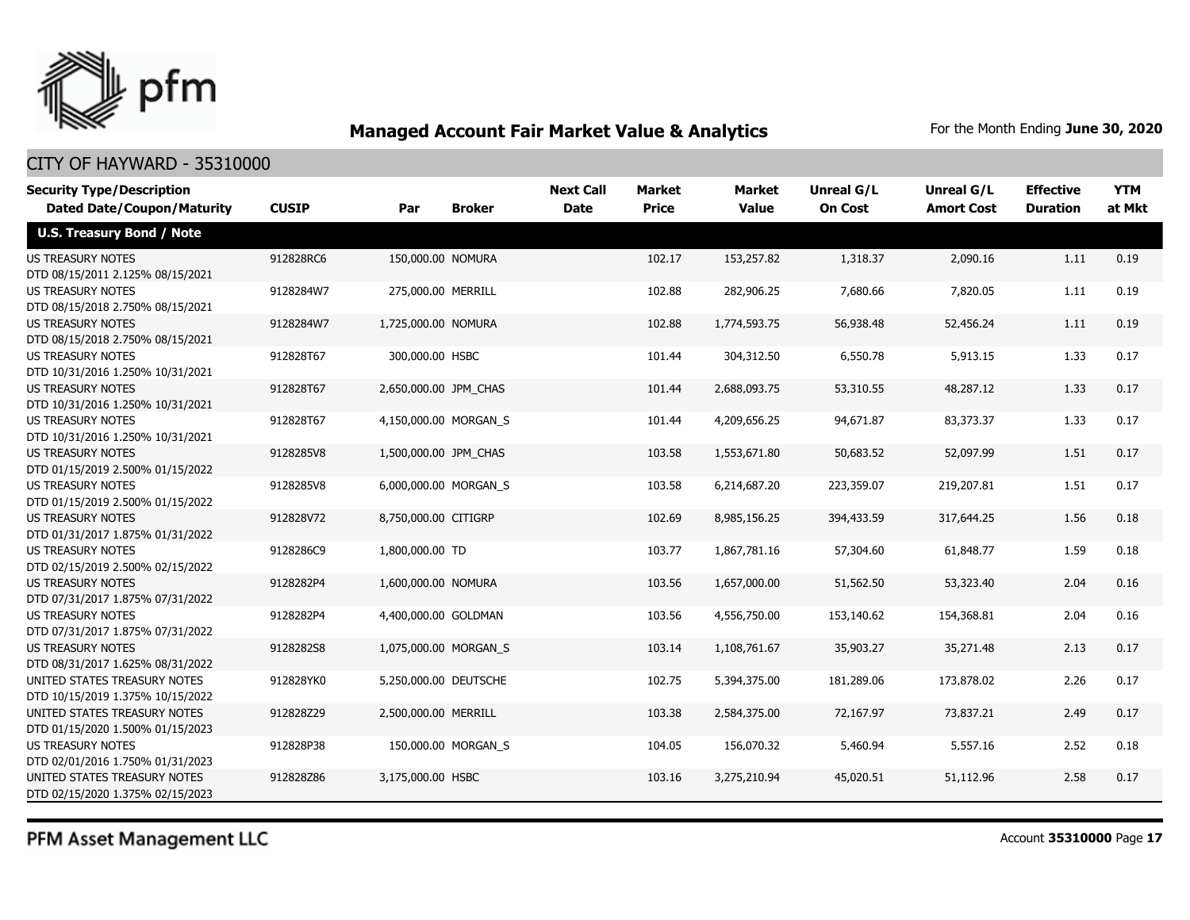## Managed Account Fair Market Value & Analytics

For the Month Ending **June 30, 2020**

CITY OF HAYWARD - 35310000

| Security Type/Description<br>Dated Date/Coupon/Maturity | CUSIP | Par | Broker | Next Call Date | Market Price | Market Value | Unreal G/L On Cost | Unreal G/L Amort Cost | Effective Duration | YTM at Mkt |
|---|---|---|---|---|---|---|---|---|---|---|
| **U.S. Treasury Bond / Note** | | | | | | | | | | |
| US TREASURY NOTES<br>DTD 08/15/2011 2.125% 08/15/2021 | 912828RC6 | 150,000.00 | NOMURA | | 102.17 | 153,257.82 | 1,318.37 | 2,090.16 | 1.11 | 0.19 |
| US TREASURY NOTES<br>DTD 08/15/2018 2.750% 08/15/2021 | 9128284W7 | 275,000.00 | MERRILL | | 102.88 | 282,906.25 | 7,680.66 | 7,820.05 | 1.11 | 0.19 |
| US TREASURY NOTES<br>DTD 08/15/2018 2.750% 08/15/2021 | 9128284W7 | 1,725,000.00 | NOMURA | | 102.88 | 1,774,593.75 | 56,938.48 | 52,456.24 | 1.11 | 0.19 |
| US TREASURY NOTES<br>DTD 10/31/2016 1.250% 10/31/2021 | 912828T67 | 300,000.00 | HSBC | | 101.44 | 304,312.50 | 6,550.78 | 5,913.15 | 1.33 | 0.17 |
| US TREASURY NOTES<br>DTD 10/31/2016 1.250% 10/31/2021 | 912828T67 | 2,650,000.00 | JPM_CHAS | | 101.44 | 2,688,093.75 | 53,310.55 | 48,287.12 | 1.33 | 0.17 |
| US TREASURY NOTES<br>DTD 10/31/2016 1.250% 10/31/2021 | 912828T67 | 4,150,000.00 | MORGAN_S | | 101.44 | 4,209,656.25 | 94,671.87 | 83,373.37 | 1.33 | 0.17 |
| US TREASURY NOTES<br>DTD 01/15/2019 2.500% 01/15/2022 | 9128285V8 | 1,500,000.00 | JPM_CHAS | | 103.58 | 1,553,671.80 | 50,683.52 | 52,097.99 | 1.51 | 0.17 |
| US TREASURY NOTES<br>DTD 01/15/2019 2.500% 01/15/2022 | 9128285V8 | 6,000,000.00 | MORGAN_S | | 103.58 | 6,214,687.20 | 223,359.07 | 219,207.81 | 1.51 | 0.17 |
| US TREASURY NOTES<br>DTD 01/31/2017 1.875% 01/31/2022 | 912828V72 | 8,750,000.00 | CITIGRP | | 102.69 | 8,985,156.25 | 394,433.59 | 317,644.25 | 1.56 | 0.18 |
| US TREASURY NOTES<br>DTD 02/15/2019 2.500% 02/15/2022 | 9128286C9 | 1,800,000.00 | TD | | 103.77 | 1,867,781.16 | 57,304.60 | 61,848.77 | 1.59 | 0.18 |
| US TREASURY NOTES<br>DTD 07/31/2017 1.875% 07/31/2022 | 9128282P4 | 1,600,000.00 | NOMURA | | 103.56 | 1,657,000.00 | 51,562.50 | 53,323.40 | 2.04 | 0.16 |
| US TREASURY NOTES<br>DTD 07/31/2017 1.875% 07/31/2022 | 9128282P4 | 4,400,000.00 | GOLDMAN | | 103.56 | 4,556,750.00 | 153,140.62 | 154,368.81 | 2.04 | 0.16 |
| US TREASURY NOTES<br>DTD 08/31/2017 1.625% 08/31/2022 | 9128282S8 | 1,075,000.00 | MORGAN_S | | 103.14 | 1,108,761.67 | 35,903.27 | 35,271.48 | 2.13 | 0.17 |
| UNITED STATES TREASURY NOTES<br>DTD 10/15/2019 1.375% 10/15/2022 | 912828YK0 | 5,250,000.00 | DEUTSCHE | | 102.75 | 5,394,375.00 | 181,289.06 | 173,878.02 | 2.26 | 0.17 |
| UNITED STATES TREASURY NOTES<br>DTD 01/15/2020 1.500% 01/15/2023 | 912828Z29 | 2,500,000.00 | MERRILL | | 103.38 | 2,584,375.00 | 72,167.97 | 73,837.21 | 2.49 | 0.17 |
| US TREASURY NOTES<br>DTD 02/01/2016 1.750% 01/31/2023 | 912828P38 | 150,000.00 | MORGAN_S | | 104.05 | 156,070.32 | 5,460.94 | 5,557.16 | 2.52 | 0.18 |
| UNITED STATES TREASURY NOTES<br>DTD 02/15/2020 1.375% 02/15/2023 | 912828Z86 | 3,175,000.00 | HSBC | | 103.16 | 3,275,210.94 | 45,020.51 | 51,112.96 | 2.58 | 0.17 |

PFM Asset Management LLC

Account **35310000**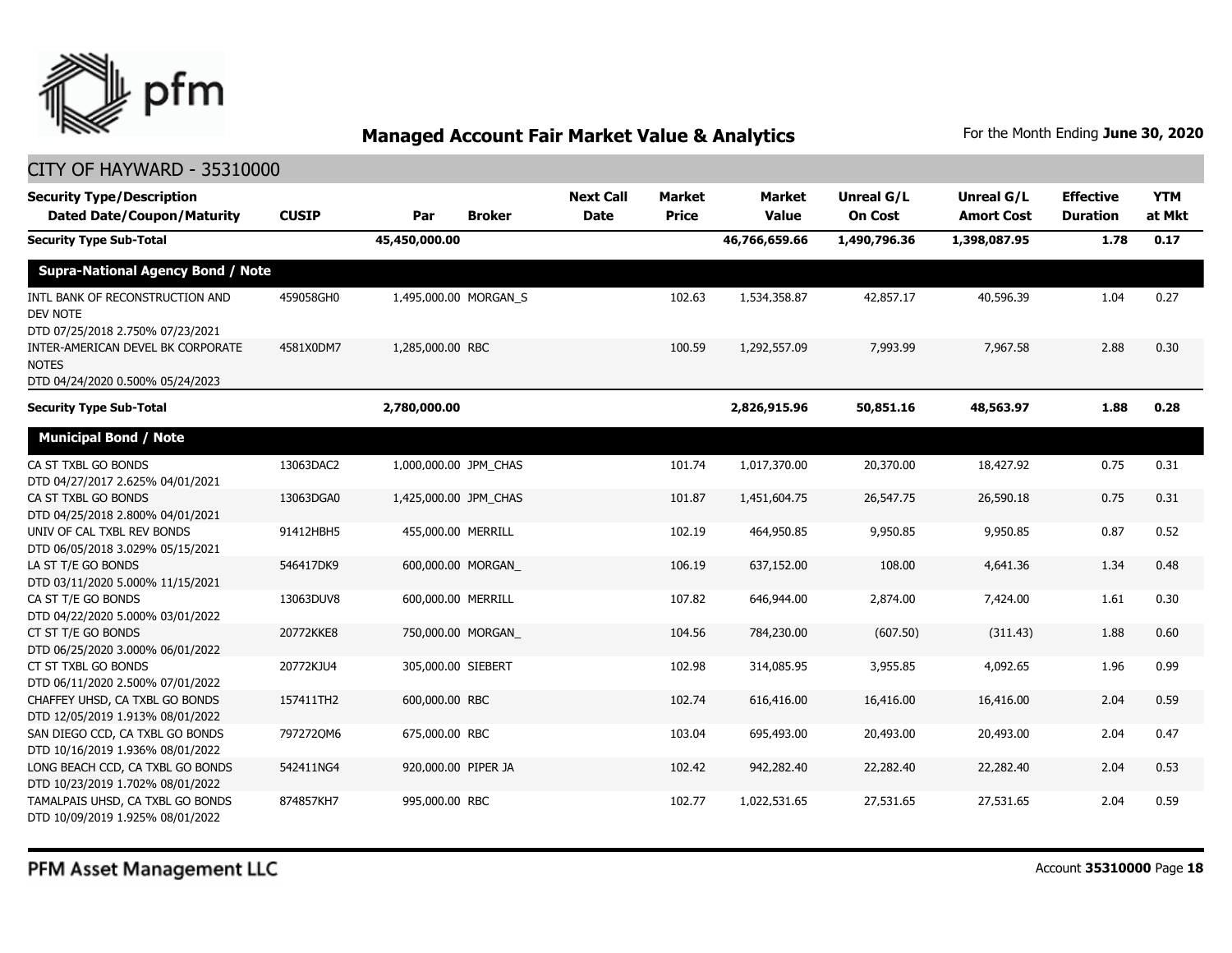## Managed Account Fair Market Value & Analytics

For the Month Ending **June 30, 2020**

CITY OF HAYWARD - 35310000

| Security Type/Description<br>Dated Date/Coupon/Maturity | CUSIP | Par | Broker | Next Call Date | Market Price | Market Value | Unreal G/L On Cost | Unreal G/L Amort Cost | Effective Duration | YTM at Mkt |
|---|---|---|---|---|---|---|---|---|---|---|
| **Security Type Sub-Total** | | **45,450,000.00** | | | | **46,766,659.66** | **1,490,796.36** | **1,398,087.95** | **1.78** | **0.17** |
| **Supra-National Agency Bond / Note** | | | | | | | | | | |
| INTL BANK OF RECONSTRUCTION AND DEV NOTE<br>DTD 07/25/2018 2.750% 07/23/2021 | 459058GH0 | 1,495,000.00 | MORGAN_S | | 102.63 | 1,534,358.87 | 42,857.17 | 40,596.39 | 1.04 | 0.27 |
| INTER-AMERICAN DEVEL BK CORPORATE NOTES<br>DTD 04/24/2020 0.500% 05/24/2023 | 4581X0DM7 | 1,285,000.00 | RBC | | 100.59 | 1,292,557.09 | 7,993.99 | 7,967.58 | 2.88 | 0.30 |
| **Security Type Sub-Total** | | **2,780,000.00** | | | | **2,826,915.96** | **50,851.16** | **48,563.97** | **1.88** | **0.28** |
| **Municipal Bond / Note** | | | | | | | | | | |
| CA ST TXBL GO BONDS<br>DTD 04/27/2017 2.625% 04/01/2021 | 13063DAC2 | 1,000,000.00 | JPM_CHAS | | 101.74 | 1,017,370.00 | 20,370.00 | 18,427.92 | 0.75 | 0.31 |
| CA ST TXBL GO BONDS<br>DTD 04/25/2018 2.800% 04/01/2021 | 13063DGA0 | 1,425,000.00 | JPM_CHAS | | 101.87 | 1,451,604.75 | 26,547.75 | 26,590.18 | 0.75 | 0.31 |
| UNIV OF CAL TXBL REV BONDS<br>DTD 06/05/2018 3.029% 05/15/2021 | 91412HBH5 | 455,000.00 | MERRILL | | 102.19 | 464,950.85 | 9,950.85 | 9,950.85 | 0.87 | 0.52 |
| LA ST T/E GO BONDS<br>DTD 03/11/2020 5.000% 11/15/2021 | 546417DK9 | 600,000.00 | MORGAN_ | | 106.19 | 637,152.00 | 108.00 | 4,641.36 | 1.34 | 0.48 |
| CA ST T/E GO BONDS<br>DTD 04/22/2020 5.000% 03/01/2022 | 13063DUV8 | 600,000.00 | MERRILL | | 107.82 | 646,944.00 | 2,874.00 | 7,424.00 | 1.61 | 0.30 |
| CT ST T/E GO BONDS<br>DTD 06/25/2020 3.000% 06/01/2022 | 20772KKE8 | 750,000.00 | MORGAN_ | | 104.56 | 784,230.00 | (607.50) | (311.43) | 1.88 | 0.60 |
| CT ST TXBL GO BONDS<br>DTD 06/11/2020 2.500% 07/01/2022 | 20772KJU4 | 305,000.00 | SIEBERT | | 102.98 | 314,085.95 | 3,955.85 | 4,092.65 | 1.96 | 0.99 |
| CHAFFEY UHSD, CA TXBL GO BONDS<br>DTD 12/05/2019 1.913% 08/01/2022 | 157411TH2 | 600,000.00 | RBC | | 102.74 | 616,416.00 | 16,416.00 | 16,416.00 | 2.04 | 0.59 |
| SAN DIEGO CCD, CA TXBL GO BONDS<br>DTD 10/16/2019 1.936% 08/01/2022 | 797272QM6 | 675,000.00 | RBC | | 103.04 | 695,493.00 | 20,493.00 | 20,493.00 | 2.04 | 0.47 |
| LONG BEACH CCD, CA TXBL GO BONDS<br>DTD 10/23/2019 1.702% 08/01/2022 | 542411NG4 | 920,000.00 | PIPER JA | | 102.42 | 942,282.40 | 22,282.40 | 22,282.40 | 2.04 | 0.53 |
| TAMALPAIS UHSD, CA TXBL GO BONDS<br>DTD 10/09/2019 1.925% 08/01/2022 | 874857KH7 | 995,000.00 | RBC | | 102.77 | 1,022,531.65 | 27,531.65 | 27,531.65 | 2.04 | 0.59 |

PFM Asset Management LLC

Account **35310000**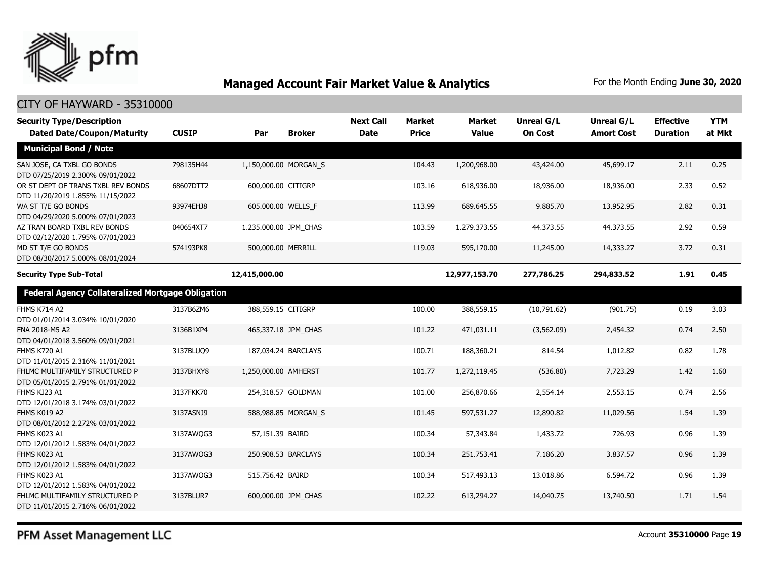## Managed Account Fair Market Value & Analytics

For the Month Ending **June 30, 2020**

CITY OF HAYWARD - 35310000

| Security Type/Description Dated Date/Coupon/Maturity | CUSIP | Par | Broker | Next Call Date | Market Price | Market Value | Unreal G/L On Cost | Unreal G/L Amort Cost | Effective Duration | YTM at Mkt |
|---|---|---|---|---|---|---|---|---|---|---|
| **Municipal Bond / Note** | | | | | | | | | | |
| SAN JOSE, CA TXBL GO BONDS DTD 07/25/2019 2.300% 09/01/2022 | 798135H44 | 1,150,000.00 | MORGAN_S | | 104.43 | 1,200,968.00 | 43,424.00 | 45,699.17 | 2.11 | 0.25 |
| OR ST DEPT OF TRANS TXBL REV BONDS DTD 11/20/2019 1.855% 11/15/2022 | 68607DTT2 | 600,000.00 | CITIGRP | | 103.16 | 618,936.00 | 18,936.00 | 18,936.00 | 2.33 | 0.52 |
| WA ST T/E GO BONDS DTD 04/29/2020 5.000% 07/01/2023 | 93974EHJ8 | 605,000.00 | WELLS_F | | 113.99 | 689,645.55 | 9,885.70 | 13,952.95 | 2.82 | 0.31 |
| AZ TRAN BOARD TXBL REV BONDS DTD 02/12/2020 1.795% 07/01/2023 | 040654XT7 | 1,235,000.00 | JPM_CHAS | | 103.59 | 1,279,373.55 | 44,373.55 | 44,373.55 | 2.92 | 0.59 |
| MD ST T/E GO BONDS DTD 08/30/2017 5.000% 08/01/2024 | 574193PK8 | 500,000.00 | MERRILL | | 119.03 | 595,170.00 | 11,245.00 | 14,333.27 | 3.72 | 0.31 |
| **Security Type Sub-Total** | | **12,415,000.00** | | | | **12,977,153.70** | **277,786.25** | **294,833.52** | **1.91** | **0.45** |
| **Federal Agency Collateralized Mortgage Obligation** | | | | | | | | | | |
| FHMS K714 A2 DTD 01/01/2014 3.034% 10/01/2020 | 3137B6ZM6 | 388,559.15 | CITIGRP | | 100.00 | 388,559.15 | (10,791.62) | (901.75) | 0.19 | 3.03 |
| FNA 2018-M5 A2 DTD 04/01/2018 3.560% 09/01/2021 | 3136B1XP4 | 465,337.18 | JPM_CHAS | | 101.22 | 471,031.11 | (3,562.09) | 2,454.32 | 0.74 | 2.50 |
| FHMS K720 A1 DTD 11/01/2015 2.316% 11/01/2021 | 3137BLUQ9 | 187,034.24 | BARCLAYS | | 100.71 | 188,360.21 | 814.54 | 1,012.82 | 0.82 | 1.78 |
| FHLMC MULTIFAMILY STRUCTURED P DTD 05/01/2015 2.791% 01/01/2022 | 3137BHXY8 | 1,250,000.00 | AMHERST | | 101.77 | 1,272,119.45 | (536.80) | 7,723.29 | 1.42 | 1.60 |
| FHMS KJ23 A1 DTD 12/01/2018 3.174% 03/01/2022 | 3137FKK70 | 254,318.57 | GOLDMAN | | 101.00 | 256,870.66 | 2,554.14 | 2,553.15 | 0.74 | 2.56 |
| FHMS K019 A2 DTD 08/01/2012 2.272% 03/01/2022 | 3137ASNJ9 | 588,988.85 | MORGAN_S | | 101.45 | 597,531.27 | 12,890.82 | 11,029.56 | 1.54 | 1.39 |
| FHMS K023 A1 DTD 12/01/2012 1.583% 04/01/2022 | 3137AWQG3 | 57,151.39 | BAIRD | | 100.34 | 57,343.84 | 1,433.72 | 726.93 | 0.96 | 1.39 |
| FHMS K023 A1 DTD 12/01/2012 1.583% 04/01/2022 | 3137AWQG3 | 250,908.53 | BARCLAYS | | 100.34 | 251,753.41 | 7,186.20 | 3,837.57 | 0.96 | 1.39 |
| FHMS K023 A1 DTD 12/01/2012 1.583% 04/01/2022 | 3137AWQG3 | 515,756.42 | BAIRD | | 100.34 | 517,493.13 | 13,018.86 | 6,594.72 | 0.96 | 1.39 |
| FHLMC MULTIFAMILY STRUCTURED P DTD 11/01/2015 2.716% 06/01/2022 | 3137BLUR7 | 600,000.00 | JPM_CHAS | | 102.22 | 613,294.27 | 14,040.75 | 13,740.50 | 1.71 | 1.54 |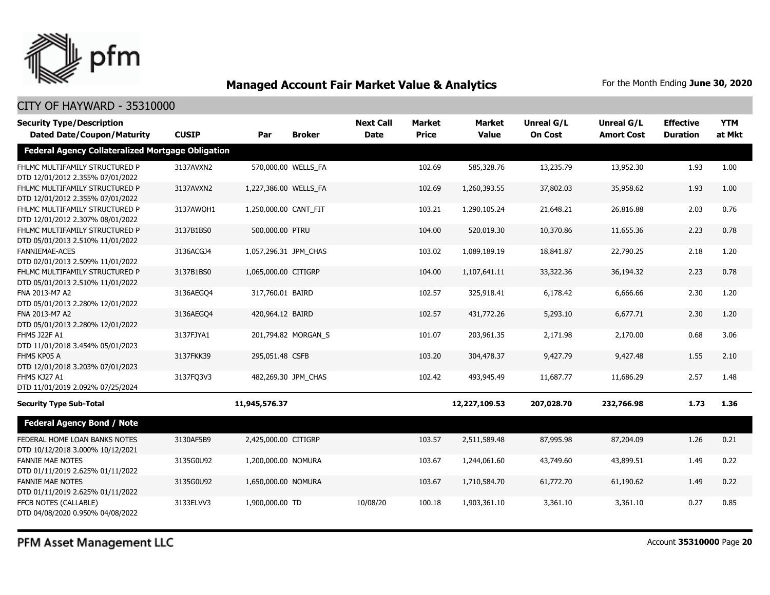## Managed Account Fair Market Value & Analytics

For the Month Ending **June 30, 2020**

CITY OF HAYWARD - 35310000

| Security Type/Description<br>Dated Date/Coupon/Maturity | CUSIP | Par | Broker | Next Call Date | Market Price | Market Value | Unreal G/L On Cost | Unreal G/L Amort Cost | Effective Duration | YTM at Mkt |
|---|---|---|---|---|---|---|---|---|---|---|
| **Federal Agency Collateralized Mortgage Obligation** | | | | | | | | | | |
| FHLMC MULTIFAMILY STRUCTURED P<br>DTD 12/01/2012 2.355% 07/01/2022 | 3137AVXN2 | 570,000.00 | WELLS_FA | | 102.69 | 585,328.76 | 13,235.79 | 13,952.30 | 1.93 | 1.00 |
| FHLMC MULTIFAMILY STRUCTURED P<br>DTD 12/01/2012 2.355% 07/01/2022 | 3137AVXN2 | 1,227,386.00 | WELLS_FA | | 102.69 | 1,260,393.55 | 37,802.03 | 35,958.62 | 1.93 | 1.00 |
| FHLMC MULTIFAMILY STRUCTURED P<br>DTD 12/01/2012 2.307% 08/01/2022 | 3137AWQH1 | 1,250,000.00 | CANT_FIT | | 103.21 | 1,290,105.24 | 21,648.21 | 26,816.88 | 2.03 | 0.76 |
| FHLMC MULTIFAMILY STRUCTURED P<br>DTD 05/01/2013 2.510% 11/01/2022 | 3137B1BS0 | 500,000.00 | PTRU | | 104.00 | 520,019.30 | 10,370.86 | 11,655.36 | 2.23 | 0.78 |
| FANNIEMAE-ACES<br>DTD 02/01/2013 2.509% 11/01/2022 | 3136ACGJ4 | 1,057,296.31 | JPM_CHAS | | 103.02 | 1,089,189.19 | 18,841.87 | 22,790.25 | 2.18 | 1.20 |
| FHLMC MULTIFAMILY STRUCTURED P<br>DTD 05/01/2013 2.510% 11/01/2022 | 3137B1BS0 | 1,065,000.00 | CITIGRP | | 104.00 | 1,107,641.11 | 33,322.36 | 36,194.32 | 2.23 | 0.78 |
| FNA 2013-M7 A2<br>DTD 05/01/2013 2.280% 12/01/2022 | 3136AEGQ4 | 317,760.01 | BAIRD | | 102.57 | 325,918.41 | 6,178.42 | 6,666.66 | 2.30 | 1.20 |
| FNA 2013-M7 A2<br>DTD 05/01/2013 2.280% 12/01/2022 | 3136AEGQ4 | 420,964.12 | BAIRD | | 102.57 | 431,772.26 | 5,293.10 | 6,677.71 | 2.30 | 1.20 |
| FHMS J22F A1<br>DTD 11/01/2018 3.454% 05/01/2023 | 3137FJYA1 | 201,794.82 | MORGAN_S | | 101.07 | 203,961.35 | 2,171.98 | 2,170.00 | 0.68 | 3.06 |
| FHMS KP05 A<br>DTD 12/01/2018 3.203% 07/01/2023 | 3137FKK39 | 295,051.48 | CSFB | | 103.20 | 304,478.37 | 9,427.79 | 9,427.48 | 1.55 | 2.10 |
| FHMS KJ27 A1<br>DTD 11/01/2019 2.092% 07/25/2024 | 3137FQ3V3 | 482,269.30 | JPM_CHAS | | 102.42 | 493,945.49 | 11,687.77 | 11,686.29 | 2.57 | 1.48 |
| **Security Type Sub-Total** | | **11,945,576.37** | | | | **12,227,109.53** | **207,028.70** | **232,766.98** | **1.73** | **1.36** |
| **Federal Agency Bond / Note** | | | | | | | | | | |
| FEDERAL HOME LOAN BANKS NOTES<br>DTD 10/12/2018 3.000% 10/12/2021 | 3130AF5B9 | 2,425,000.00 | CITIGRP | | 103.57 | 2,511,589.48 | 87,995.98 | 87,204.09 | 1.26 | 0.21 |
| FANNIE MAE NOTES<br>DTD 01/11/2019 2.625% 01/11/2022 | 3135G0U92 | 1,200,000.00 | NOMURA | | 103.67 | 1,244,061.60 | 43,749.60 | 43,899.51 | 1.49 | 0.22 |
| FANNIE MAE NOTES<br>DTD 01/11/2019 2.625% 01/11/2022 | 3135G0U92 | 1,650,000.00 | NOMURA | | 103.67 | 1,710,584.70 | 61,772.70 | 61,190.62 | 1.49 | 0.22 |
| FFCB NOTES (CALLABLE)<br>DTD 04/08/2020 0.950% 04/08/2022 | 3133ELVV3 | 1,900,000.00 | TD | 10/08/20 | 100.18 | 1,903,361.10 | 3,361.10 | 3,361.10 | 0.27 | 0.85 |

PFM Asset Management LLC

Account **35310000**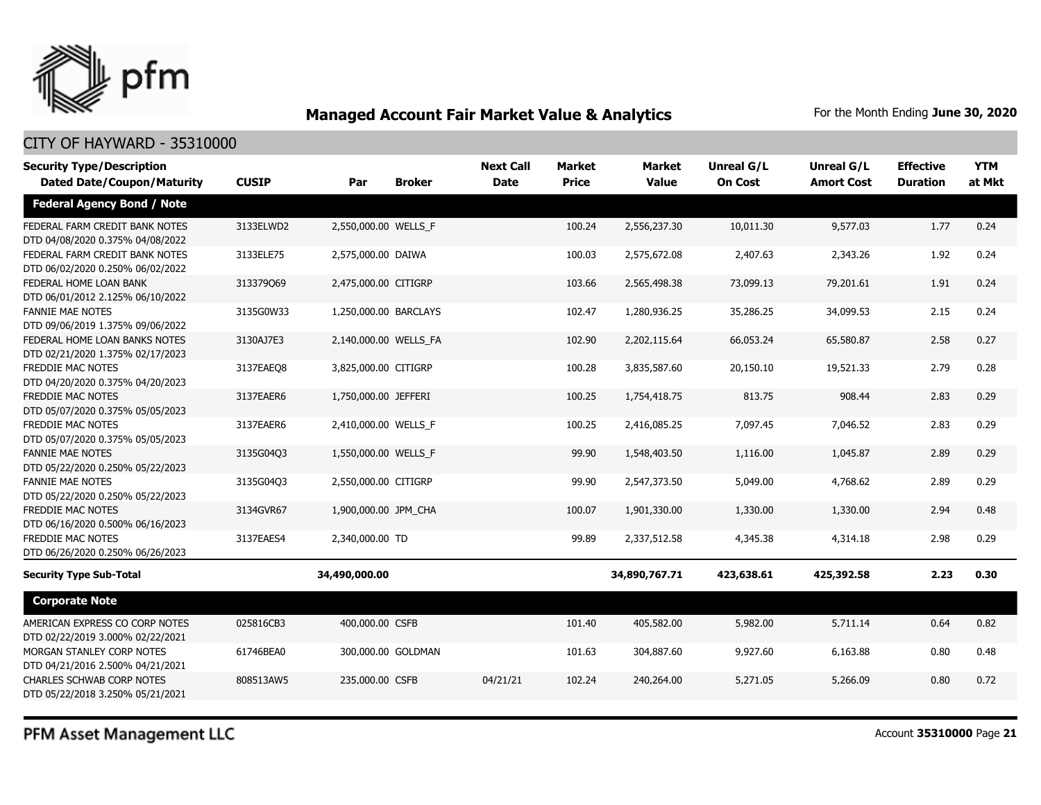## Managed Account Fair Market Value & Analytics

For the Month Ending **June 30, 2020**

CITY OF HAYWARD - 35310000

| Security Type/Description Dated Date/Coupon/Maturity | CUSIP | Par | Broker | Next Call Date | Market Price | Market Value | Unreal G/L On Cost | Unreal G/L Amort Cost | Effective Duration | YTM at Mkt |
|---|---|---|---|---|---|---|---|---|---|---|
| **Federal Agency Bond / Note** | | | | | | | | | | |
| FEDERAL FARM CREDIT BANK NOTES DTD 04/08/2020 0.375% 04/08/2022 | 3133ELWD2 | 2,550,000.00 | WELLS_F | | 100.24 | 2,556,237.30 | 10,011.30 | 9,577.03 | 1.77 | 0.24 |
| FEDERAL FARM CREDIT BANK NOTES DTD 06/02/2020 0.250% 06/02/2022 | 3133ELE75 | 2,575,000.00 | DAIWA | | 100.03 | 2,575,672.08 | 2,407.63 | 2,343.26 | 1.92 | 0.24 |
| FEDERAL HOME LOAN BANK DTD 06/01/2012 2.125% 06/10/2022 | 313379Q69 | 2,475,000.00 | CITIGRP | | 103.66 | 2,565,498.38 | 73,099.13 | 79,201.61 | 1.91 | 0.24 |
| FANNIE MAE NOTES DTD 09/06/2019 1.375% 09/06/2022 | 3135G0W33 | 1,250,000.00 | BARCLAYS | | 102.47 | 1,280,936.25 | 35,286.25 | 34,099.53 | 2.15 | 0.24 |
| FEDERAL HOME LOAN BANKS NOTES DTD 02/21/2020 1.375% 02/17/2023 | 3130AJ7E3 | 2,140,000.00 | WELLS_FA | | 102.90 | 2,202,115.64 | 66,053.24 | 65,580.87 | 2.58 | 0.27 |
| FREDDIE MAC NOTES DTD 04/20/2020 0.375% 04/20/2023 | 3137EAEQ8 | 3,825,000.00 | CITIGRP | | 100.28 | 3,835,587.60 | 20,150.10 | 19,521.33 | 2.79 | 0.28 |
| FREDDIE MAC NOTES DTD 05/07/2020 0.375% 05/05/2023 | 3137EAER6 | 1,750,000.00 | JEFFERI | | 100.25 | 1,754,418.75 | 813.75 | 908.44 | 2.83 | 0.29 |
| FREDDIE MAC NOTES DTD 05/07/2020 0.375% 05/05/2023 | 3137EAER6 | 2,410,000.00 | WELLS_F | | 100.25 | 2,416,085.25 | 7,097.45 | 7,046.52 | 2.83 | 0.29 |
| FANNIE MAE NOTES DTD 05/22/2020 0.250% 05/22/2023 | 3135G04Q3 | 1,550,000.00 | WELLS_F | | 99.90 | 1,548,403.50 | 1,116.00 | 1,045.87 | 2.89 | 0.29 |
| FANNIE MAE NOTES DTD 05/22/2020 0.250% 05/22/2023 | 3135G04Q3 | 2,550,000.00 | CITIGRP | | 99.90 | 2,547,373.50 | 5,049.00 | 4,768.62 | 2.89 | 0.29 |
| FREDDIE MAC NOTES DTD 06/16/2020 0.500% 06/16/2023 | 3134GVR67 | 1,900,000.00 | JPM_CHA | | 100.07 | 1,901,330.00 | 1,330.00 | 1,330.00 | 2.94 | 0.48 |
| FREDDIE MAC NOTES DTD 06/26/2020 0.250% 06/26/2023 | 3137EAES4 | 2,340,000.00 | TD | | 99.89 | 2,337,512.58 | 4,345.38 | 4,314.18 | 2.98 | 0.29 |
| **Security Type Sub-Total** | | **34,490,000.00** | | | | **34,890,767.71** | **423,638.61** | **425,392.58** | **2.23** | **0.30** |
| **Corporate Note** | | | | | | | | | | |
| AMERICAN EXPRESS CO CORP NOTES DTD 02/22/2019 3.000% 02/22/2021 | 025816CB3 | 400,000.00 | CSFB | | 101.40 | 405,582.00 | 5,982.00 | 5,711.14 | 0.64 | 0.82 |
| MORGAN STANLEY CORP NOTES DTD 04/21/2016 2.500% 04/21/2021 | 61746BEA0 | 300,000.00 | GOLDMAN | | 101.63 | 304,887.60 | 9,927.60 | 6,163.88 | 0.80 | 0.48 |
| CHARLES SCHWAB CORP NOTES DTD 05/22/2018 3.250% 05/21/2021 | 808513AW5 | 235,000.00 | CSFB | 04/21/21 | 102.24 | 240,264.00 | 5,271.05 | 5,266.09 | 0.80 | 0.72 |

PFM Asset Management LLC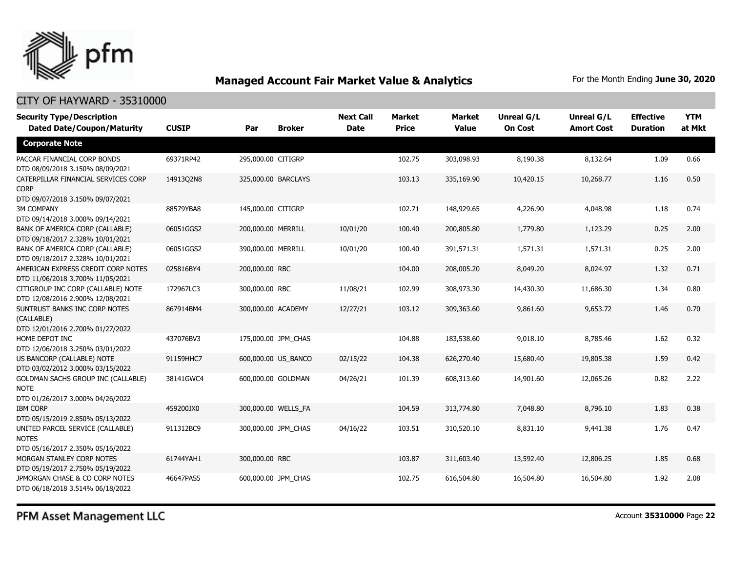## Managed Account Fair Market Value & Analytics

For the Month Ending **June 30, 2020**

### CITY OF HAYWARD - 35310000

| Security Type/Description<br>Dated Date/Coupon/Maturity | CUSIP | Par | Broker | Next Call Date | Market Price | Market Value | Unreal G/L On Cost | Unreal G/L Amort Cost | Effective Duration | YTM at Mkt |
|---|---|---|---|---|---|---|---|---|---|---|
| **Corporate Note** | | | | | | | | | | |
| PACCAR FINANCIAL CORP BONDS<br>DTD 08/09/2018 3.150% 08/09/2021 | 69371RP42 | 295,000.00 | CITIGRP | | 102.75 | 303,098.93 | 8,190.38 | 8,132.64 | 1.09 | 0.66 |
| CATERPILLAR FINANCIAL SERVICES CORP CORP<br>DTD 09/07/2018 3.150% 09/07/2021 | 14913Q2N8 | 325,000.00 | BARCLAYS | | 103.13 | 335,169.90 | 10,420.15 | 10,268.77 | 1.16 | 0.50 |
| 3M COMPANY<br>DTD 09/14/2018 3.000% 09/14/2021 | 88579YBA8 | 145,000.00 | CITIGRP | | 102.71 | 148,929.65 | 4,226.90 | 4,048.98 | 1.18 | 0.74 |
| BANK OF AMERICA CORP (CALLABLE)<br>DTD 09/18/2017 2.328% 10/01/2021 | 06051GGS2 | 200,000.00 | MERRILL | 10/01/20 | 100.40 | 200,805.80 | 1,779.80 | 1,123.29 | 0.25 | 2.00 |
| BANK OF AMERICA CORP (CALLABLE)<br>DTD 09/18/2017 2.328% 10/01/2021 | 06051GGS2 | 390,000.00 | MERRILL | 10/01/20 | 100.40 | 391,571.31 | 1,571.31 | 1,571.31 | 0.25 | 2.00 |
| AMERICAN EXPRESS CREDIT CORP NOTES<br>DTD 11/06/2018 3.700% 11/05/2021 | 025816BY4 | 200,000.00 | RBC | | 104.00 | 208,005.20 | 8,049.20 | 8,024.97 | 1.32 | 0.71 |
| CITIGROUP INC CORP (CALLABLE) NOTE<br>DTD 12/08/2016 2.900% 12/08/2021 | 172967LC3 | 300,000.00 | RBC | 11/08/21 | 102.99 | 308,973.30 | 14,430.30 | 11,686.30 | 1.34 | 0.80 |
| SUNTRUST BANKS INC CORP NOTES (CALLABLE)<br>DTD 12/01/2016 2.700% 01/27/2022 | 867914BM4 | 300,000.00 | ACADEMY | 12/27/21 | 103.12 | 309,363.60 | 9,861.60 | 9,653.72 | 1.46 | 0.70 |
| HOME DEPOT INC<br>DTD 12/06/2018 3.250% 03/01/2022 | 437076BV3 | 175,000.00 | JPM_CHAS | | 104.88 | 183,538.60 | 9,018.10 | 8,785.46 | 1.62 | 0.32 |
| US BANCORP (CALLABLE) NOTE<br>DTD 03/02/2012 3.000% 03/15/2022 | 91159HHC7 | 600,000.00 | US_BANCO | 02/15/22 | 104.38 | 626,270.40 | 15,680.40 | 19,805.38 | 1.59 | 0.42 |
| GOLDMAN SACHS GROUP INC (CALLABLE) NOTE<br>DTD 01/26/2017 3.000% 04/26/2022 | 38141GWC4 | 600,000.00 | GOLDMAN | 04/26/21 | 101.39 | 608,313.60 | 14,901.60 | 12,065.26 | 0.82 | 2.22 |
| IBM CORP<br>DTD 05/15/2019 2.850% 05/13/2022 | 459200JX0 | 300,000.00 | WELLS_FA | | 104.59 | 313,774.80 | 7,048.80 | 8,796.10 | 1.83 | 0.38 |
| UNITED PARCEL SERVICE (CALLABLE) NOTES<br>DTD 05/16/2017 2.350% 05/16/2022 | 911312BC9 | 300,000.00 | JPM_CHAS | 04/16/22 | 103.51 | 310,520.10 | 8,831.10 | 9,441.38 | 1.76 | 0.47 |
| MORGAN STANLEY CORP NOTES<br>DTD 05/19/2017 2.750% 05/19/2022 | 61744YAH1 | 300,000.00 | RBC | | 103.87 | 311,603.40 | 13,592.40 | 12,806.25 | 1.85 | 0.68 |
| JPMORGAN CHASE & CO CORP NOTES<br>DTD 06/18/2018 3.514% 06/18/2022 | 46647PAS5 | 600,000.00 | JPM_CHAS | | 102.75 | 616,504.80 | 16,504.80 | 16,504.80 | 1.92 | 2.08 |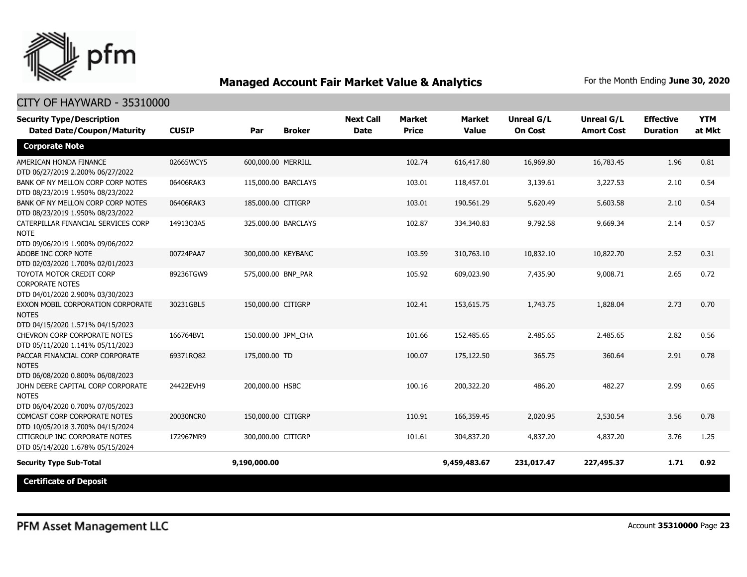# Managed Account Fair Market Value & Analytics

For the Month Ending **June 30, 2020**

## CITY OF HAYWARD - 35310000

| Security Type/Description<br>Dated Date/Coupon/Maturity | CUSIP | Par | Broker | Next Call Date | Market Price | Market Value | Unreal G/L On Cost | Unreal G/L Amort Cost | Effective Duration | YTM at Mkt |
|---|---|---|---|---|---|---|---|---|---|---|
| **Corporate Note** | | | | | | | | | | |
| AMERICAN HONDA FINANCE<br>DTD 06/27/2019 2.200% 06/27/2022 | 02665WCY5 | 600,000.00 | MERRILL | | 102.74 | 616,417.80 | 16,969.80 | 16,783.45 | 1.96 | 0.81 |
| BANK OF NY MELLON CORP CORP NOTES<br>DTD 08/23/2019 1.950% 08/23/2022 | 06406RAK3 | 115,000.00 | BARCLAYS | | 103.01 | 118,457.01 | 3,139.61 | 3,227.53 | 2.10 | 0.54 |
| BANK OF NY MELLON CORP CORP NOTES<br>DTD 08/23/2019 1.950% 08/23/2022 | 06406RAK3 | 185,000.00 | CITIGRP | | 103.01 | 190,561.29 | 5,620.49 | 5,603.58 | 2.10 | 0.54 |
| CATERPILLAR FINANCIAL SERVICES CORP NOTE<br>DTD 09/06/2019 1.900% 09/06/2022 | 14913Q3A5 | 325,000.00 | BARCLAYS | | 102.87 | 334,340.83 | 9,792.58 | 9,669.34 | 2.14 | 0.57 |
| ADOBE INC CORP NOTE<br>DTD 02/03/2020 1.700% 02/01/2023 | 00724PAA7 | 300,000.00 | KEYBANC | | 103.59 | 310,763.10 | 10,832.10 | 10,822.70 | 2.52 | 0.31 |
| TOYOTA MOTOR CREDIT CORP CORPORATE NOTES<br>DTD 04/01/2020 2.900% 03/30/2023 | 89236TGW9 | 575,000.00 | BNP_PAR | | 105.92 | 609,023.90 | 7,435.90 | 9,008.71 | 2.65 | 0.72 |
| EXXON MOBIL CORPORATION CORPORATE NOTES<br>DTD 04/15/2020 1.571% 04/15/2023 | 30231GBL5 | 150,000.00 | CITIGRP | | 102.41 | 153,615.75 | 1,743.75 | 1,828.04 | 2.73 | 0.70 |
| CHEVRON CORP CORPORATE NOTES<br>DTD 05/11/2020 1.141% 05/11/2023 | 166764BV1 | 150,000.00 | JPM_CHA | | 101.66 | 152,485.65 | 2,485.65 | 2,485.65 | 2.82 | 0.56 |
| PACCAR FINANCIAL CORP CORPORATE NOTES<br>DTD 06/08/2020 0.800% 06/08/2023 | 69371RQ82 | 175,000.00 | TD | | 100.07 | 175,122.50 | 365.75 | 360.64 | 2.91 | 0.78 |
| JOHN DEERE CAPITAL CORP CORPORATE NOTES<br>DTD 06/04/2020 0.700% 07/05/2023 | 24422EVH9 | 200,000.00 | HSBC | | 100.16 | 200,322.20 | 486.20 | 482.27 | 2.99 | 0.65 |
| COMCAST CORP CORPORATE NOTES<br>DTD 10/05/2018 3.700% 04/15/2024 | 20030NCR0 | 150,000.00 | CITIGRP | | 110.91 | 166,359.45 | 2,020.95 | 2,530.54 | 3.56 | 0.78 |
| CITIGROUP INC CORPORATE NOTES<br>DTD 05/14/2020 1.678% 05/15/2024 | 172967MR9 | 300,000.00 | CITIGRP | | 101.61 | 304,837.20 | 4,837.20 | 4,837.20 | 3.76 | 1.25 |
| **Security Type Sub-Total** | | **9,190,000.00** | | | | **9,459,483.67** | **231,017.47** | **227,495.37** | **1.71** | **0.92** |
| **Certificate of Deposit** | | | | | | | | | | |

PFM Asset Management LLC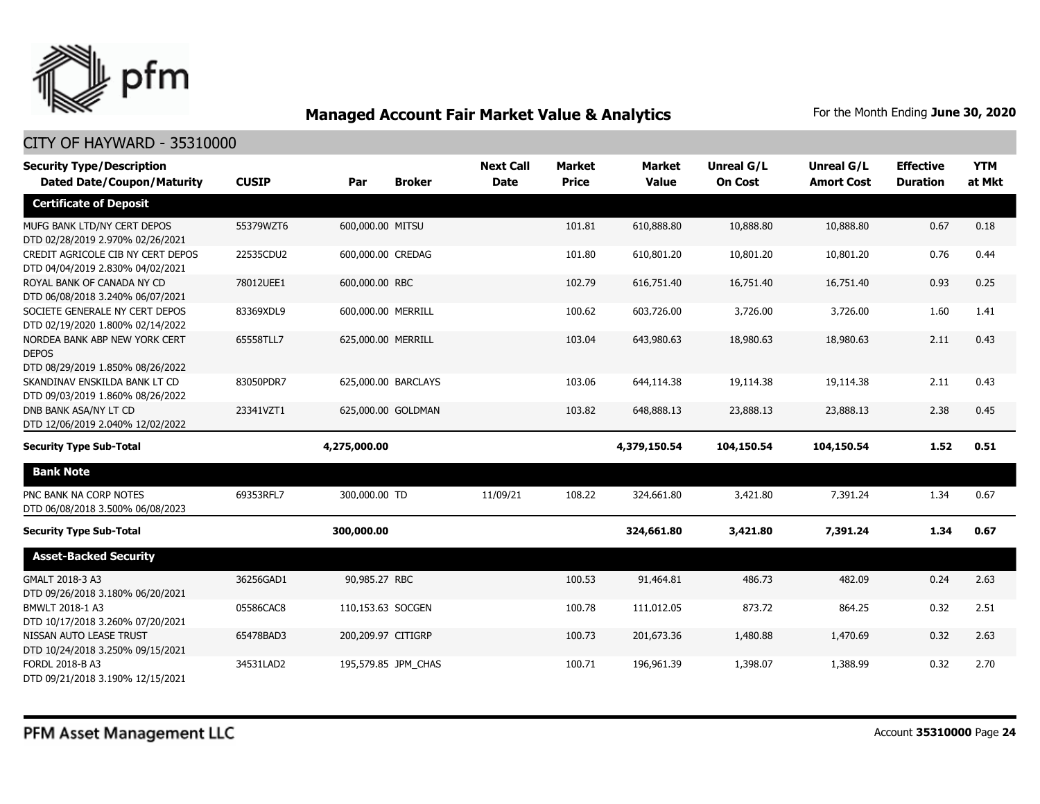## Managed Account Fair Market Value & Analytics

For the Month Ending **June 30, 2020**

### CITY OF HAYWARD - 35310000

| Security Type/Description Dated Date/Coupon/Maturity | CUSIP | Par | Broker | Next Call Date | Market Price | Market Value | Unreal G/L On Cost | Unreal G/L Amort Cost | Effective Duration | YTM at Mkt |
|---|---|---|---|---|---|---|---|---|---|---|
| **Certificate of Deposit** | | | | | | | | | | |
| MUFG BANK LTD/NY CERT DEPOS DTD 02/28/2019 2.970% 02/26/2021 | 55379WZT6 | 600,000.00 | MITSU | | 101.81 | 610,888.80 | 10,888.80 | 10,888.80 | 0.67 | 0.18 |
| CREDIT AGRICOLE CIB NY CERT DEPOS DTD 04/04/2019 2.830% 04/02/2021 | 22535CDU2 | 600,000.00 | CREDAG | | 101.80 | 610,801.20 | 10,801.20 | 10,801.20 | 0.76 | 0.44 |
| ROYAL BANK OF CANADA NY CD DTD 06/08/2018 3.240% 06/07/2021 | 78012UEE1 | 600,000.00 | RBC | | 102.79 | 616,751.40 | 16,751.40 | 16,751.40 | 0.93 | 0.25 |
| SOCIETE GENERALE NY CERT DEPOS DTD 02/19/2020 1.800% 02/14/2022 | 83369XDL9 | 600,000.00 | MERRILL | | 100.62 | 603,726.00 | 3,726.00 | 3,726.00 | 1.60 | 1.41 |
| NORDEA BANK ABP NEW YORK CERT DEPOS DTD 08/29/2019 1.850% 08/26/2022 | 65558TLL7 | 625,000.00 | MERRILL | | 103.04 | 643,980.63 | 18,980.63 | 18,980.63 | 2.11 | 0.43 |
| SKANDINAV ENSKILDA BANK LT CD DTD 09/03/2019 1.860% 08/26/2022 | 83050PDR7 | 625,000.00 | BARCLAYS | | 103.06 | 644,114.38 | 19,114.38 | 19,114.38 | 2.11 | 0.43 |
| DNB BANK ASA/NY LT CD DTD 12/06/2019 2.040% 12/02/2022 | 23341VZT1 | 625,000.00 | GOLDMAN | | 103.82 | 648,888.13 | 23,888.13 | 23,888.13 | 2.38 | 0.45 |
| **Security Type Sub-Total** | | **4,275,000.00** | | | | **4,379,150.54** | **104,150.54** | **104,150.54** | **1.52** | **0.51** |
| **Bank Note** | | | | | | | | | | |
| PNC BANK NA CORP NOTES DTD 06/08/2018 3.500% 06/08/2023 | 69353RFL7 | 300,000.00 | TD | 11/09/21 | 108.22 | 324,661.80 | 3,421.80 | 7,391.24 | 1.34 | 0.67 |
| **Security Type Sub-Total** | | **300,000.00** | | | | **324,661.80** | **3,421.80** | **7,391.24** | **1.34** | **0.67** |
| **Asset-Backed Security** | | | | | | | | | | |
| GMALT 2018-3 A3 DTD 09/26/2018 3.180% 06/20/2021 | 36256GAD1 | 90,985.27 | RBC | | 100.53 | 91,464.81 | 486.73 | 482.09 | 0.24 | 2.63 |
| BMWLT 2018-1 A3 DTD 10/17/2018 3.260% 07/20/2021 | 05586CAC8 | 110,153.63 | SOCGEN | | 100.78 | 111,012.05 | 873.72 | 864.25 | 0.32 | 2.51 |
| NISSAN AUTO LEASE TRUST DTD 10/24/2018 3.250% 09/15/2021 | 65478BAD3 | 200,209.97 | CITIGRP | | 100.73 | 201,673.36 | 1,480.88 | 1,470.69 | 0.32 | 2.63 |
| FORDL 2018-B A3 DTD 09/21/2018 3.190% 12/15/2021 | 34531LAD2 | 195,579.85 | JPM_CHAS | | 100.71 | 196,961.39 | 1,398.07 | 1,388.99 | 0.32 | 2.70 |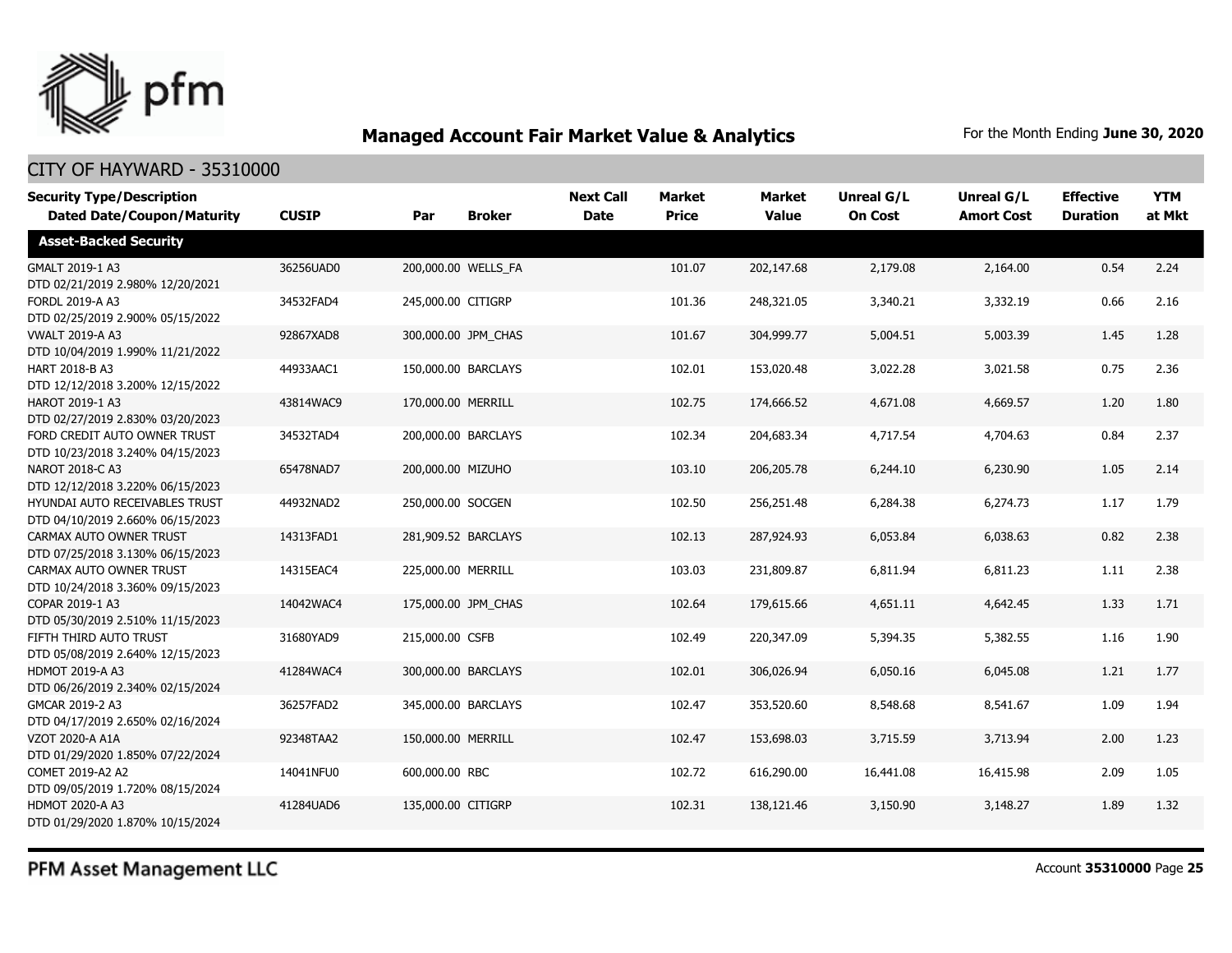## Managed Account Fair Market Value & Analytics

For the Month Ending **June 30, 2020**

CITY OF HAYWARD - 35310000

| Security Type/Description<br>Dated Date/Coupon/Maturity | CUSIP | Par | Broker | Next Call Date | Market Price | Market Value | Unreal G/L On Cost | Unreal G/L Amort Cost | Effective Duration | YTM at Mkt |
|---|---|---|---|---|---|---|---|---|---|---|
| **Asset-Backed Security** | | | | | | | | | | |
| GMALT 2019-1 A3<br>DTD 02/21/2019 2.980% 12/20/2021 | 36256UAD0 | 200,000.00 | WELLS_FA | | 101.07 | 202,147.68 | 2,179.08 | 2,164.00 | 0.54 | 2.24 |
| FORDL 2019-A A3<br>DTD 02/25/2019 2.900% 05/15/2022 | 34532FAD4 | 245,000.00 | CITIGRP | | 101.36 | 248,321.05 | 3,340.21 | 3,332.19 | 0.66 | 2.16 |
| VWALT 2019-A A3<br>DTD 10/04/2019 1.990% 11/21/2022 | 92867XAD8 | 300,000.00 | JPM_CHAS | | 101.67 | 304,999.77 | 5,004.51 | 5,003.39 | 1.45 | 1.28 |
| HART 2018-B A3<br>DTD 12/12/2018 3.200% 12/15/2022 | 44933AAC1 | 150,000.00 | BARCLAYS | | 102.01 | 153,020.48 | 3,022.28 | 3,021.58 | 0.75 | 2.36 |
| HAROT 2019-1 A3<br>DTD 02/27/2019 2.830% 03/20/2023 | 43814WAC9 | 170,000.00 | MERRILL | | 102.75 | 174,666.52 | 4,671.08 | 4,669.57 | 1.20 | 1.80 |
| FORD CREDIT AUTO OWNER TRUST<br>DTD 10/23/2018 3.240% 04/15/2023 | 34532TAD4 | 200,000.00 | BARCLAYS | | 102.34 | 204,683.34 | 4,717.54 | 4,704.63 | 0.84 | 2.37 |
| NAROT 2018-C A3<br>DTD 12/12/2018 3.220% 06/15/2023 | 65478NAD7 | 200,000.00 | MIZUHO | | 103.10 | 206,205.78 | 6,244.10 | 6,230.90 | 1.05 | 2.14 |
| HYUNDAI AUTO RECEIVABLES TRUST<br>DTD 04/10/2019 2.660% 06/15/2023 | 44932NAD2 | 250,000.00 | SOCGEN | | 102.50 | 256,251.48 | 6,284.38 | 6,274.73 | 1.17 | 1.79 |
| CARMAX AUTO OWNER TRUST<br>DTD 07/25/2018 3.130% 06/15/2023 | 14313FAD1 | 281,909.52 | BARCLAYS | | 102.13 | 287,924.93 | 6,053.84 | 6,038.63 | 0.82 | 2.38 |
| CARMAX AUTO OWNER TRUST<br>DTD 10/24/2018 3.360% 09/15/2023 | 14315EAC4 | 225,000.00 | MERRILL | | 103.03 | 231,809.87 | 6,811.94 | 6,811.23 | 1.11 | 2.38 |
| COPAR 2019-1 A3<br>DTD 05/30/2019 2.510% 11/15/2023 | 14042WAC4 | 175,000.00 | JPM_CHAS | | 102.64 | 179,615.66 | 4,651.11 | 4,642.45 | 1.33 | 1.71 |
| FIFTH THIRD AUTO TRUST<br>DTD 05/08/2019 2.640% 12/15/2023 | 31680YAD9 | 215,000.00 | CSFB | | 102.49 | 220,347.09 | 5,394.35 | 5,382.55 | 1.16 | 1.90 |
| HDMOT 2019-A A3<br>DTD 06/26/2019 2.340% 02/15/2024 | 41284WAC4 | 300,000.00 | BARCLAYS | | 102.01 | 306,026.94 | 6,050.16 | 6,045.08 | 1.21 | 1.77 |
| GMCAR 2019-2 A3<br>DTD 04/17/2019 2.650% 02/16/2024 | 36257FAD2 | 345,000.00 | BARCLAYS | | 102.47 | 353,520.60 | 8,548.68 | 8,541.67 | 1.09 | 1.94 |
| VZOT 2020-A A1A<br>DTD 01/29/2020 1.850% 07/22/2024 | 92348TAA2 | 150,000.00 | MERRILL | | 102.47 | 153,698.03 | 3,715.59 | 3,713.94 | 2.00 | 1.23 |
| COMET 2019-A2 A2<br>DTD 09/05/2019 1.720% 08/15/2024 | 14041NFU0 | 600,000.00 | RBC | | 102.72 | 616,290.00 | 16,441.08 | 16,415.98 | 2.09 | 1.05 |
| HDMOT 2020-A A3<br>DTD 01/29/2020 1.870% 10/15/2024 | 41284UAD6 | 135,000.00 | CITIGRP | | 102.31 | 138,121.46 | 3,150.90 | 3,148.27 | 1.89 | 1.32 |

PFM Asset Management LLC

Account **35310000**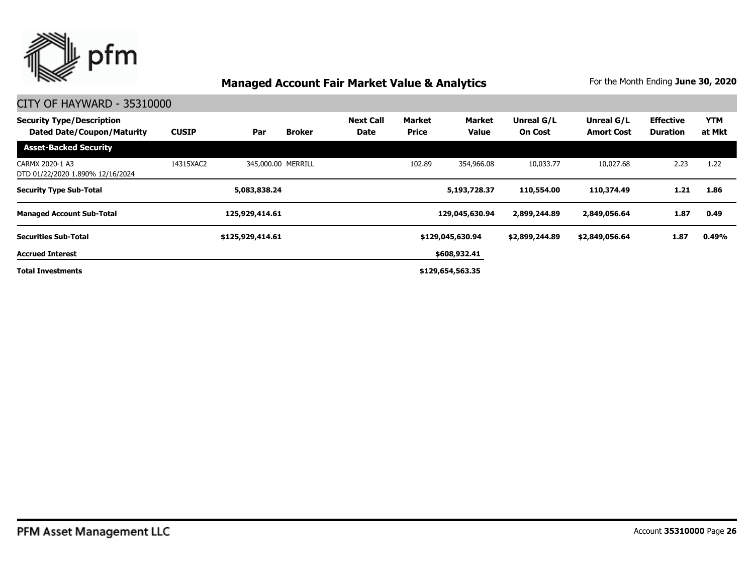## Managed Account Fair Market Value & Analytics

For the Month Ending **June 30, 2020**

CITY OF HAYWARD - 35310000

| Security Type/Description Dated Date/Coupon/Maturity | CUSIP | Par | Broker | Next Call Date | Market Price | Market Value | Unreal G/L On Cost | Unreal G/L Amort Cost | Effective Duration | YTM at Mkt |
|---|---|---|---|---|---|---|---|---|---|---|
| **Asset-Backed Security** | | | | | | | | | | |
| CARMX 2020-1 A3 DTD 01/22/2020 1.890% 12/16/2024 | 14315XAC2 | 345,000.00 | MERRILL | | 102.89 | 354,966.08 | 10,033.77 | 10,027.68 | 2.23 | 1.22 |
| **Security Type Sub-Total** | | **5,083,838.24** | | | | **5,193,728.37** | **110,554.00** | **110,374.49** | **1.21** | **1.86** |
| **Managed Account Sub-Total** | | **125,929,414.61** | | | | **129,045,630.94** | **2,899,244.89** | **2,849,056.64** | **1.87** | **0.49** |
| **Securities Sub-Total** | | **$125,929,414.61** | | | | **$129,045,630.94** | **$2,899,244.89** | **$2,849,056.64** | **1.87** | **0.49%** |
| **Accrued Interest** | | | | | | **$608,932.41** | | | | |
| **Total Investments** | | | | | | **$129,654,563.35** | | | | |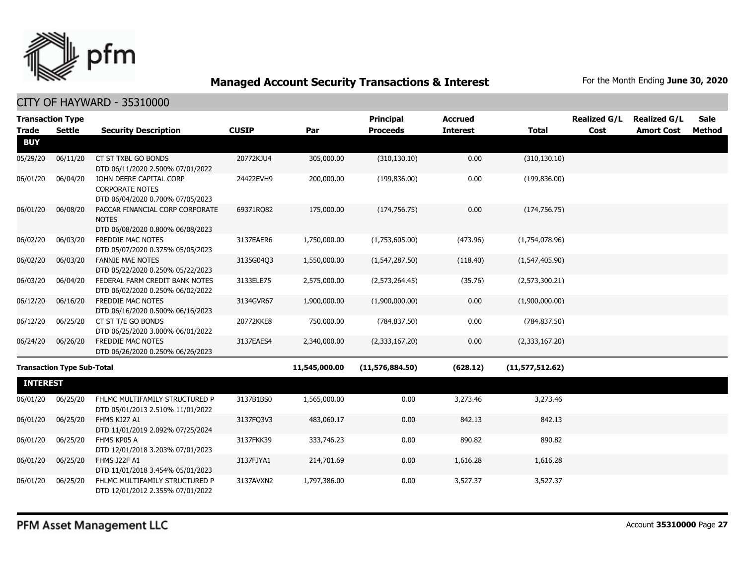# Managed Account Security Transactions & Interest

For the Month Ending **June 30, 2020**

## CITY OF HAYWARD - 35310000

| Transaction Type Trade | Settle | Security Description | CUSIP | Par | Principal Proceeds | Accrued Interest | Total | Realized G/L Cost | Realized G/L Amort Cost | Sale Method |
|---|---|---|---|---|---|---|---|---|---|---|
| **BUY** | | | | | | | | | | |
| 05/29/20 | 06/11/20 | CT ST TXBL GO BONDS DTD 06/11/2020 2.500% 07/01/2022 | 20772KJU4 | 305,000.00 | (310,130.10) | 0.00 | (310,130.10) | | | |
| 06/01/20 | 06/04/20 | JOHN DEERE CAPITAL CORP CORPORATE NOTES DTD 06/04/2020 0.700% 07/05/2023 | 24422EVH9 | 200,000.00 | (199,836.00) | 0.00 | (199,836.00) | | | |
| 06/01/20 | 06/08/20 | PACCAR FINANCIAL CORP CORPORATE NOTES DTD 06/08/2020 0.800% 06/08/2023 | 69371RQ82 | 175,000.00 | (174,756.75) | 0.00 | (174,756.75) | | | |
| 06/02/20 | 06/03/20 | FREDDIE MAC NOTES DTD 05/07/2020 0.375% 05/05/2023 | 3137EAER6 | 1,750,000.00 | (1,753,605.00) | (473.96) | (1,754,078.96) | | | |
| 06/02/20 | 06/03/20 | FANNIE MAE NOTES DTD 05/22/2020 0.250% 05/22/2023 | 3135G04Q3 | 1,550,000.00 | (1,547,287.50) | (118.40) | (1,547,405.90) | | | |
| 06/03/20 | 06/04/20 | FEDERAL FARM CREDIT BANK NOTES DTD 06/02/2020 0.250% 06/02/2022 | 3133ELE75 | 2,575,000.00 | (2,573,264.45) | (35.76) | (2,573,300.21) | | | |
| 06/12/20 | 06/16/20 | FREDDIE MAC NOTES DTD 06/16/2020 0.500% 06/16/2023 | 3134GVR67 | 1,900,000.00 | (1,900,000.00) | 0.00 | (1,900,000.00) | | | |
| 06/12/20 | 06/25/20 | CT ST T/E GO BONDS DTD 06/25/2020 3.000% 06/01/2022 | 20772KKE8 | 750,000.00 | (784,837.50) | 0.00 | (784,837.50) | | | |
| 06/24/20 | 06/26/20 | FREDDIE MAC NOTES DTD 06/26/2020 0.250% 06/26/2023 | 3137EAES4 | 2,340,000.00 | (2,333,167.20) | 0.00 | (2,333,167.20) | | | |
| **Transaction Type Sub-Total** | | | | **11,545,000.00** | **(11,576,884.50)** | **(628.12)** | **(11,577,512.62)** | | | |
| **INTEREST** | | | | | | | | | | |
| 06/01/20 | 06/25/20 | FHLMC MULTIFAMILY STRUCTURED P DTD 05/01/2013 2.510% 11/01/2022 | 3137B1BS0 | 1,565,000.00 | 0.00 | 3,273.46 | 3,273.46 | | | |
| 06/01/20 | 06/25/20 | FHMS KJ27 A1 DTD 11/01/2019 2.092% 07/25/2024 | 3137FQ3V3 | 483,060.17 | 0.00 | 842.13 | 842.13 | | | |
| 06/01/20 | 06/25/20 | FHMS KP05 A DTD 12/01/2018 3.203% 07/01/2023 | 3137FKK39 | 333,746.23 | 0.00 | 890.82 | 890.82 | | | |
| 06/01/20 | 06/25/20 | FHMS J22F A1 DTD 11/01/2018 3.454% 05/01/2023 | 3137FJYA1 | 214,701.69 | 0.00 | 1,616.28 | 1,616.28 | | | |
| 06/01/20 | 06/25/20 | FHLMC MULTIFAMILY STRUCTURED P DTD 12/01/2012 2.355% 07/01/2022 | 3137AVXN2 | 1,797,386.00 | 0.00 | 3,527.37 | 3,527.37 | | | |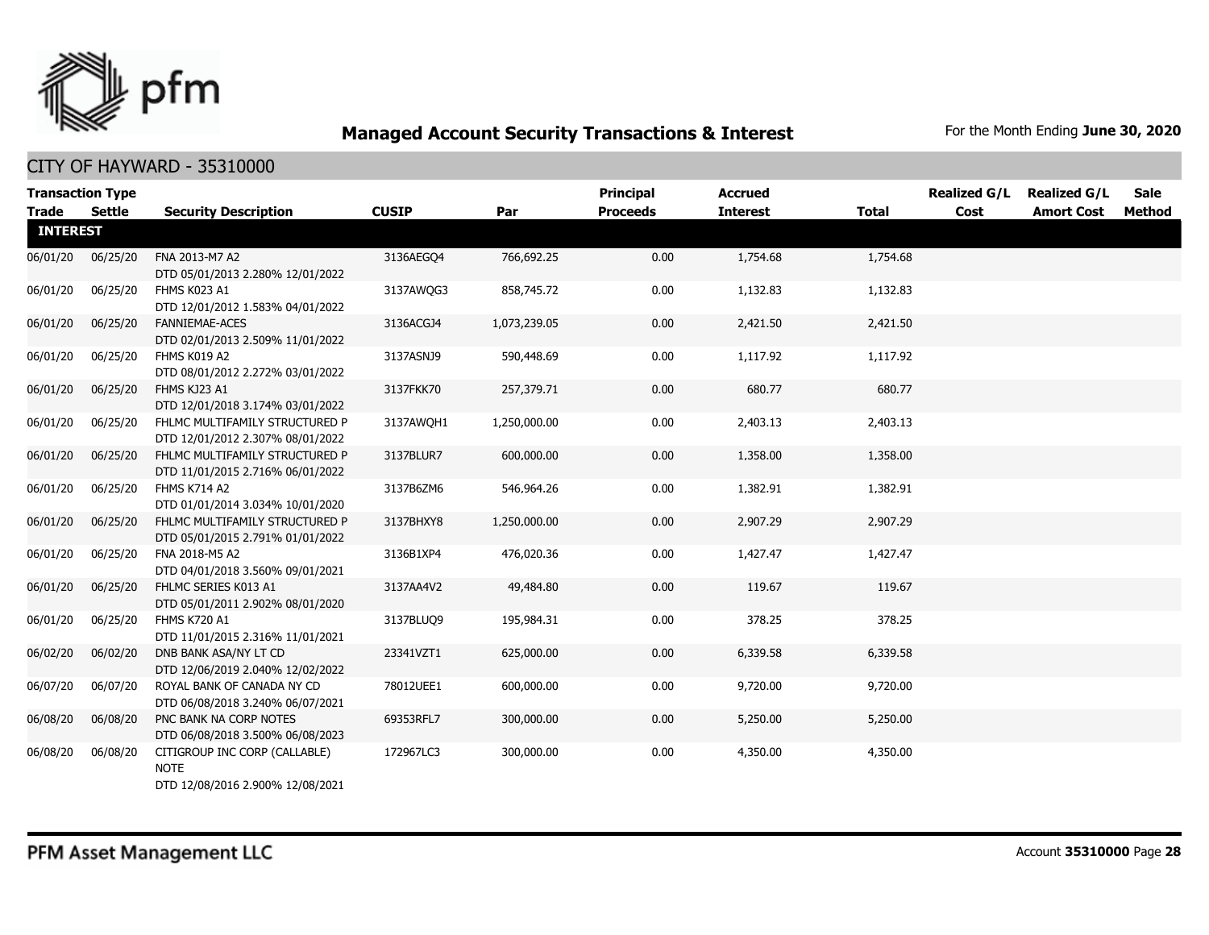## Managed Account Security Transactions & Interest

For the Month Ending **June 30, 2020**

### CITY OF HAYWARD - 35310000

| Transaction Type Trade | Settle | Security Description | CUSIP | Par | Principal Proceeds | Accrued Interest | Total | Realized G/L Cost | Realized G/L Amort Cost | Sale Method |
|---|---|---|---|---|---|---|---|---|---|---|
| **INTEREST** | | | | | | | | | | |
| 06/01/20 | 06/25/20 | FNA 2013-M7 A2 DTD 05/01/2013 2.280% 12/01/2022 | 3136AEGQ4 | 766,692.25 | 0.00 | 1,754.68 | 1,754.68 | | | |
| 06/01/20 | 06/25/20 | FHMS K023 A1 DTD 12/01/2012 1.583% 04/01/2022 | 3137AWQG3 | 858,745.72 | 0.00 | 1,132.83 | 1,132.83 | | | |
| 06/01/20 | 06/25/20 | FANNIEMAE-ACES DTD 02/01/2013 2.509% 11/01/2022 | 3136ACGJ4 | 1,073,239.05 | 0.00 | 2,421.50 | 2,421.50 | | | |
| 06/01/20 | 06/25/20 | FHMS K019 A2 DTD 08/01/2012 2.272% 03/01/2022 | 3137ASNJ9 | 590,448.69 | 0.00 | 1,117.92 | 1,117.92 | | | |
| 06/01/20 | 06/25/20 | FHMS KJ23 A1 DTD 12/01/2018 3.174% 03/01/2022 | 3137FKK70 | 257,379.71 | 0.00 | 680.77 | 680.77 | | | |
| 06/01/20 | 06/25/20 | FHLMC MULTIFAMILY STRUCTURED P DTD 12/01/2012 2.307% 08/01/2022 | 3137AWQH1 | 1,250,000.00 | 0.00 | 2,403.13 | 2,403.13 | | | |
| 06/01/20 | 06/25/20 | FHLMC MULTIFAMILY STRUCTURED P DTD 11/01/2015 2.716% 06/01/2022 | 3137BLUR7 | 600,000.00 | 0.00 | 1,358.00 | 1,358.00 | | | |
| 06/01/20 | 06/25/20 | FHMS K714 A2 DTD 01/01/2014 3.034% 10/01/2020 | 3137B6ZM6 | 546,964.26 | 0.00 | 1,382.91 | 1,382.91 | | | |
| 06/01/20 | 06/25/20 | FHLMC MULTIFAMILY STRUCTURED P DTD 05/01/2015 2.791% 01/01/2022 | 3137BHXY8 | 1,250,000.00 | 0.00 | 2,907.29 | 2,907.29 | | | |
| 06/01/20 | 06/25/20 | FNA 2018-M5 A2 DTD 04/01/2018 3.560% 09/01/2021 | 3136B1XP4 | 476,020.36 | 0.00 | 1,427.47 | 1,427.47 | | | |
| 06/01/20 | 06/25/20 | FHLMC SERIES K013 A1 DTD 05/01/2011 2.902% 08/01/2020 | 3137AA4V2 | 49,484.80 | 0.00 | 119.67 | 119.67 | | | |
| 06/01/20 | 06/25/20 | FHMS K720 A1 DTD 11/01/2015 2.316% 11/01/2021 | 3137BLUQ9 | 195,984.31 | 0.00 | 378.25 | 378.25 | | | |
| 06/02/20 | 06/02/20 | DNB BANK ASA/NY LT CD DTD 12/06/2019 2.040% 12/02/2022 | 23341VZT1 | 625,000.00 | 0.00 | 6,339.58 | 6,339.58 | | | |
| 06/07/20 | 06/07/20 | ROYAL BANK OF CANADA NY CD DTD 06/08/2018 3.240% 06/07/2021 | 78012UEE1 | 600,000.00 | 0.00 | 9,720.00 | 9,720.00 | | | |
| 06/08/20 | 06/08/20 | PNC BANK NA CORP NOTES DTD 06/08/2018 3.500% 06/08/2023 | 69353RFL7 | 300,000.00 | 0.00 | 5,250.00 | 5,250.00 | | | |
| 06/08/20 | 06/08/20 | CITIGROUP INC CORP (CALLABLE) NOTE DTD 12/08/2016 2.900% 12/08/2021 | 172967LC3 | 300,000.00 | 0.00 | 4,350.00 | 4,350.00 | | | |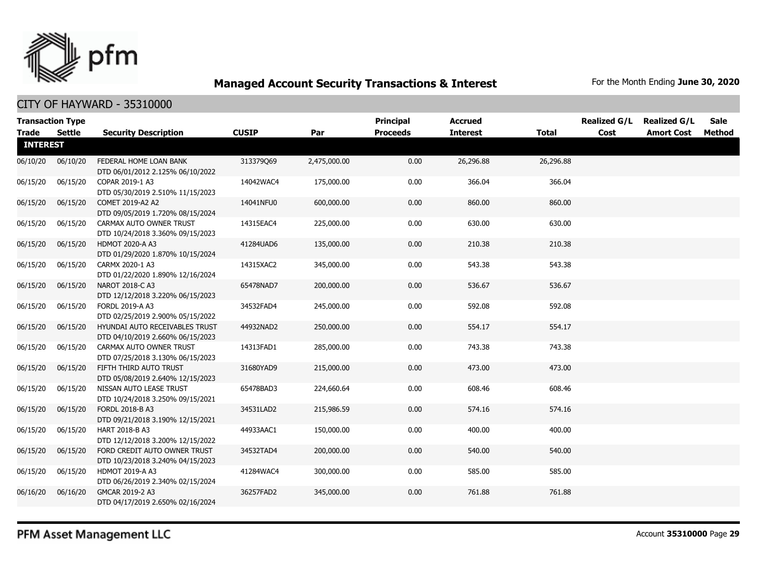## Managed Account Security Transactions & Interest

For the Month Ending **June 30, 2020**

### CITY OF HAYWARD - 35310000

| Transaction Type Trade | Settle | Security Description | CUSIP | Par | Principal Proceeds | Accrued Interest | Total | Realized G/L Cost | Realized G/L Amort Cost | Sale Method |
|---|---|---|---|---|---|---|---|---|---|---|
| **INTEREST** | | | | | | | | | | |
| 06/10/20 | 06/10/20 | FEDERAL HOME LOAN BANK DTD 06/01/2012 2.125% 06/10/2022 | 313379Q69 | 2,475,000.00 | 0.00 | 26,296.88 | 26,296.88 | | | |
| 06/15/20 | 06/15/20 | COPAR 2019-1 A3 DTD 05/30/2019 2.510% 11/15/2023 | 14042WAC4 | 175,000.00 | 0.00 | 366.04 | 366.04 | | | |
| 06/15/20 | 06/15/20 | COMET 2019-A2 A2 DTD 09/05/2019 1.720% 08/15/2024 | 14041NFU0 | 600,000.00 | 0.00 | 860.00 | 860.00 | | | |
| 06/15/20 | 06/15/20 | CARMAX AUTO OWNER TRUST DTD 10/24/2018 3.360% 09/15/2023 | 14315EAC4 | 225,000.00 | 0.00 | 630.00 | 630.00 | | | |
| 06/15/20 | 06/15/20 | HDMOT 2020-A A3 DTD 01/29/2020 1.870% 10/15/2024 | 41284UAD6 | 135,000.00 | 0.00 | 210.38 | 210.38 | | | |
| 06/15/20 | 06/15/20 | CARMX 2020-1 A3 DTD 01/22/2020 1.890% 12/16/2024 | 14315XAC2 | 345,000.00 | 0.00 | 543.38 | 543.38 | | | |
| 06/15/20 | 06/15/20 | NAROT 2018-C A3 DTD 12/12/2018 3.220% 06/15/2023 | 65478NAD7 | 200,000.00 | 0.00 | 536.67 | 536.67 | | | |
| 06/15/20 | 06/15/20 | FORDL 2019-A A3 DTD 02/25/2019 2.900% 05/15/2022 | 34532FAD4 | 245,000.00 | 0.00 | 592.08 | 592.08 | | | |
| 06/15/20 | 06/15/20 | HYUNDAI AUTO RECEIVABLES TRUST DTD 04/10/2019 2.660% 06/15/2023 | 44932NAD2 | 250,000.00 | 0.00 | 554.17 | 554.17 | | | |
| 06/15/20 | 06/15/20 | CARMAX AUTO OWNER TRUST DTD 07/25/2018 3.130% 06/15/2023 | 14313FAD1 | 285,000.00 | 0.00 | 743.38 | 743.38 | | | |
| 06/15/20 | 06/15/20 | FIFTH THIRD AUTO TRUST DTD 05/08/2019 2.640% 12/15/2023 | 31680YAD9 | 215,000.00 | 0.00 | 473.00 | 473.00 | | | |
| 06/15/20 | 06/15/20 | NISSAN AUTO LEASE TRUST DTD 10/24/2018 3.250% 09/15/2021 | 65478BAD3 | 224,660.64 | 0.00 | 608.46 | 608.46 | | | |
| 06/15/20 | 06/15/20 | FORDL 2018-B A3 DTD 09/21/2018 3.190% 12/15/2021 | 34531LAD2 | 215,986.59 | 0.00 | 574.16 | 574.16 | | | |
| 06/15/20 | 06/15/20 | HART 2018-B A3 DTD 12/12/2018 3.200% 12/15/2022 | 44933AAC1 | 150,000.00 | 0.00 | 400.00 | 400.00 | | | |
| 06/15/20 | 06/15/20 | FORD CREDIT AUTO OWNER TRUST DTD 10/23/2018 3.240% 04/15/2023 | 34532TAD4 | 200,000.00 | 0.00 | 540.00 | 540.00 | | | |
| 06/15/20 | 06/15/20 | HDMOT 2019-A A3 DTD 06/26/2019 2.340% 02/15/2024 | 41284WAC4 | 300,000.00 | 0.00 | 585.00 | 585.00 | | | |
| 06/16/20 | 06/16/20 | GMCAR 2019-2 A3 DTD 04/17/2019 2.650% 02/16/2024 | 36257FAD2 | 345,000.00 | 0.00 | 761.88 | 761.88 | | | |

PFM Asset Management LLC

Account **35310000**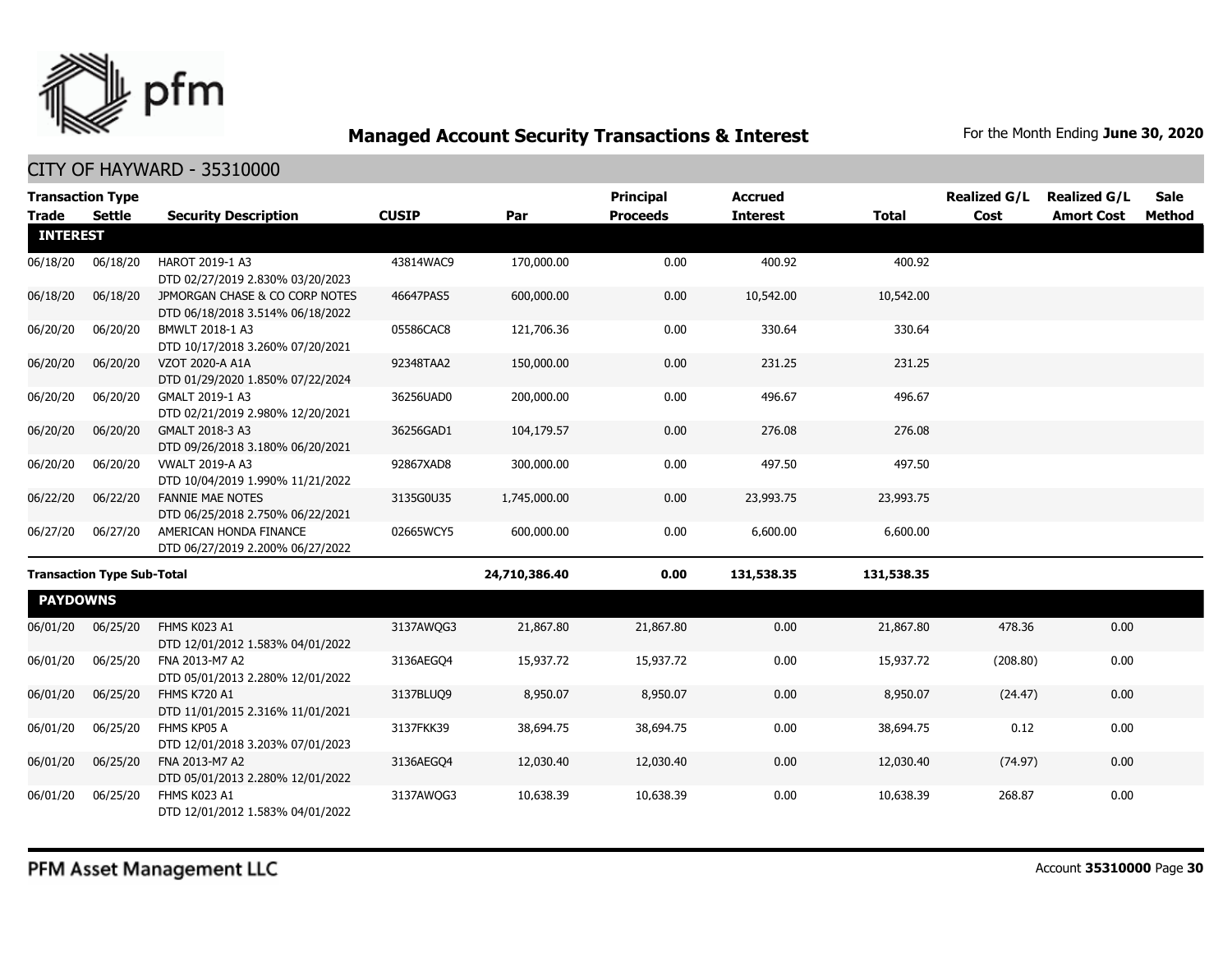## Managed Account Security Transactions & Interest

For the Month Ending **June 30, 2020**

### CITY OF HAYWARD - 35310000

| Transaction Type Trade | Settle | Security Description | CUSIP | Par | Principal Proceeds | Accrued Interest | Total | Realized G/L Cost | Realized G/L Amort Cost | Sale Method |
|---|---|---|---|---|---|---|---|---|---|---|
| **INTEREST** | | | | | | | | | | |
| 06/18/20 | 06/18/20 | HAROT 2019-1 A3 DTD 02/27/2019 2.830% 03/20/2023 | 43814WAC9 | 170,000.00 | 0.00 | 400.92 | 400.92 | | | |
| 06/18/20 | 06/18/20 | JPMORGAN CHASE & CO CORP NOTES DTD 06/18/2018 3.514% 06/18/2022 | 46647PAS5 | 600,000.00 | 0.00 | 10,542.00 | 10,542.00 | | | |
| 06/20/20 | 06/20/20 | BMWLT 2018-1 A3 DTD 10/17/2018 3.260% 07/20/2021 | 05586CAC8 | 121,706.36 | 0.00 | 330.64 | 330.64 | | | |
| 06/20/20 | 06/20/20 | VZOT 2020-A A1A DTD 01/29/2020 1.850% 07/22/2024 | 92348TAA2 | 150,000.00 | 0.00 | 231.25 | 231.25 | | | |
| 06/20/20 | 06/20/20 | GMALT 2019-1 A3 DTD 02/21/2019 2.980% 12/20/2021 | 36256UAD0 | 200,000.00 | 0.00 | 496.67 | 496.67 | | | |
| 06/20/20 | 06/20/20 | GMALT 2018-3 A3 DTD 09/26/2018 3.180% 06/20/2021 | 36256GAD1 | 104,179.57 | 0.00 | 276.08 | 276.08 | | | |
| 06/20/20 | 06/20/20 | VWALT 2019-A A3 DTD 10/04/2019 1.990% 11/21/2022 | 92867XAD8 | 300,000.00 | 0.00 | 497.50 | 497.50 | | | |
| 06/22/20 | 06/22/20 | FANNIE MAE NOTES DTD 06/25/2018 2.750% 06/22/2021 | 3135G0U35 | 1,745,000.00 | 0.00 | 23,993.75 | 23,993.75 | | | |
| 06/27/20 | 06/27/20 | AMERICAN HONDA FINANCE DTD 06/27/2019 2.200% 06/27/2022 | 02665WCY5 | 600,000.00 | 0.00 | 6,600.00 | 6,600.00 | | | |
| **Transaction Type Sub-Total** | | | | **24,710,386.40** | **0.00** | **131,538.35** | **131,538.35** | | | |
| **PAYDOWNS** | | | | | | | | | | |
| 06/01/20 | 06/25/20 | FHMS K023 A1 DTD 12/01/2012 1.583% 04/01/2022 | 3137AWQG3 | 21,867.80 | 21,867.80 | 0.00 | 21,867.80 | 478.36 | 0.00 | |
| 06/01/20 | 06/25/20 | FNA 2013-M7 A2 DTD 05/01/2013 2.280% 12/01/2022 | 3136AEGQ4 | 15,937.72 | 15,937.72 | 0.00 | 15,937.72 | (208.80) | 0.00 | |
| 06/01/20 | 06/25/20 | FHMS K720 A1 DTD 11/01/2015 2.316% 11/01/2021 | 3137BLUQ9 | 8,950.07 | 8,950.07 | 0.00 | 8,950.07 | (24.47) | 0.00 | |
| 06/01/20 | 06/25/20 | FHMS KP05 A DTD 12/01/2018 3.203% 07/01/2023 | 3137FKK39 | 38,694.75 | 38,694.75 | 0.00 | 38,694.75 | 0.12 | 0.00 | |
| 06/01/20 | 06/25/20 | FNA 2013-M7 A2 DTD 05/01/2013 2.280% 12/01/2022 | 3136AEGQ4 | 12,030.40 | 12,030.40 | 0.00 | 12,030.40 | (74.97) | 0.00 | |
| 06/01/20 | 06/25/20 | FHMS K023 A1 DTD 12/01/2012 1.583% 04/01/2022 | 3137AWQG3 | 10,638.39 | 10,638.39 | 0.00 | 10,638.39 | 268.87 | 0.00 | |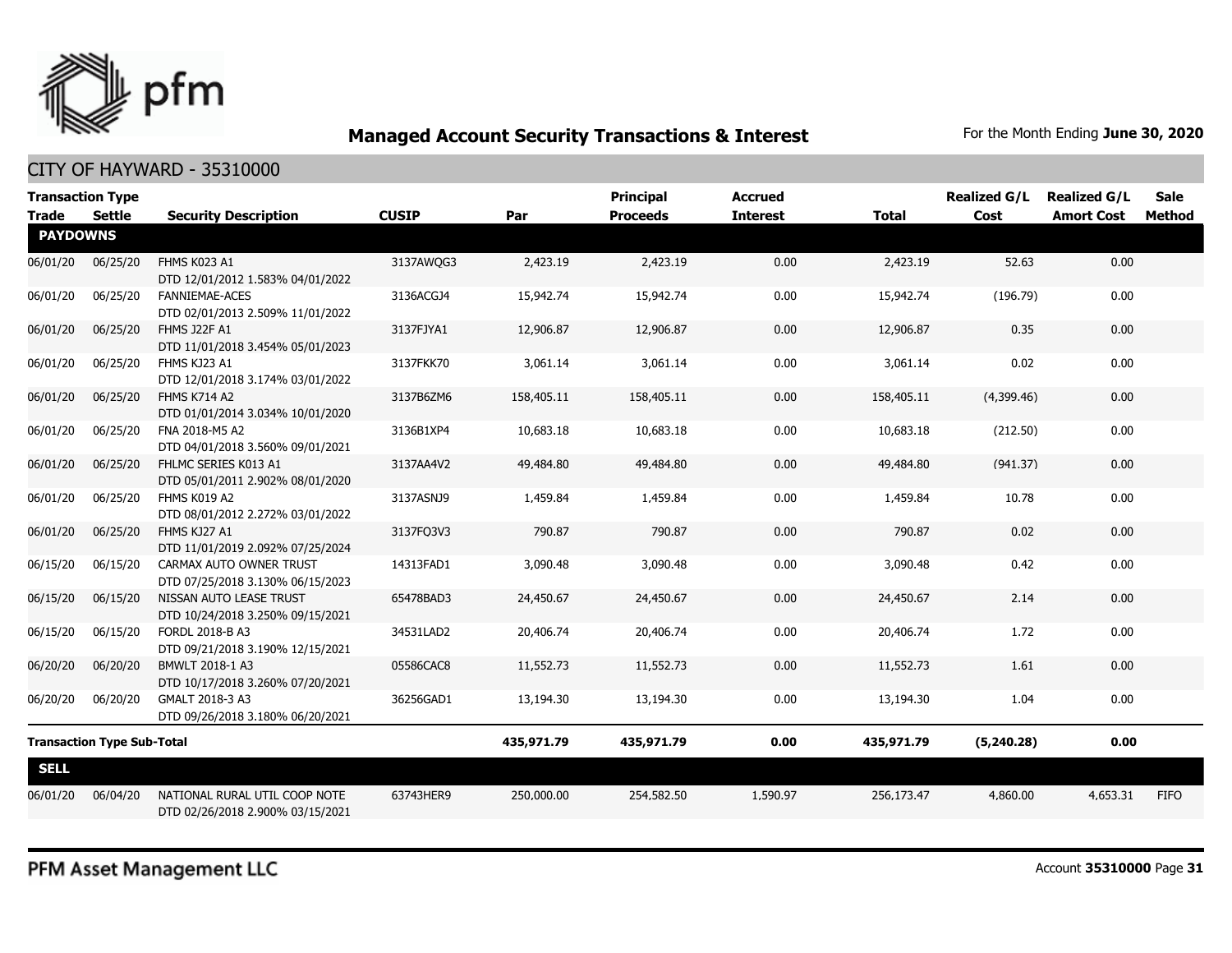## Managed Account Security Transactions & Interest

For the Month Ending **June 30, 2020**

CITY OF HAYWARD - 35310000

| Transaction Type Trade | Settle | Security Description | CUSIP | Par | Principal Proceeds | Accrued Interest | Total | Realized G/L Cost | Realized G/L Amort Cost | Sale Method |
|---|---|---|---|---|---|---|---|---|---|---|
| **PAYDOWNS** | | | | | | | | | | |
| 06/01/20 | 06/25/20 | FHMS K023 A1 DTD 12/01/2012 1.583% 04/01/2022 | 3137AWQG3 | 2,423.19 | 2,423.19 | 0.00 | 2,423.19 | 52.63 | 0.00 | |
| 06/01/20 | 06/25/20 | FANNIEMAE-ACES DTD 02/01/2013 2.509% 11/01/2022 | 3136ACGJ4 | 15,942.74 | 15,942.74 | 0.00 | 15,942.74 | (196.79) | 0.00 | |
| 06/01/20 | 06/25/20 | FHMS J22F A1 DTD 11/01/2018 3.454% 05/01/2023 | 3137FJYA1 | 12,906.87 | 12,906.87 | 0.00 | 12,906.87 | 0.35 | 0.00 | |
| 06/01/20 | 06/25/20 | FHMS KJ23 A1 DTD 12/01/2018 3.174% 03/01/2022 | 3137FKK70 | 3,061.14 | 3,061.14 | 0.00 | 3,061.14 | 0.02 | 0.00 | |
| 06/01/20 | 06/25/20 | FHMS K714 A2 DTD 01/01/2014 3.034% 10/01/2020 | 3137B6ZM6 | 158,405.11 | 158,405.11 | 0.00 | 158,405.11 | (4,399.46) | 0.00 | |
| 06/01/20 | 06/25/20 | FNA 2018-M5 A2 DTD 04/01/2018 3.560% 09/01/2021 | 3136B1XP4 | 10,683.18 | 10,683.18 | 0.00 | 10,683.18 | (212.50) | 0.00 | |
| 06/01/20 | 06/25/20 | FHLMC SERIES K013 A1 DTD 05/01/2011 2.902% 08/01/2020 | 3137AA4V2 | 49,484.80 | 49,484.80 | 0.00 | 49,484.80 | (941.37) | 0.00 | |
| 06/01/20 | 06/25/20 | FHMS K019 A2 DTD 08/01/2012 2.272% 03/01/2022 | 3137ASNJ9 | 1,459.84 | 1,459.84 | 0.00 | 1,459.84 | 10.78 | 0.00 | |
| 06/01/20 | 06/25/20 | FHMS KJ27 A1 DTD 11/01/2019 2.092% 07/25/2024 | 3137FQ3V3 | 790.87 | 790.87 | 0.00 | 790.87 | 0.02 | 0.00 | |
| 06/15/20 | 06/15/20 | CARMAX AUTO OWNER TRUST DTD 07/25/2018 3.130% 06/15/2023 | 14313FAD1 | 3,090.48 | 3,090.48 | 0.00 | 3,090.48 | 0.42 | 0.00 | |
| 06/15/20 | 06/15/20 | NISSAN AUTO LEASE TRUST DTD 10/24/2018 3.250% 09/15/2021 | 65478BAD3 | 24,450.67 | 24,450.67 | 0.00 | 24,450.67 | 2.14 | 0.00 | |
| 06/15/20 | 06/15/20 | FORDL 2018-B A3 DTD 09/21/2018 3.190% 12/15/2021 | 34531LAD2 | 20,406.74 | 20,406.74 | 0.00 | 20,406.74 | 1.72 | 0.00 | |
| 06/20/20 | 06/20/20 | BMWLT 2018-1 A3 DTD 10/17/2018 3.260% 07/20/2021 | 05586CAC8 | 11,552.73 | 11,552.73 | 0.00 | 11,552.73 | 1.61 | 0.00 | |
| 06/20/20 | 06/20/20 | GMALT 2018-3 A3 DTD 09/26/2018 3.180% 06/20/2021 | 36256GAD1 | 13,194.30 | 13,194.30 | 0.00 | 13,194.30 | 1.04 | 0.00 | |
| **Transaction Type Sub-Total** | | | | **435,971.79** | **435,971.79** | **0.00** | **435,971.79** | **(5,240.28)** | **0.00** | |
| **SELL** | | | | | | | | | | |
| 06/01/20 | 06/04/20 | NATIONAL RURAL UTIL COOP NOTE DTD 02/26/2018 2.900% 03/15/2021 | 63743HER9 | 250,000.00 | 254,582.50 | 1,590.97 | 256,173.47 | 4,860.00 | 4,653.31 | FIFO |

PFM Asset Management LLC

Account **35310000**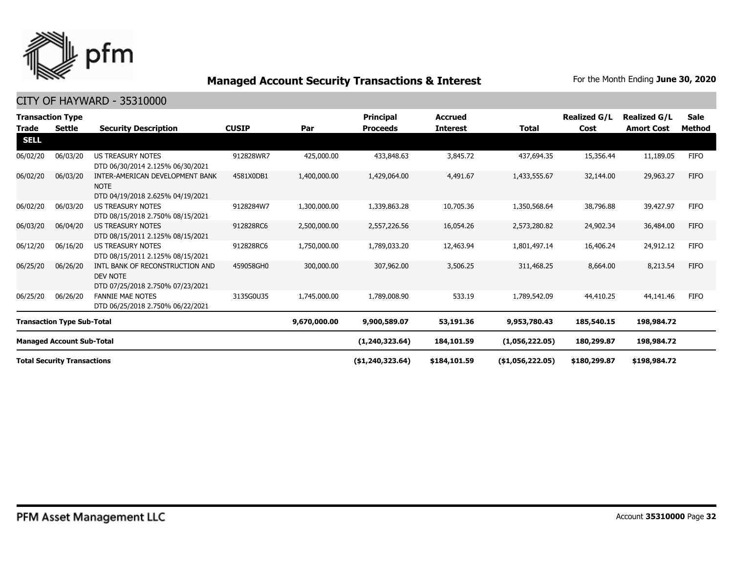## Managed Account Security Transactions & Interest

For the Month Ending **June 30, 2020**

### CITY OF HAYWARD - 35310000

| Transaction Type Trade | Settle | Security Description | CUSIP | Par | Principal Proceeds | Accrued Interest | Total | Realized G/L Cost | Realized G/L Amort Cost | Sale Method |
|---|---|---|---|---|---|---|---|---|---|---|
| **SELL** | | | | | | | | | | |
| 06/02/20 | 06/03/20 | US TREASURY NOTES DTD 06/30/2014 2.125% 06/30/2021 | 912828WR7 | 425,000.00 | 433,848.63 | 3,845.72 | 437,694.35 | 15,356.44 | 11,189.05 | FIFO |
| 06/02/20 | 06/03/20 | INTER-AMERICAN DEVELOPMENT BANK NOTE DTD 04/19/2018 2.625% 04/19/2021 | 4581X0DB1 | 1,400,000.00 | 1,429,064.00 | 4,491.67 | 1,433,555.67 | 32,144.00 | 29,963.27 | FIFO |
| 06/02/20 | 06/03/20 | US TREASURY NOTES DTD 08/15/2018 2.750% 08/15/2021 | 9128284W7 | 1,300,000.00 | 1,339,863.28 | 10,705.36 | 1,350,568.64 | 38,796.88 | 39,427.97 | FIFO |
| 06/03/20 | 06/04/20 | US TREASURY NOTES DTD 08/15/2011 2.125% 08/15/2021 | 912828RC6 | 2,500,000.00 | 2,557,226.56 | 16,054.26 | 2,573,280.82 | 24,902.34 | 36,484.00 | FIFO |
| 06/12/20 | 06/16/20 | US TREASURY NOTES DTD 08/15/2011 2.125% 08/15/2021 | 912828RC6 | 1,750,000.00 | 1,789,033.20 | 12,463.94 | 1,801,497.14 | 16,406.24 | 24,912.12 | FIFO |
| 06/25/20 | 06/26/20 | INTL BANK OF RECONSTRUCTION AND DEV NOTE DTD 07/25/2018 2.750% 07/23/2021 | 459058GH0 | 300,000.00 | 307,962.00 | 3,506.25 | 311,468.25 | 8,664.00 | 8,213.54 | FIFO |
| 06/25/20 | 06/26/20 | FANNIE MAE NOTES DTD 06/25/2018 2.750% 06/22/2021 | 3135G0U35 | 1,745,000.00 | 1,789,008.90 | 533.19 | 1,789,542.09 | 44,410.25 | 44,141.46 | FIFO |
| **Transaction Type Sub-Total** | | | | **9,670,000.00** | **9,900,589.07** | **53,191.36** | **9,953,780.43** | **185,540.15** | **198,984.72** | |
| **Managed Account Sub-Total** | | | | | **(1,240,323.64)** | **184,101.59** | **(1,056,222.05)** | **180,299.87** | **198,984.72** | |
| **Total Security Transactions** | | | | | **($1,240,323.64)** | **$184,101.59** | **($1,056,222.05)** | **$180,299.87** | **$198,984.72** | |